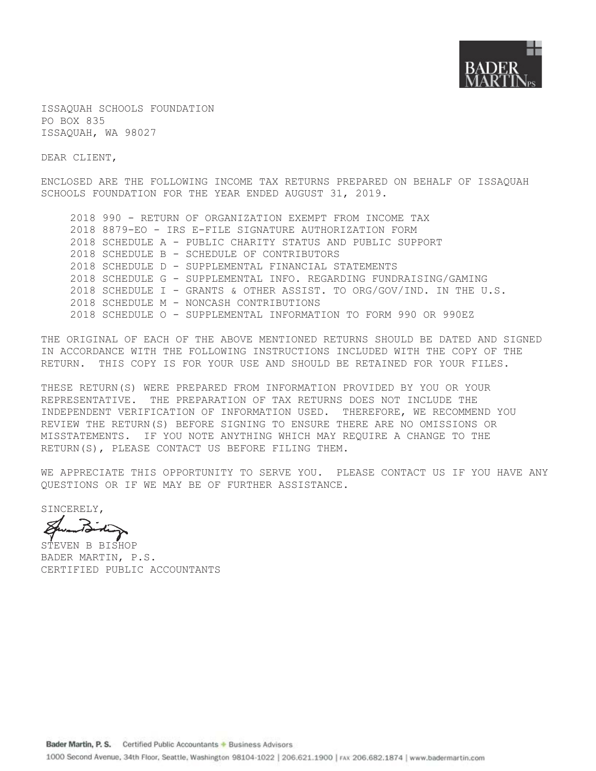BADER MARTIN PS

ISSAQUAH SCHOOLS FOUNDATION
PO BOX 835
ISSAQUAH, WA 98027

DEAR CLIENT,

ENCLOSED ARE THE FOLLOWING INCOME TAX RETURNS PREPARED ON BEHALF OF ISSAQUAH SCHOOLS FOUNDATION FOR THE YEAR ENDED AUGUST 31, 2019.

- 2018 990 - RETURN OF ORGANIZATION EXEMPT FROM INCOME TAX
- 2018 8879-EO - IRS E-FILE SIGNATURE AUTHORIZATION FORM
- 2018 SCHEDULE A - PUBLIC CHARITY STATUS AND PUBLIC SUPPORT
- 2018 SCHEDULE B - SCHEDULE OF CONTRIBUTORS
- 2018 SCHEDULE D - SUPPLEMENTAL FINANCIAL STATEMENTS
- 2018 SCHEDULE G - SUPPLEMENTAL INFO. REGARDING FUNDRAISING/GAMING
- 2018 SCHEDULE I - GRANTS & OTHER ASSIST. TO ORG/GOV/IND. IN THE U.S.
- 2018 SCHEDULE M - NONCASH CONTRIBUTIONS
- 2018 SCHEDULE O - SUPPLEMENTAL INFORMATION TO FORM 990 OR 990EZ

THE ORIGINAL OF EACH OF THE ABOVE MENTIONED RETURNS SHOULD BE DATED AND SIGNED IN ACCORDANCE WITH THE FOLLOWING INSTRUCTIONS INCLUDED WITH THE COPY OF THE RETURN. THIS COPY IS FOR YOUR USE AND SHOULD BE RETAINED FOR YOUR FILES.

THESE RETURN(S) WERE PREPARED FROM INFORMATION PROVIDED BY YOU OR YOUR REPRESENTATIVE. THE PREPARATION OF TAX RETURNS DOES NOT INCLUDE THE INDEPENDENT VERIFICATION OF INFORMATION USED. THEREFORE, WE RECOMMEND YOU REVIEW THE RETURN(S) BEFORE SIGNING TO ENSURE THERE ARE NO OMISSIONS OR MISSTATEMENTS. IF YOU NOTE ANYTHING WHICH MAY REQUIRE A CHANGE TO THE RETURN(S), PLEASE CONTACT US BEFORE FILING THEM.

WE APPRECIATE THIS OPPORTUNITY TO SERVE YOU. PLEASE CONTACT US IF YOU HAVE ANY QUESTIONS OR IF WE MAY BE OF FURTHER ASSISTANCE.

SINCERELY,

STEVEN B BISHOP
BADER MARTIN, P.S.
CERTIFIED PUBLIC ACCOUNTANTS

**Bader Martin, P. S.** Certified Public Accountants + Business Advisors
1000 Second Avenue, 34th Floor, Seattle, Washington 98104-1022 | 206.621.1900 | FAX 206.682.1874 | www.badermartin.com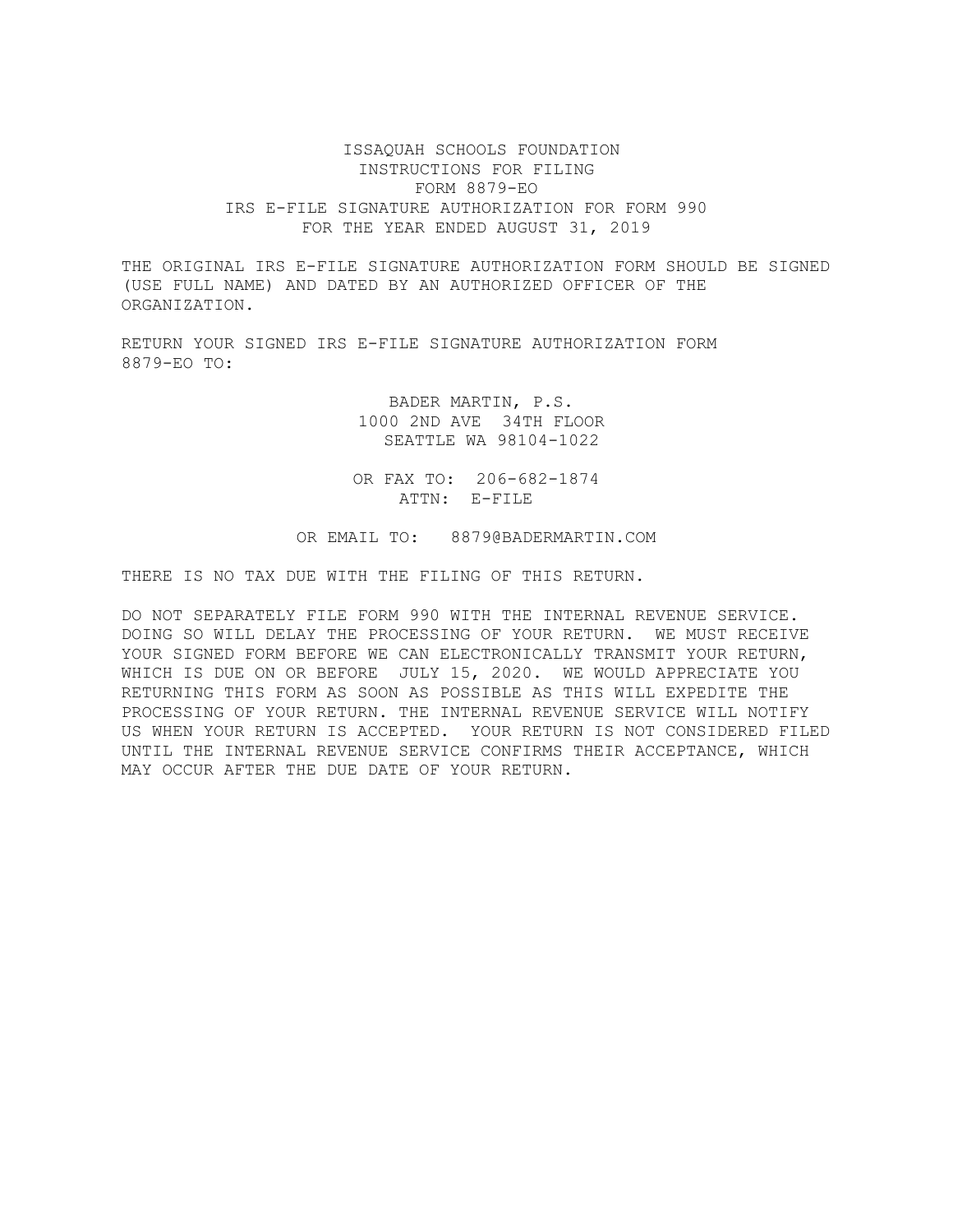# ISSAQUAH SCHOOLS FOUNDATION
## INSTRUCTIONS FOR FILING
## FORM 8879-EO
## IRS E-FILE SIGNATURE AUTHORIZATION FOR FORM 990
## FOR THE YEAR ENDED AUGUST 31, 2019

THE ORIGINAL IRS E-FILE SIGNATURE AUTHORIZATION FORM SHOULD BE SIGNED (USE FULL NAME) AND DATED BY AN AUTHORIZED OFFICER OF THE ORGANIZATION.

RETURN YOUR SIGNED IRS E-FILE SIGNATURE AUTHORIZATION FORM 8879-EO TO:

BADER MARTIN, P.S.
1000 2ND AVE 34TH FLOOR
SEATTLE WA 98104-1022

OR FAX TO: 206-682-1874
ATTN: E-FILE

OR EMAIL TO: 8879@BADERMARTIN.COM

THERE IS NO TAX DUE WITH THE FILING OF THIS RETURN.

DO NOT SEPARATELY FILE FORM 990 WITH THE INTERNAL REVENUE SERVICE. DOING SO WILL DELAY THE PROCESSING OF YOUR RETURN. WE MUST RECEIVE YOUR SIGNED FORM BEFORE WE CAN ELECTRONICALLY TRANSMIT YOUR RETURN, WHICH IS DUE ON OR BEFORE JULY 15, 2020. WE WOULD APPRECIATE YOU RETURNING THIS FORM AS SOON AS POSSIBLE AS THIS WILL EXPEDITE THE PROCESSING OF YOUR RETURN. THE INTERNAL REVENUE SERVICE WILL NOTIFY US WHEN YOUR RETURN IS ACCEPTED. YOUR RETURN IS NOT CONSIDERED FILED UNTIL THE INTERNAL REVENUE SERVICE CONFIRMS THEIR ACCEPTANCE, WHICH MAY OCCUR AFTER THE DUE DATE OF YOUR RETURN.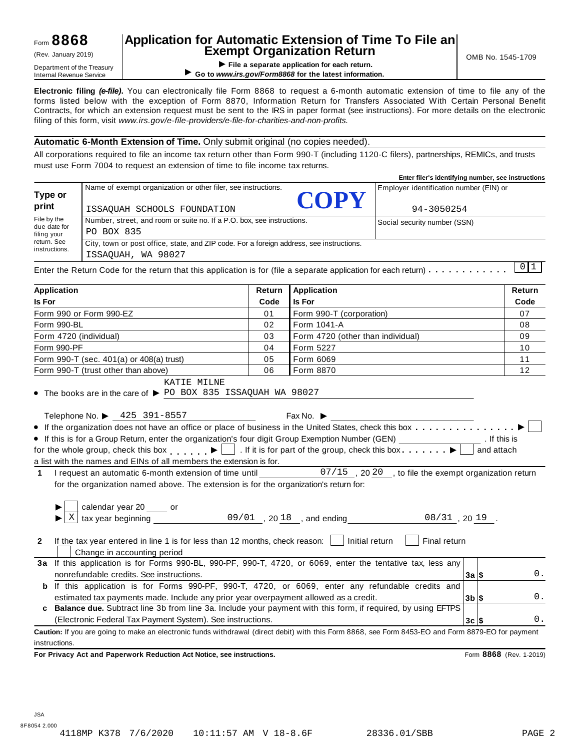Form **8868**
(Rev. January 2019)
Department of the Treasury
Internal Revenue Service

# Application for Automatic Extension of Time To File an Exempt Organization Return

▶ **File a separate application for each return.**
▶ **Go to *www.irs.gov/Form8868* for the latest information.**

OMB No. 1545-1709

**Electronic filing *(e-file)*.** You can electronically file Form 8868 to request a 6-month automatic extension of time to file any of the forms listed below with the exception of Form 8870, Information Return for Transfers Associated With Certain Personal Benefit Contracts, for which an extension request must be sent to the IRS in paper format (see instructions). For more details on the electronic filing of this form, visit *www.irs.gov/e-file-providers/e-file-for-charities-and-non-profits.*

**Automatic 6-Month Extension of Time.** Only submit original (no copies needed).

All corporations required to file an income tax return other than Form 990-T (including 1120-C filers), partnerships, REMICs, and trusts must use Form 7004 to request an extension of time to file income tax returns.

**Enter filer's identifying number, see instructions**

| **Type or print** | Name of exempt organization or other filer, see instructions. ISSAQUAH SCHOOLS FOUNDATION **COPY** | Employer identification number (EIN) or 94-3050254 |
|---|---|---|
| File by the due date for filing your return. See instructions. | Number, street, and room or suite no. If a P.O. box, see instructions. PO BOX 835 | Social security number (SSN) |
| | City, town or post office, state, and ZIP code. For a foreign address, see instructions. ISSAQUAH, WA 98027 | |

Enter the Return Code for the return that this application is for (file a separate application for each return) . . . . . . . . . . . 0 1

| **Application Is For** | **Return Code** | **Application Is For** | **Return Code** |
|---|---|---|---|
| Form 990 or Form 990-EZ | 01 | Form 990-T (corporation) | 07 |
| Form 990-BL | 02 | Form 1041-A | 08 |
| Form 4720 (individual) | 03 | Form 4720 (other than individual) | 09 |
| Form 990-PF | 04 | Form 5227 | 10 |
| Form 990-T (sec. 401(a) or 408(a) trust) | 05 | Form 6069 | 11 |
| Form 990-T (trust other than above) | 06 | Form 8870 | 12 |

- The books are in the care of ▶ KATIE MILNE PO BOX 835 ISSAQUAH WA 98027

Telephone No. ▶ 425 391-8557 Fax No. ▶

- If the organization does not have an office or place of business in the United States, check this box . . . . . . . . . . . . . . . ▶ ☐
- If this is for a Group Return, enter the organization's four digit Group Exemption Number (GEN) ________ . If this is for the whole group, check this box . . . . . . ▶ ☐ . If it is for part of the group, check this box. . . . . . . ▶ ☐ and attach a list with the names and EINs of all members the extension is for.

**1** I request an automatic 6-month extension of time until 07/15 , 20 20 , to file the exempt organization return for the organization named above. The extension is for the organization's return for:

▶ ☐ calendar year 20 ____ or
▶ ☒ tax year beginning 09/01 , 20 18 , and ending 08/31 , 20 19 .

**2** If the tax year entered in line 1 is for less than 12 months, check reason: ☐ Initial return ☐ Final return ☐ Change in accounting period

| | | | |
|---|---|---|---|
| **3a** | If this application is for Forms 990-BL, 990-PF, 990-T, 4720, or 6069, enter the tentative tax, less any nonrefundable credits. See instructions. | **3a** $ | 0. |
| **b** | If this application is for Forms 990-PF, 990-T, 4720, or 6069, enter any refundable credits and estimated tax payments made. Include any prior year overpayment allowed as a credit. | **3b** $ | 0. |
| **c** | **Balance due.** Subtract line 3b from line 3a. Include your payment with this form, if required, by using EFTPS (Electronic Federal Tax Payment System). See instructions. | **3c** $ | 0. |

**Caution:** If you are going to make an electronic funds withdrawal (direct debit) with this Form 8868, see Form 8453-EO and Form 8879-EO for payment instructions.

**For Privacy Act and Paperwork Reduction Act Notice, see instructions.** Form **8868** (Rev. 1-2019)

JSA
8F8054 2.000
4118MP K378 7/6/2020 10:11:57 AM V 18-8.6F 28336.01/SBB PAGE 2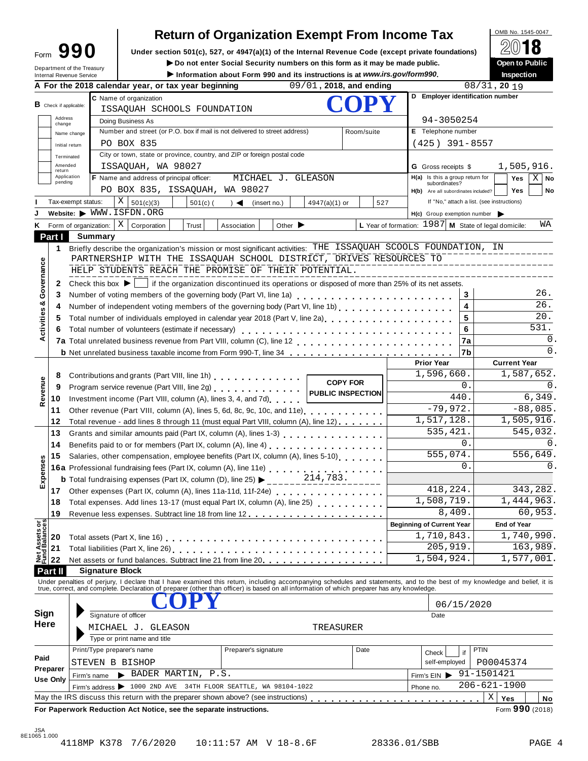# Form 990 — Return of Organization Exempt From Income Tax

OMB No. 1545-0047

**2018**

**Open to Public Inspection**

Under section 501(c), 527, or 4947(a)(1) of the Internal Revenue Code (except private foundations)

▶ Do not enter Social Security numbers on this form as it may be made public.

▶ Information about Form 990 and its instructions is at *www.irs.gov/form990*.

Department of the Treasury
Internal Revenue Service

**A** For the 2018 calendar year, or tax year beginning 09/01, 2018, and ending 08/31, 2019

**COPY**

**B** Check if applicable: Address change / Name change / Initial return / Terminated / Amended return / Application pending

**C** Name of organization: ISSAQUAH SCHOOLS FOUNDATION

Doing Business As

Number and street (or P.O. box if mail is not delivered to street address): PO BOX 835 — Room/suite

City or town, state or province, country, and ZIP or foreign postal code: ISSAQUAH, WA 98027

**D** Employer identification number: 94-3050254

**E** Telephone number: (425) 391-8557

**G** Gross receipts $ 1,505,916.

**F** Name and address of principal officer: MICHAEL J. GLEASON, PO BOX 835, ISSAQUAH, WA 98027

**H(a)** Is this a group return for subordinates? Yes [ ] No [X]

**H(b)** Are all subordinates included? Yes [ ] No [ ] If "No," attach a list. (see instructions)

**I** Tax-exempt status: [X] 501(c)(3) [ ] 501(c) ( ) ◀ (insert no.) [ ] 4947(a)(1) or [ ] 527

**J** Website: ▶ WWW.ISFDN.ORG

**H(c)** Group exemption number ▶

**K** Form of organization: [X] Corporation [ ] Trust [ ] Association [ ] Other ▶

**L** Year of formation: 1987 **M** State of legal domicile: WA

## Part I Summary

### Activities & Governance

1. Briefly describe the organization's mission or most significant activities: THE ISSAQUAH SCOOLS FOUNDATION, IN PARTNERSHIP WITH THE ISSAQUAH SCHOOL DISTRICT, DRIVES RESOURCES TO HELP STUDENTS REACH THE PROMISE OF THEIR POTENTIAL.

2. Check this box ▶ [ ] if the organization discontinued its operations or disposed of more than 25% of its net assets.

| | | Line | |
|---|---|---|---|
| 3 | Number of voting members of the governing body (Part VI, line 1a) | 3 | 26. |
| 4 | Number of independent voting members of the governing body (Part VI, line 1b) | 4 | 26. |
| 5 | Total number of individuals employed in calendar year 2018 (Part V, line 2a) | 5 | 20. |
| 6 | Total number of volunteers (estimate if necessary) | 6 | 531. |
| 7a | Total unrelated business revenue from Part VIII, column (C), line 12 | 7a | 0. |
| b | Net unrelated business taxable income from Form 990-T, line 34 | 7b | 0. |

### Revenue / Expenses

COPY FOR PUBLIC INSPECTION

| | | Prior Year | Current Year |
|---|---|---|---|
| 8 | Contributions and grants (Part VIII, line 1h) | 1,596,660. | 1,587,652. |
| 9 | Program service revenue (Part VIII, line 2g) | 0. | 0. |
| 10 | Investment income (Part VIII, column (A), lines 3, 4, and 7d) | 440. | 6,349. |
| 11 | Other revenue (Part VIII, column (A), lines 5, 6d, 8c, 9c, 10c, and 11e) | -79,972. | -88,085. |
| 12 | Total revenue - add lines 8 through 11 (must equal Part VIII, column (A), line 12) | 1,517,128. | 1,505,916. |
| 13 | Grants and similar amounts paid (Part IX, column (A), lines 1-3) | 535,421. | 545,032. |
| 14 | Benefits paid to or for members (Part IX, column (A), line 4) | 0. | 0. |
| 15 | Salaries, other compensation, employee benefits (Part IX, column (A), lines 5-10) | 555,074. | 556,649. |
| 16a | Professional fundraising fees (Part IX, column (A), line 11e) | 0. | 0. |
| b | Total fundraising expenses (Part IX, column (D), line 25) ▶ 214,783. | | |
| 17 | Other expenses (Part IX, column (A), lines 11a-11d, 11f-24e) | 418,224. | 343,282. |
| 18 | Total expenses. Add lines 13-17 (must equal Part IX, column (A), line 25) | 1,508,719. | 1,444,963. |
| 19 | Revenue less expenses. Subtract line 18 from line 12 | 8,409. | 60,953. |

### Net Assets or Fund Balances

| | | Beginning of Current Year | End of Year |
|---|---|---|---|
| 20 | Total assets (Part X, line 16) | 1,710,843. | 1,740,990. |
| 21 | Total liabilities (Part X, line 26) | 205,919. | 163,989. |
| 22 | Net assets or fund balances. Subtract line 21 from line 20 | 1,504,924. | 1,577,001. |

## Part II Signature Block

Under penalties of perjury, I declare that I have examined this return, including accompanying schedules and statements, and to the best of my knowledge and belief, it is true, correct, and complete. Declaration of preparer (other than officer) is based on all information of which preparer has any knowledge.

**Sign Here**

Signature of officer: **COPY** — Date: 06/15/2020

Type or print name and title: MICHAEL J. GLEASON, TREASURER

**Paid Preparer Use Only**

| Print/Type preparer's name | Preparer's signature | Date | Check if self-employed | PTIN |
|---|---|---|---|---|
| STEVEN B BISHOP | | | [ ] | P00045374 |

Firm's name ▶ BADER MARTIN, P.S. — Firm's EIN ▶ 91-1501421

Firm's address ▶ 1000 2ND AVE 34TH FLOOR SEATTLE, WA 98104-1022 — Phone no. 206-621-1900

May the IRS discuss this return with the preparer shown above? (see instructions) [X] Yes [ ] No

**For Paperwork Reduction Act Notice, see the separate instructions.** Form **990** (2018)

JSA 8E1065 1.000

4118MP K378 7/6/2020 10:11:57 AM V 18-8.6F 28336.01/SBB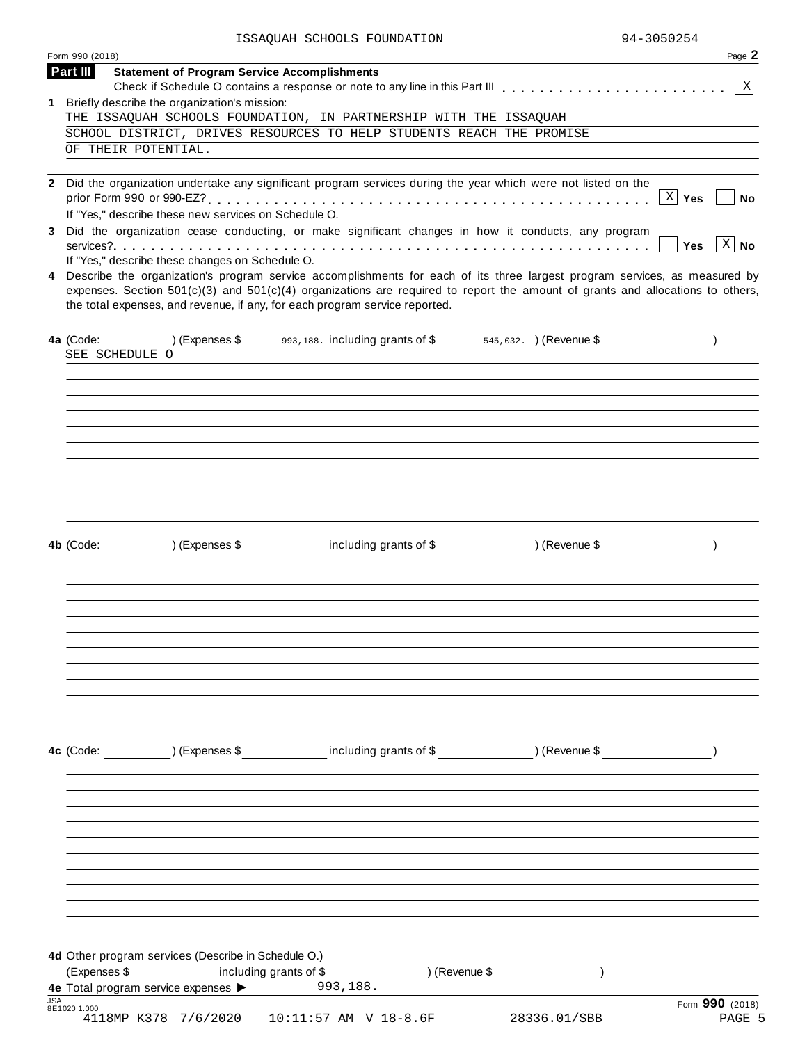ISSAQUAH SCHOOLS FOUNDATION 94-3050254

Form 990 (2018) Page **2**

## Part III Statement of Program Service Accomplishments

Check if Schedule O contains a response or note to any line in this Part III . . . . . . . . . . . . . . . . . . . . . . . . [X]

**1** Briefly describe the organization's mission:

THE ISSAQUAH SCHOOLS FOUNDATION, IN PARTNERSHIP WITH THE ISSAQUAH SCHOOL DISTRICT, DRIVES RESOURCES TO HELP STUDENTS REACH THE PROMISE OF THEIR POTENTIAL.

**2** Did the organization undertake any significant program services during the year which were not listed on the prior Form 990 or 990-EZ? . . . . . . . . . . . . . . . . . . . . . . . . . . . . . . . . . . . . . . . . . . [X] **Yes** [ ] **No**

If "Yes," describe these new services on Schedule O.

**3** Did the organization cease conducting, or make significant changes in how it conducts, any program services? . . . . . . . . . . . . . . . . . . . . . . . . . . . . . . . . . . . . . . . . . . . . . . . . . . . . [ ] **Yes** [X] **No**

If "Yes," describe these changes on Schedule O.

**4** Describe the organization's program service accomplishments for each of its three largest program services, as measured by expenses. Section 501(c)(3) and 501(c)(4) organizations are required to report the amount of grants and allocations to others, the total expenses, and revenue, if any, for each program service reported.

**4a** (Code: ) (Expenses $ 993,188. including grants of $ 545,032. ) (Revenue $ )

SEE SCHEDULE O

**4b** (Code: ) (Expenses $ including grants of $ ) (Revenue $ )

**4c** (Code: ) (Expenses $ including grants of $ ) (Revenue $ )

**4d** Other program services (Describe in Schedule O.)

(Expenses $ including grants of $ ) (Revenue $ )

**4e** Total program service expenses ▶ 993,188.

JSA 8E1020 1.000

Form **990** (2018)

4118MP K378 7/6/2020 10:11:57 AM V 18-8.6F 28336.01/SBB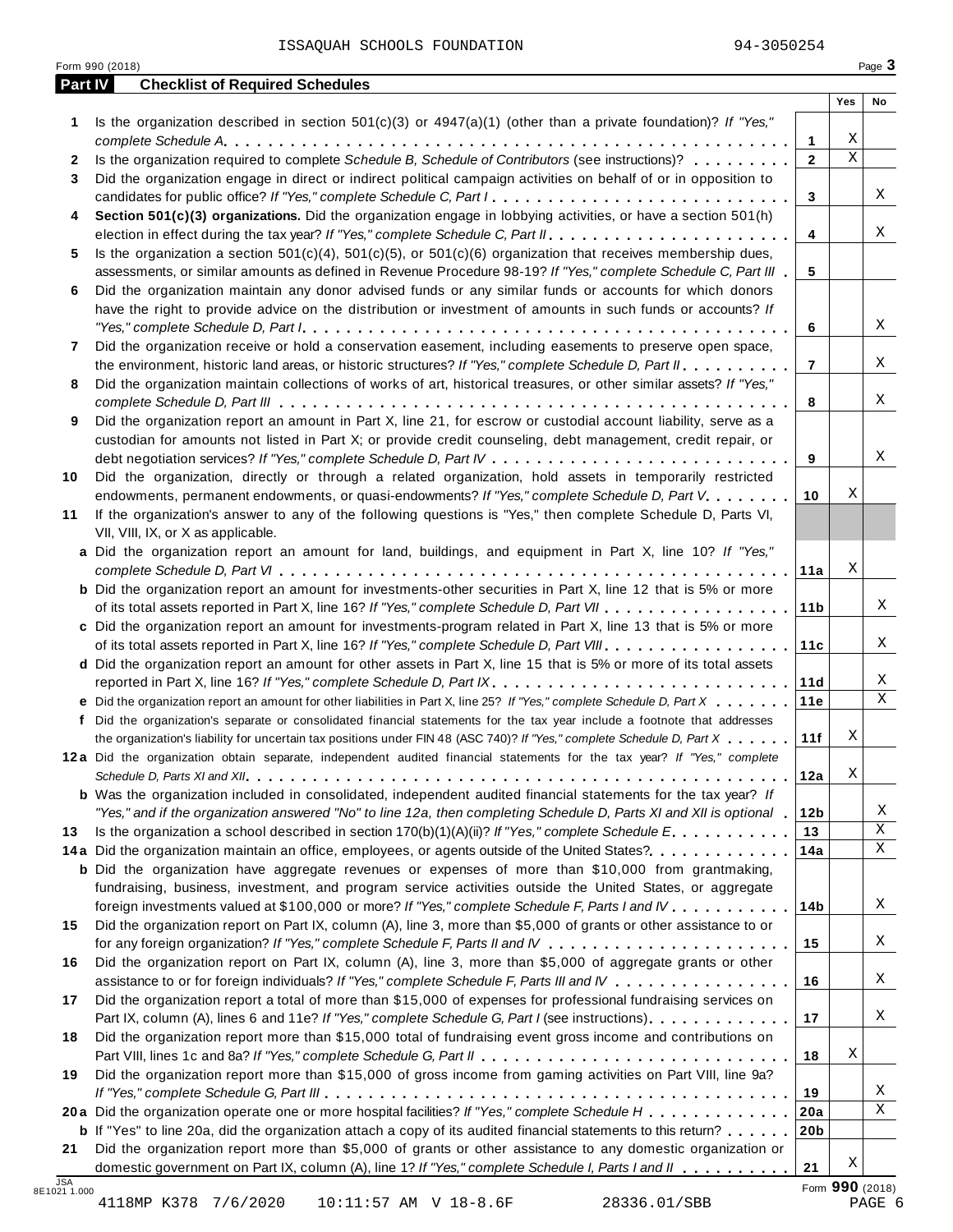ISSAQUAH SCHOOLS FOUNDATION 94-3050254

Form 990 (2018)

## Part IV Checklist of Required Schedules

| | | | Yes | No |
|---|---|---|---|---|
| 1 | Is the organization described in section 501(c)(3) or 4947(a)(1) (other than a private foundation)? *If "Yes," complete Schedule A* | 1 | X | |
| 2 | Is the organization required to complete *Schedule B, Schedule of Contributors* (see instructions)? | 2 | X | |
| 3 | Did the organization engage in direct or indirect political campaign activities on behalf of or in opposition to candidates for public office? *If "Yes," complete Schedule C, Part I* | 3 | | X |
| 4 | **Section 501(c)(3) organizations.** Did the organization engage in lobbying activities, or have a section 501(h) election in effect during the tax year? *If "Yes," complete Schedule C, Part II* | 4 | | X |
| 5 | Is the organization a section 501(c)(4), 501(c)(5), or 501(c)(6) organization that receives membership dues, assessments, or similar amounts as defined in Revenue Procedure 98-19? *If "Yes," complete Schedule C, Part III* | 5 | | |
| 6 | Did the organization maintain any donor advised funds or any similar funds or accounts for which donors have the right to provide advice on the distribution or investment of amounts in such funds or accounts? *If "Yes," complete Schedule D, Part I* | 6 | | X |
| 7 | Did the organization receive or hold a conservation easement, including easements to preserve open space, the environment, historic land areas, or historic structures? *If "Yes," complete Schedule D, Part II* | 7 | | X |
| 8 | Did the organization maintain collections of works of art, historical treasures, or other similar assets? *If "Yes," complete Schedule D, Part III* | 8 | | X |
| 9 | Did the organization report an amount in Part X, line 21, for escrow or custodial account liability, serve as a custodian for amounts not listed in Part X; or provide credit counseling, debt management, credit repair, or debt negotiation services? *If "Yes," complete Schedule D, Part IV* | 9 | | X |
| 10 | Did the organization, directly or through a related organization, hold assets in temporarily restricted endowments, permanent endowments, or quasi-endowments? *If "Yes," complete Schedule D, Part V* | 10 | X | |
| 11 | If the organization's answer to any of the following questions is "Yes," then complete Schedule D, Parts VI, VII, VIII, IX, or X as applicable. | | | |
| a | Did the organization report an amount for land, buildings, and equipment in Part X, line 10? *If "Yes," complete Schedule D, Part VI* | 11a | X | |
| b | Did the organization report an amount for investments-other securities in Part X, line 12 that is 5% or more of its total assets reported in Part X, line 16? *If "Yes," complete Schedule D, Part VII* | 11b | | X |
| c | Did the organization report an amount for investments-program related in Part X, line 13 that is 5% or more of its total assets reported in Part X, line 16? *If "Yes," complete Schedule D, Part VIII* | 11c | | X |
| d | Did the organization report an amount for other assets in Part X, line 15 that is 5% or more of its total assets reported in Part X, line 16? *If "Yes," complete Schedule D, Part IX* | 11d | | X |
| e | Did the organization report an amount for other liabilities in Part X, line 25? *If "Yes," complete Schedule D, Part X* | 11e | | X |
| f | Did the organization's separate or consolidated financial statements for the tax year include a footnote that addresses the organization's liability for uncertain tax positions under FIN 48 (ASC 740)? *If "Yes," complete Schedule D, Part X* | 11f | X | |
| 12a | Did the organization obtain separate, independent audited financial statements for the tax year? *If "Yes," complete Schedule D, Parts XI and XII* | 12a | X | |
| b | Was the organization included in consolidated, independent audited financial statements for the tax year? *If "Yes," and if the organization answered "No" to line 12a, then completing Schedule D, Parts XI and XII is optional* | 12b | | X |
| 13 | Is the organization a school described in section 170(b)(1)(A)(ii)? *If "Yes," complete Schedule E* | 13 | | X |
| 14a | Did the organization maintain an office, employees, or agents outside of the United States? | 14a | | X |
| b | Did the organization have aggregate revenues or expenses of more than $10,000 from grantmaking, fundraising, business, investment, and program service activities outside the United States, or aggregate foreign investments valued at $100,000 or more? *If "Yes," complete Schedule F, Parts I and IV* | 14b | | X |
| 15 | Did the organization report on Part IX, column (A), line 3, more than $5,000 of grants or other assistance to or for any foreign organization? *If "Yes," complete Schedule F, Parts II and IV* | 15 | | X |
| 16 | Did the organization report on Part IX, column (A), line 3, more than $5,000 of aggregate grants or other assistance to or for foreign individuals? *If "Yes," complete Schedule F, Parts III and IV* | 16 | | X |
| 17 | Did the organization report a total of more than $15,000 of expenses for professional fundraising services on Part IX, column (A), lines 6 and 11e? *If "Yes," complete Schedule G, Part I* (see instructions) | 17 | | X |
| 18 | Did the organization report more than $15,000 total of fundraising event gross income and contributions on Part VIII, lines 1c and 8a? *If "Yes," complete Schedule G, Part II* | 18 | X | |
| 19 | Did the organization report more than $15,000 of gross income from gaming activities on Part VIII, line 9a? *If "Yes," complete Schedule G, Part III* | 19 | | X |
| 20a | Did the organization operate one or more hospital facilities? *If "Yes," complete Schedule H* | 20a | | X |
| b | If "Yes" to line 20a, did the organization attach a copy of its audited financial statements to this return? | 20b | | |
| 21 | Did the organization report more than $5,000 of grants or other assistance to any domestic organization or domestic government on Part IX, column (A), line 1? *If "Yes," complete Schedule I, Parts I and II* | 21 | X | |

Form **990** (2018)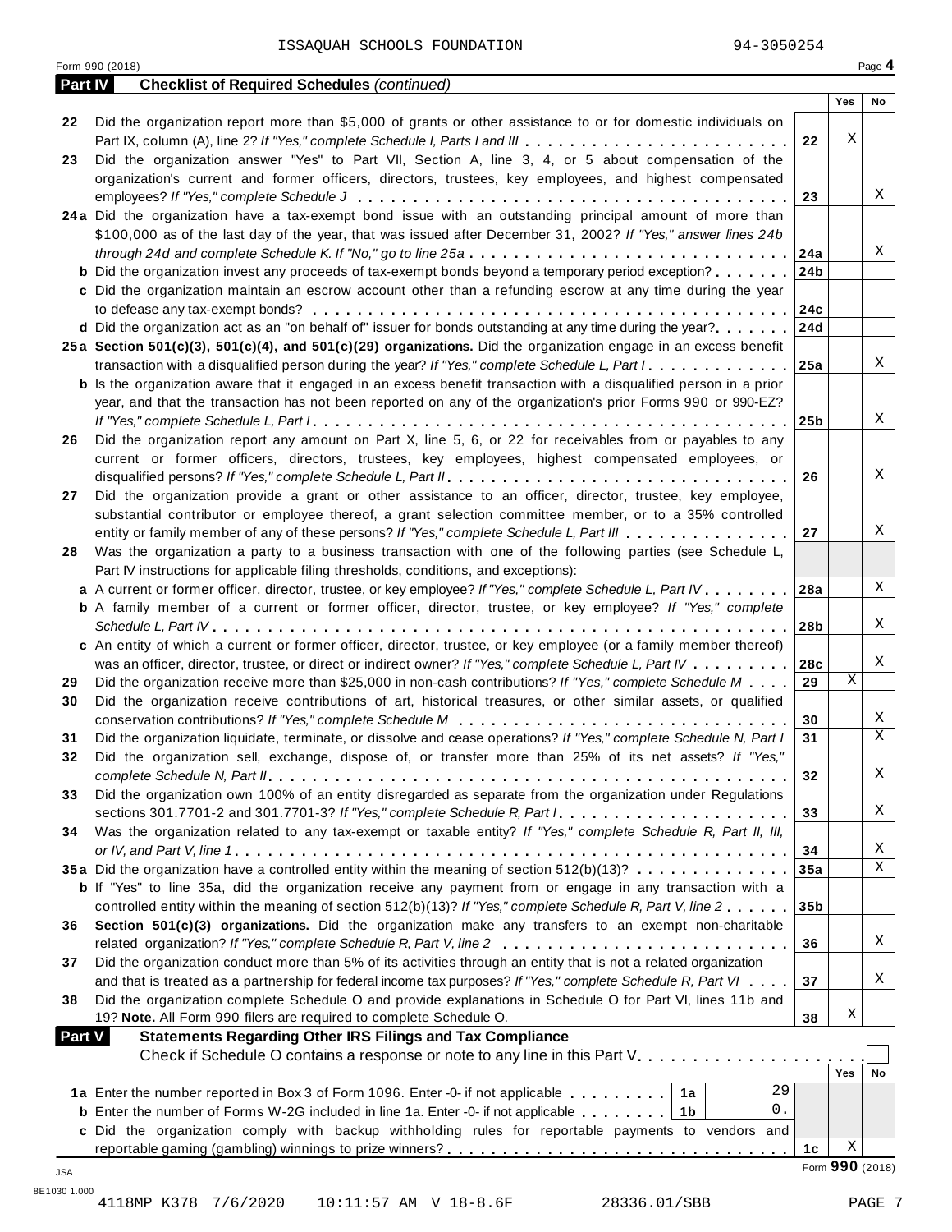ISSAQUAH SCHOOLS FOUNDATION 94-3050254

Form 990 (2018) Page **4**

## Part IV Checklist of Required Schedules *(continued)*

| | | | Yes | No |
|---|---|---|---|---|
| 22 | Did the organization report more than $5,000 of grants or other assistance to or for domestic individuals on Part IX, column (A), line 2? *If "Yes," complete Schedule I, Parts I and III* | 22 | X | |
| 23 | Did the organization answer "Yes" to Part VII, Section A, line 3, 4, or 5 about compensation of the organization's current and former officers, directors, trustees, key employees, and highest compensated employees? *If "Yes," complete Schedule J* | 23 | | X |
| 24a | Did the organization have a tax-exempt bond issue with an outstanding principal amount of more than $100,000 as of the last day of the year, that was issued after December 31, 2002? *If "Yes," answer lines 24b through 24d and complete Schedule K. If "No," go to line 25a* | 24a | | X |
| b | Did the organization invest any proceeds of tax-exempt bonds beyond a temporary period exception? | 24b | | |
| c | Did the organization maintain an escrow account other than a refunding escrow at any time during the year to defease any tax-exempt bonds? | 24c | | |
| d | Did the organization act as an "on behalf of" issuer for bonds outstanding at any time during the year? | 24d | | |
| 25a | **Section 501(c)(3), 501(c)(4), and 501(c)(29) organizations.** Did the organization engage in an excess benefit transaction with a disqualified person during the year? *If "Yes," complete Schedule L, Part I* | 25a | | X |
| b | Is the organization aware that it engaged in an excess benefit transaction with a disqualified person in a prior year, and that the transaction has not been reported on any of the organization's prior Forms 990 or 990-EZ? *If "Yes," complete Schedule L, Part I* | 25b | | X |
| 26 | Did the organization report any amount on Part X, line 5, 6, or 22 for receivables from or payables to any current or former officers, directors, trustees, key employees, highest compensated employees, or disqualified persons? *If "Yes," complete Schedule L, Part II* | 26 | | X |
| 27 | Did the organization provide a grant or other assistance to an officer, director, trustee, key employee, substantial contributor or employee thereof, a grant selection committee member, or to a 35% controlled entity or family member of any of these persons? *If "Yes," complete Schedule L, Part III* | 27 | | X |
| 28 | Was the organization a party to a business transaction with one of the following parties (see Schedule L, Part IV instructions for applicable filing thresholds, conditions, and exceptions): | | | |
| a | A current or former officer, director, trustee, or key employee? *If "Yes," complete Schedule L, Part IV* | 28a | | X |
| b | A family member of a current or former officer, director, trustee, or key employee? *If "Yes," complete Schedule L, Part IV* | 28b | | X |
| c | An entity of which a current or former officer, director, trustee, or key employee (or a family member thereof) was an officer, director, trustee, or direct or indirect owner? *If "Yes," complete Schedule L, Part IV* | 28c | | X |
| 29 | Did the organization receive more than $25,000 in non-cash contributions? *If "Yes," complete Schedule M* | 29 | X | |
| 30 | Did the organization receive contributions of art, historical treasures, or other similar assets, or qualified conservation contributions? *If "Yes," complete Schedule M* | 30 | | X |
| 31 | Did the organization liquidate, terminate, or dissolve and cease operations? *If "Yes," complete Schedule N, Part I* | 31 | | X |
| 32 | Did the organization sell, exchange, dispose of, or transfer more than 25% of its net assets? *If "Yes," complete Schedule N, Part II* | 32 | | X |
| 33 | Did the organization own 100% of an entity disregarded as separate from the organization under Regulations sections 301.7701-2 and 301.7701-3? *If "Yes," complete Schedule R, Part I* | 33 | | X |
| 34 | Was the organization related to any tax-exempt or taxable entity? *If "Yes," complete Schedule R, Part II, III, or IV, and Part V, line 1* | 34 | | X |
| 35a | Did the organization have a controlled entity within the meaning of section 512(b)(13)? | 35a | | X |
| b | If "Yes" to line 35a, did the organization receive any payment from or engage in any transaction with a controlled entity within the meaning of section 512(b)(13)? *If "Yes," complete Schedule R, Part V, line 2* | 35b | | |
| 36 | **Section 501(c)(3) organizations.** Did the organization make any transfers to an exempt non-charitable related organization? *If "Yes," complete Schedule R, Part V, line 2* | 36 | | X |
| 37 | Did the organization conduct more than 5% of its activities through an entity that is not a related organization and that is treated as a partnership for federal income tax purposes? *If "Yes," complete Schedule R, Part VI* | 37 | | X |
| 38 | Did the organization complete Schedule O and provide explanations in Schedule O for Part VI, lines 11b and 19? **Note.** All Form 990 filers are required to complete Schedule O. | 38 | X | |

## Part V Statements Regarding Other IRS Filings and Tax Compliance

Check if Schedule O contains a response or note to any line in this Part V ☐

| | | | | | Yes | No |
|---|---|---|---|---|---|---|
| 1a | Enter the number reported in Box 3 of Form 1096. Enter -0- if not applicable | 1a | 29 | | | |
| b | Enter the number of Forms W-2G included in line 1a. Enter -0- if not applicable | 1b | 0. | | | |
| c | Did the organization comply with backup withholding rules for reportable payments to vendors and reportable gaming (gambling) winnings to prize winners? | | | 1c | X | |

Form **990** (2018)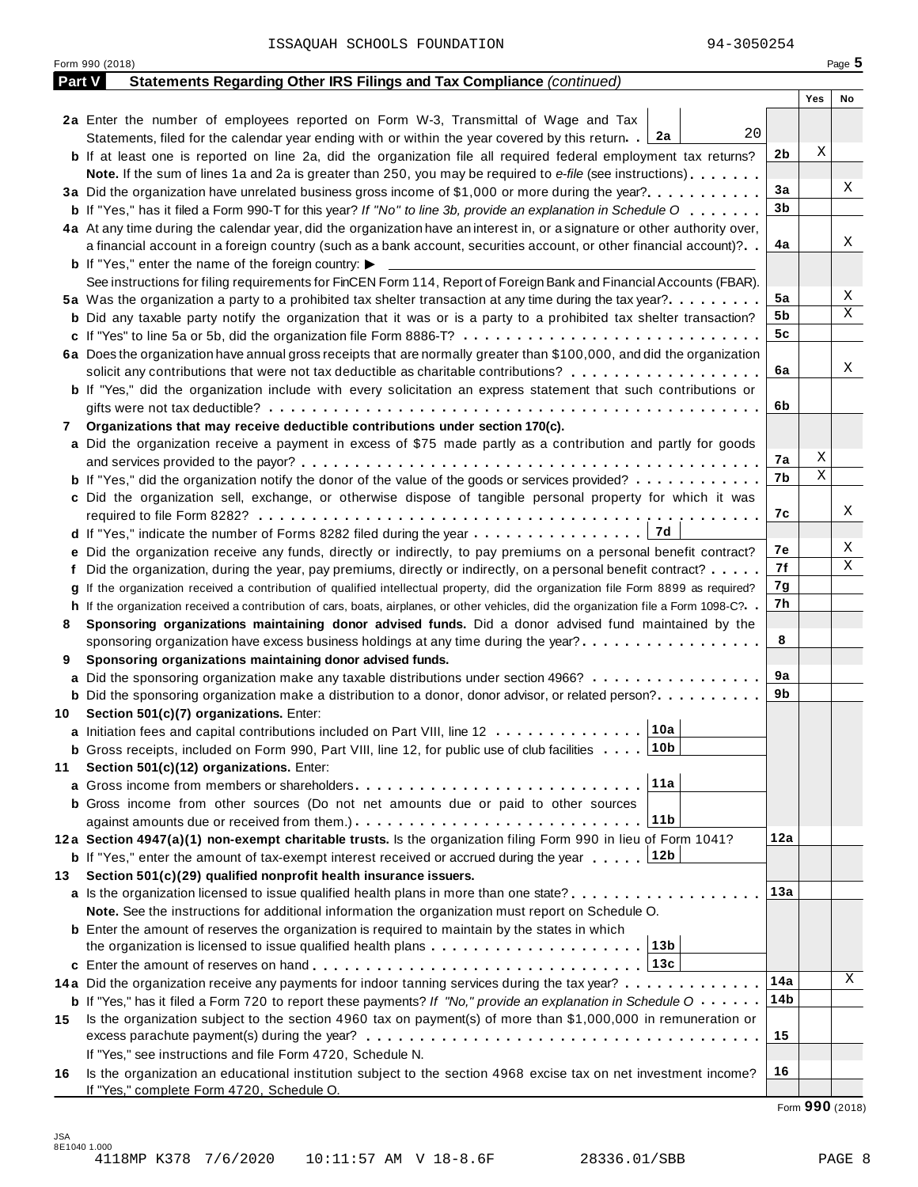ISSAQUAH SCHOOLS FOUNDATION 94-3050254

Form 990 (2018) Page 5

## Part V Statements Regarding Other IRS Filings and Tax Compliance *(continued)*

| | | | Yes | No |
|---|---|---|---|---|
| **2a** | Enter the number of employees reported on Form W-3, Transmittal of Wage and Tax Statements, filed for the calendar year ending with or within the year covered by this return . . **2a** 20 | | | |
| **b** | If at least one is reported on line 2a, did the organization file all required federal employment tax returns? | **2b** | X | |
| | **Note.** If the sum of lines 1a and 2a is greater than 250, you may be required to *e-file* (see instructions) | | | |
| **3a** | Did the organization have unrelated business gross income of $1,000 or more during the year? | **3a** | | X |
| **b** | If "Yes," has it filed a Form 990-T for this year? *If "No" to line 3b, provide an explanation in Schedule O* | **3b** | | |
| **4a** | At any time during the calendar year, did the organization have an interest in, or a signature or other authority over, a financial account in a foreign country (such as a bank account, securities account, or other financial account)? | **4a** | | X |
| **b** | If "Yes," enter the name of the foreign country: ▶ | | | |
| | See instructions for filing requirements for FinCEN Form 114, Report of Foreign Bank and Financial Accounts (FBAR). | | | |
| **5a** | Was the organization a party to a prohibited tax shelter transaction at any time during the tax year? | **5a** | | X |
| **b** | Did any taxable party notify the organization that it was or is a party to a prohibited tax shelter transaction? | **5b** | | X |
| **c** | If "Yes" to line 5a or 5b, did the organization file Form 8886-T? | **5c** | | |
| **6a** | Does the organization have annual gross receipts that are normally greater than $100,000, and did the organization solicit any contributions that were not tax deductible as charitable contributions? | **6a** | | X |
| **b** | If "Yes," did the organization include with every solicitation an express statement that such contributions or gifts were not tax deductible? | **6b** | | |
| **7** | **Organizations that may receive deductible contributions under section 170(c).** | | | |
| **a** | Did the organization receive a payment in excess of $75 made partly as a contribution and partly for goods and services provided to the payor? | **7a** | X | |
| **b** | If "Yes," did the organization notify the donor of the value of the goods or services provided? | **7b** | X | |
| **c** | Did the organization sell, exchange, or otherwise dispose of tangible personal property for which it was required to file Form 8282? | **7c** | | X |
| **d** | If "Yes," indicate the number of Forms 8282 filed during the year . . . **7d** | | | |
| **e** | Did the organization receive any funds, directly or indirectly, to pay premiums on a personal benefit contract? | **7e** | | X |
| **f** | Did the organization, during the year, pay premiums, directly or indirectly, on a personal benefit contract? | **7f** | | X |
| **g** | If the organization received a contribution of qualified intellectual property, did the organization file Form 8899 as required? | **7g** | | |
| **h** | If the organization received a contribution of cars, boats, airplanes, or other vehicles, did the organization file a Form 1098-C? | **7h** | | |
| **8** | **Sponsoring organizations maintaining donor advised funds.** Did a donor advised fund maintained by the sponsoring organization have excess business holdings at any time during the year? | **8** | | |
| **9** | **Sponsoring organizations maintaining donor advised funds.** | | | |
| **a** | Did the sponsoring organization make any taxable distributions under section 4966? | **9a** | | |
| **b** | Did the sponsoring organization make a distribution to a donor, donor advisor, or related person? | **9b** | | |
| **10** | **Section 501(c)(7) organizations.** Enter: | | | |
| **a** | Initiation fees and capital contributions included on Part VIII, line 12 . . . **10a** | | | |
| **b** | Gross receipts, included on Form 990, Part VIII, line 12, for public use of club facilities . . . **10b** | | | |
| **11** | **Section 501(c)(12) organizations.** Enter: | | | |
| **a** | Gross income from members or shareholders . . . **11a** | | | |
| **b** | Gross income from other sources (Do not net amounts due or paid to other sources against amounts due or received from them.) . . . **11b** | | | |
| **12a** | **Section 4947(a)(1) non-exempt charitable trusts.** Is the organization filing Form 990 in lieu of Form 1041? | **12a** | | |
| **b** | If "Yes," enter the amount of tax-exempt interest received or accrued during the year . . . **12b** | | | |
| **13** | **Section 501(c)(29) qualified nonprofit health insurance issuers.** | | | |
| **a** | Is the organization licensed to issue qualified health plans in more than one state? | **13a** | | |
| | **Note.** See the instructions for additional information the organization must report on Schedule O. | | | |
| **b** | Enter the amount of reserves the organization is required to maintain by the states in which the organization is licensed to issue qualified health plans . . . **13b** | | | |
| **c** | Enter the amount of reserves on hand . . . **13c** | | | |
| **14a** | Did the organization receive any payments for indoor tanning services during the tax year? | **14a** | | X |
| **b** | If "Yes," has it filed a Form 720 to report these payments? *If "No," provide an explanation in Schedule O* | **14b** | | |
| **15** | Is the organization subject to the section 4960 tax on payment(s) of more than $1,000,000 in remuneration or excess parachute payment(s) during the year? | **15** | | |
| | If "Yes," see instructions and file Form 4720, Schedule N. | | | |
| **16** | Is the organization an educational institution subject to the section 4968 excise tax on net investment income? If "Yes," complete Form 4720, Schedule O. | **16** | | |

Form **990** (2018)

JSA 8E1040 1.000

4118MP K378 7/6/2020 10:11:57 AM V 18-8.6F 28336.01/SBB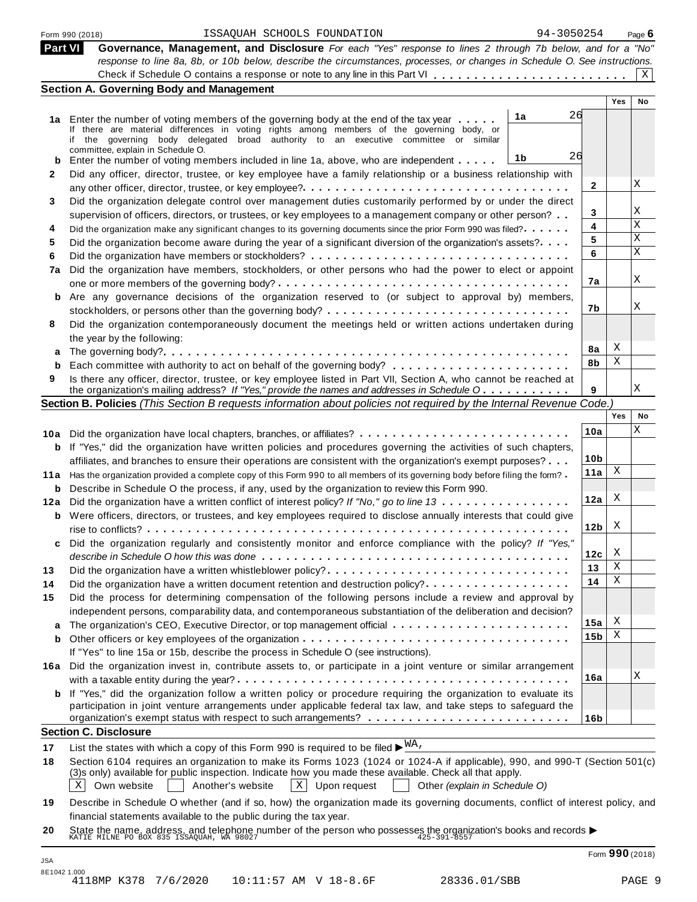Form 990 (2018) ISSAQUAH SCHOOLS FOUNDATION 94-3050254 Page 6

## Part VI Governance, Management, and Disclosure

*For each "Yes" response to lines 2 through 7b below, and for a "No" response to line 8a, 8b, or 10b below, describe the circumstances, processes, or changes in Schedule O. See instructions.*

Check if Schedule O contains a response or note to any line in this Part VI . . . . . . . . . . . . . . . . . . . . . . . . [X]

### Section A. Governing Body and Management

| | | | Yes | No |
|---|---|---|---|---|
| **1a** | Enter the number of voting members of the governing body at the end of the tax year . . . . . **1a** 26 | | | |
| | If there are material differences in voting rights among members of the governing body, or if the governing body delegated broad authority to an executive committee or similar committee, explain in Schedule O. | | | |
| **b** | Enter the number of voting members included in line 1a, above, who are independent . . . . . **1b** 26 | | | |
| **2** | Did any officer, director, trustee, or key employee have a family relationship or a business relationship with any other officer, director, trustee, or key employee? | 2 | | X |
| **3** | Did the organization delegate control over management duties customarily performed by or under the direct supervision of officers, directors, or trustees, or key employees to a management company or other person? | 3 | | X |
| **4** | Did the organization make any significant changes to its governing documents since the prior Form 990 was filed? | 4 | | X |
| **5** | Did the organization become aware during the year of a significant diversion of the organization's assets? | 5 | | X |
| **6** | Did the organization have members or stockholders? | 6 | | X |
| **7a** | Did the organization have members, stockholders, or other persons who had the power to elect or appoint one or more members of the governing body? | 7a | | X |
| **b** | Are any governance decisions of the organization reserved to (or subject to approval by) members, stockholders, or persons other than the governing body? | 7b | | X |
| **8** | Did the organization contemporaneously document the meetings held or written actions undertaken during the year by the following: | | | |
| **a** | The governing body? | 8a | X | |
| **b** | Each committee with authority to act on behalf of the governing body? | 8b | X | |
| **9** | Is there any officer, director, trustee, or key employee listed in Part VII, Section A, who cannot be reached at the organization's mailing address? *If "Yes," provide the names and addresses in Schedule O* | 9 | | X |

### Section B. Policies *(This Section B requests information about policies not required by the Internal Revenue Code.)*

| | | | Yes | No |
|---|---|---|---|---|
| **10a** | Did the organization have local chapters, branches, or affiliates? | 10a | | X |
| **b** | If "Yes," did the organization have written policies and procedures governing the activities of such chapters, affiliates, and branches to ensure their operations are consistent with the organization's exempt purposes? | 10b | | |
| **11a** | Has the organization provided a complete copy of this Form 990 to all members of its governing body before filing the form? | 11a | X | |
| **b** | Describe in Schedule O the process, if any, used by the organization to review this Form 990. | | | |
| **12a** | Did the organization have a written conflict of interest policy? *If "No," go to line 13* | 12a | X | |
| **b** | Were officers, directors, or trustees, and key employees required to disclose annually interests that could give rise to conflicts? | 12b | X | |
| **c** | Did the organization regularly and consistently monitor and enforce compliance with the policy? *If "Yes," describe in Schedule O how this was done* | 12c | X | |
| **13** | Did the organization have a written whistleblower policy? | 13 | X | |
| **14** | Did the organization have a written document retention and destruction policy? | 14 | X | |
| **15** | Did the process for determining compensation of the following persons include a review and approval by independent persons, comparability data, and contemporaneous substantiation of the deliberation and decision? | | | |
| **a** | The organization's CEO, Executive Director, or top management official | 15a | X | |
| **b** | Other officers or key employees of the organization | 15b | X | |
| | If "Yes" to line 15a or 15b, describe the process in Schedule O (see instructions). | | | |
| **16a** | Did the organization invest in, contribute assets to, or participate in a joint venture or similar arrangement with a taxable entity during the year? | 16a | | X |
| **b** | If "Yes," did the organization follow a written policy or procedure requiring the organization to evaluate its participation in joint venture arrangements under applicable federal tax law, and take steps to safeguard the organization's exempt status with respect to such arrangements? | 16b | | |

### Section C. Disclosure

**17** List the states with which a copy of this Form 990 is required to be filed ▶ WA,

**18** Section 6104 requires an organization to make its Forms 1023 (1024 or 1024-A if applicable), 990, and 990-T (Section 501(c)(3)s only) available for public inspection. Indicate how you made these available. Check all that apply.

[X] Own website [ ] Another's website [X] Upon request [ ] Other *(explain in Schedule O)*

**19** Describe in Schedule O whether (and if so, how) the organization made its governing documents, conflict of interest policy, and financial statements available to the public during the tax year.

**20** State the name, address, and telephone number of the person who possesses the organization's books and records ▶
KATIE MILNE PO BOX 835 ISSAQUAH, WA 98027 425-391-8557

Form **990** (2018)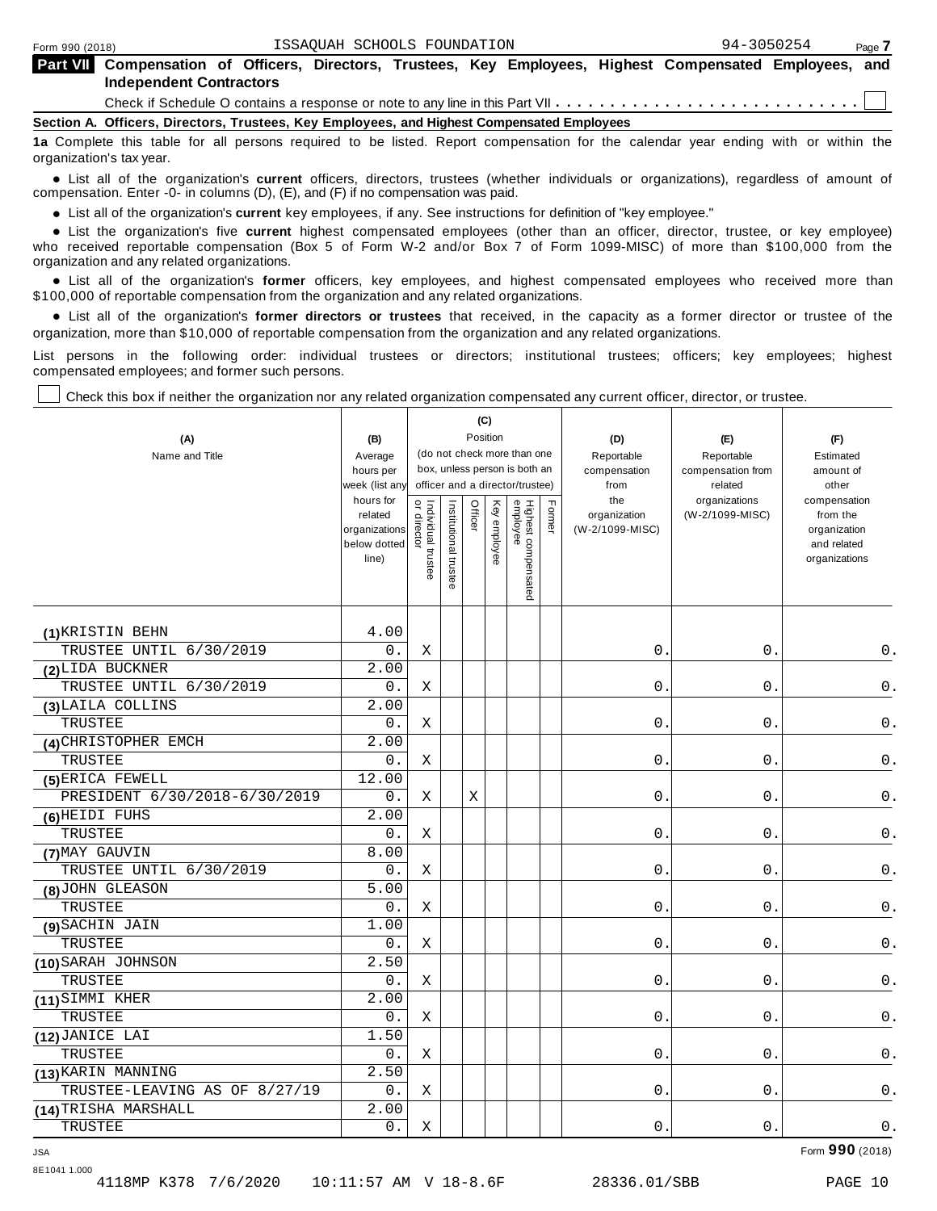Form 990 (2018) ISSAQUAH SCHOOLS FOUNDATION 94-3050254 Page 7

## Part VII Compensation of Officers, Directors, Trustees, Key Employees, Highest Compensated Employees, and Independent Contractors

Check if Schedule O contains a response or note to any line in this Part VII . . . . . . . . . . . . . . . . . . . . . . . . . . . . ☐

### Section A. Officers, Directors, Trustees, Key Employees, and Highest Compensated Employees

**1a** Complete this table for all persons required to be listed. Report compensation for the calendar year ending with or within the organization's tax year.

- List all of the organization's **current** officers, directors, trustees (whether individuals or organizations), regardless of amount of compensation. Enter -0- in columns (D), (E), and (F) if no compensation was paid.
- List all of the organization's **current** key employees, if any. See instructions for definition of "key employee."
- List the organization's five **current** highest compensated employees (other than an officer, director, trustee, or key employee) who received reportable compensation (Box 5 of Form W-2 and/or Box 7 of Form 1099-MISC) of more than $100,000 from the organization and any related organizations.
- List all of the organization's **former** officers, key employees, and highest compensated employees who received more than $100,000 of reportable compensation from the organization and any related organizations.
- List all of the organization's **former directors or trustees** that received, in the capacity as a former director or trustee of the organization, more than $10,000 of reportable compensation from the organization and any related organizations.

List persons in the following order: individual trustees or directors; institutional trustees; officers; key employees; highest compensated employees; and former such persons.

☐ Check this box if neither the organization nor any related organization compensated any current officer, director, or trustee.

| (A) Name and Title | (B) Average hours per week (list any hours for related organizations below dotted line) | (C) Position (do not check more than one box, unless person is both an officer and a director/trustee) | | | | | | (D) Reportable compensation from the organization (W-2/1099-MISC) | (E) Reportable compensation from related organizations (W-2/1099-MISC) | (F) Estimated amount of other compensation from the organization and related organizations |
|---|---|---|---|---|---|---|---|---|---|---|
| | | Individual trustee or director | Institutional trustee | Officer | Key employee | Highest compensated employee | Former | | | |
| (1) KRISTIN BEHN<br>TRUSTEE UNTIL 6/30/2019 | 4.00<br>0. | X | | | | | | 0. | 0. | 0. |
| (2) LIDA BUCKNER<br>TRUSTEE UNTIL 6/30/2019 | 2.00<br>0. | X | | | | | | 0. | 0. | 0. |
| (3) LAILA COLLINS<br>TRUSTEE | 2.00<br>0. | X | | | | | | 0. | 0. | 0. |
| (4) CHRISTOPHER EMCH<br>TRUSTEE | 2.00<br>0. | X | | | | | | 0. | 0. | 0. |
| (5) ERICA FEWELL<br>PRESIDENT 6/30/2018-6/30/2019 | 12.00<br>0. | X | | X | | | | 0. | 0. | 0. |
| (6) HEIDI FUHS<br>TRUSTEE | 2.00<br>0. | X | | | | | | 0. | 0. | 0. |
| (7) MAY GAUVIN<br>TRUSTEE UNTIL 6/30/2019 | 8.00<br>0. | X | | | | | | 0. | 0. | 0. |
| (8) JOHN GLEASON<br>TRUSTEE | 5.00<br>0. | X | | | | | | 0. | 0. | 0. |
| (9) SACHIN JAIN<br>TRUSTEE | 1.00<br>0. | X | | | | | | 0. | 0. | 0. |
| (10) SARAH JOHNSON<br>TRUSTEE | 2.50<br>0. | X | | | | | | 0. | 0. | 0. |
| (11) SIMMI KHER<br>TRUSTEE | 2.00<br>0. | X | | | | | | 0. | 0. | 0. |
| (12) JANICE LAI<br>TRUSTEE | 1.50<br>0. | X | | | | | | 0. | 0. | 0. |
| (13) KARIN MANNING<br>TRUSTEE-LEAVING AS OF 8/27/19 | 2.50<br>0. | X | | | | | | 0. | 0. | 0. |
| (14) TRISHA MARSHALL<br>TRUSTEE | 2.00<br>0. | X | | | | | | 0. | 0. | 0. |

JSA 8E1041 1.000

Form **990** (2018)

4118MP K378 7/6/2020 10:11:57 AM V 18-8.6F 28336.01/SBB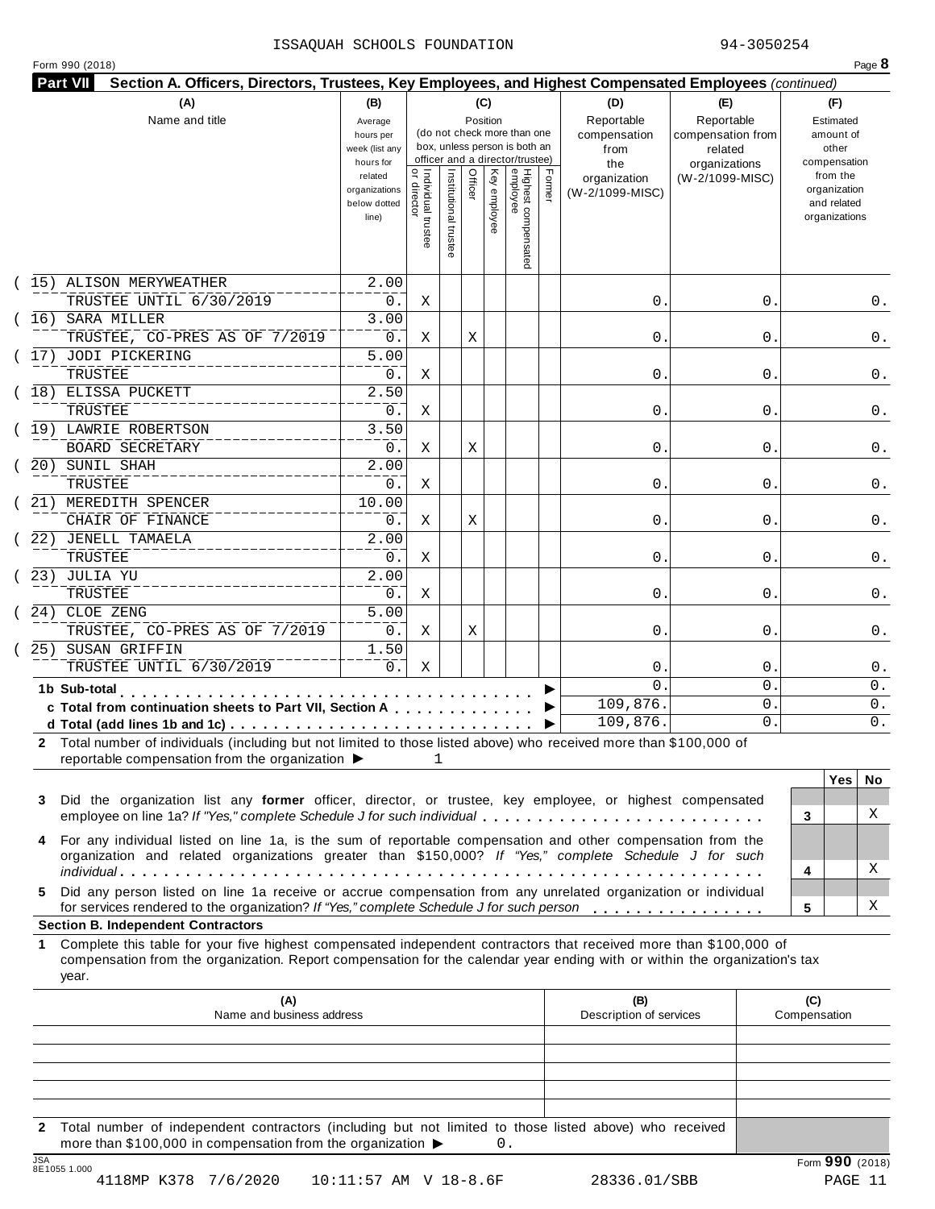ISSAQUAH SCHOOLS FOUNDATION 94-3050254

Form 990 (2018)

**Part VII Section A. Officers, Directors, Trustees, Key Employees, and Highest Compensated Employees** *(continued)*

| (A) Name and title | (B) Average hours per week (list any hours for related organizations below dotted line) | (C) Position: Individual trustee or director | Institutional trustee | Officer | Key employee | Highest compensated employee | Former | (D) Reportable compensation from the organization (W-2/1099-MISC) | (E) Reportable compensation from related organizations (W-2/1099-MISC) | (F) Estimated amount of other compensation from the organization and related organizations |
|---|---|---|---|---|---|---|---|---|---|---|
| (15) ALISON MERYWEATHER<br>TRUSTEE UNTIL 6/30/2019 | 2.00<br>0. | X | | | | | | 0. | 0. | 0. |
| (16) SARA MILLER<br>TRUSTEE, CO-PRES AS OF 7/2019 | 3.00<br>0. | X | | X | | | | 0. | 0. | 0. |
| (17) JODI PICKERING<br>TRUSTEE | 5.00<br>0. | X | | | | | | 0. | 0. | 0. |
| (18) ELISSA PUCKETT<br>TRUSTEE | 2.50<br>0. | X | | | | | | 0. | 0. | 0. |
| (19) LAWRIE ROBERTSON<br>BOARD SECRETARY | 3.50<br>0. | X | | X | | | | 0. | 0. | 0. |
| (20) SUNIL SHAH<br>TRUSTEE | 2.00<br>0. | X | | | | | | 0. | 0. | 0. |
| (21) MEREDITH SPENCER<br>CHAIR OF FINANCE | 10.00<br>0. | X | | X | | | | 0. | 0. | 0. |
| (22) JENELL TAMAELA<br>TRUSTEE | 2.00<br>0. | X | | | | | | 0. | 0. | 0. |
| (23) JULIA YU<br>TRUSTEE | 2.00<br>0. | X | | | | | | 0. | 0. | 0. |
| (24) CLOE ZENG<br>TRUSTEE, CO-PRES AS OF 7/2019 | 5.00<br>0. | X | | X | | | | 0. | 0. | 0. |
| (25) SUSAN GRIFFIN<br>TRUSTEE UNTIL 6/30/2019 | 1.50<br>0. | X | | | | | | 0. | 0. | 0. |
| **1b Sub-total** | | | | | | | | 0. | 0. | 0. |
| **c Total from continuation sheets to Part VII, Section A** | | | | | | | | 109,876. | 0. | 0. |
| **d Total (add lines 1b and 1c)** | | | | | | | | 109,876. | 0. | 0. |

**2** Total number of individuals (including but not limited to those listed above) who received more than $100,000 of reportable compensation from the organization ▶ 1

| | | Yes | No |
|---|---|---|---|
| **3** Did the organization list any **former** officer, director, or trustee, key employee, or highest compensated employee on line 1a? *If "Yes," complete Schedule J for such individual* | 3 | | X |
| **4** For any individual listed on line 1a, is the sum of reportable compensation and other compensation from the organization and related organizations greater than $150,000? *If "Yes," complete Schedule J for such individual* | 4 | | X |
| **5** Did any person listed on line 1a receive or accrue compensation from any unrelated organization or individual for services rendered to the organization? *If "Yes," complete Schedule J for such person* | 5 | | X |

**Section B. Independent Contractors**

**1** Complete this table for your five highest compensated independent contractors that received more than $100,000 of compensation from the organization. Report compensation for the calendar year ending with or within the organization's tax year.

| (A) Name and business address | (B) Description of services | (C) Compensation |
|---|---|---|
| | | |
| | | |
| | | |
| | | |
| | | |

**2** Total number of independent contractors (including but not limited to those listed above) who received more than $100,000 in compensation from the organization ▶ 0.

Form **990** (2018)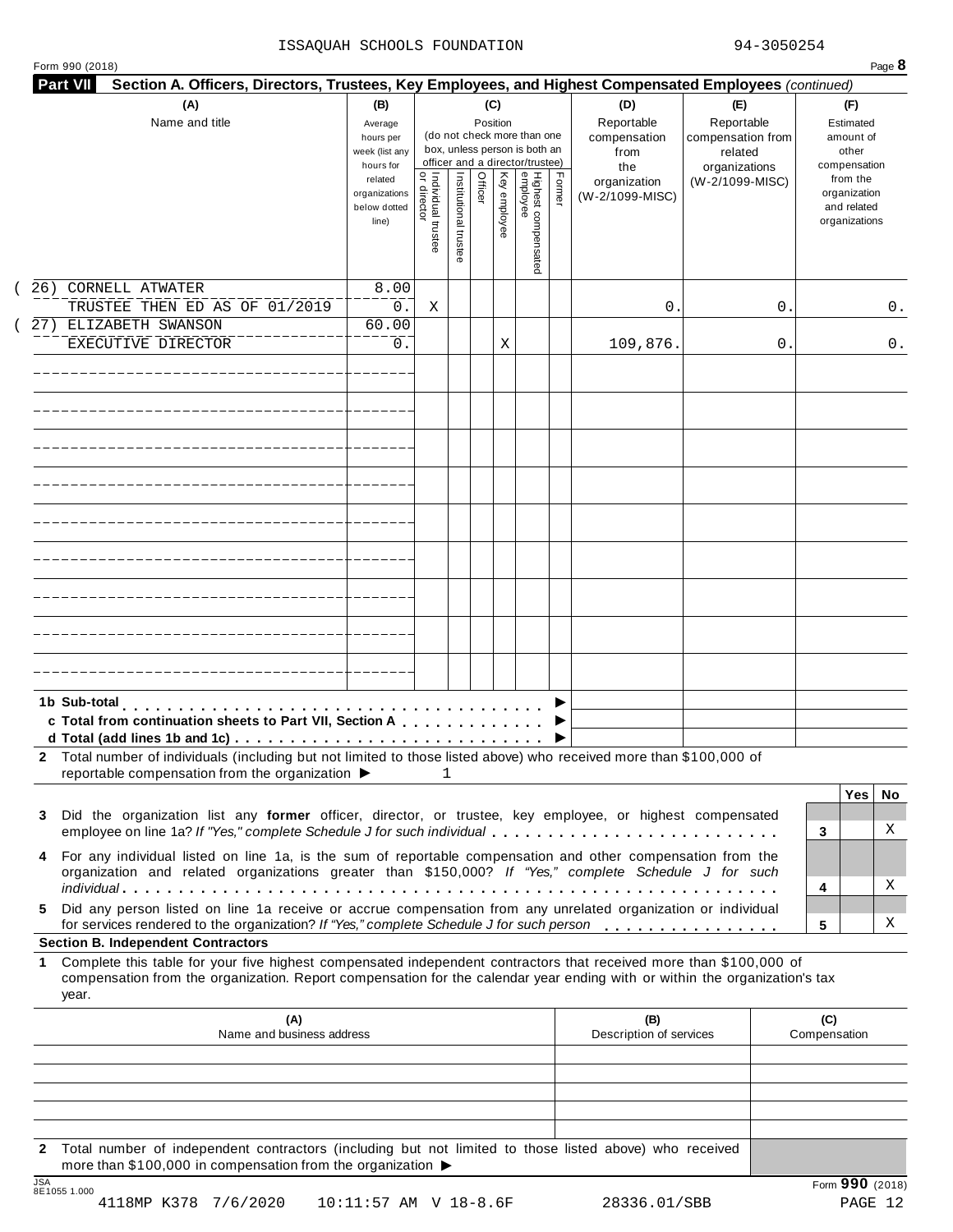ISSAQUAH SCHOOLS FOUNDATION 94-3050254

Form 990 (2018) Page **8**

**Part VII Section A. Officers, Directors, Trustees, Key Employees, and Highest Compensated Employees** *(continued)*

| (A) Name and title | (B) Average hours per week (list any hours for related organizations below dotted line) | (C) Position: Individual trustee or director | Institutional trustee | Officer | Key employee | Highest compensated employee | Former | (D) Reportable compensation from the organization (W-2/1099-MISC) | (E) Reportable compensation from related organizations (W-2/1099-MISC) | (F) Estimated amount of other compensation from the organization and related organizations |
|---|---|---|---|---|---|---|---|---|---|---|
| (26) CORNELL ATWATER<br>TRUSTEE THEN ED AS OF 01/2019 | 8.00<br>0. | X | | | | | | 0. | 0. | 0. |
| (27) ELIZABETH SWANSON<br>EXECUTIVE DIRECTOR | 60.00<br>0. | | | | X | | | 109,876. | 0. | 0. |
| | | | | | | | | | | |
| | | | | | | | | | | |
| | | | | | | | | | | |
| | | | | | | | | | | |
| | | | | | | | | | | |
| | | | | | | | | | | |
| | | | | | | | | | | |
| | | | | | | | | | | |
| | | | | | | | | | | |

**1b Sub-total** . . . . . . . . . . ▶

**c Total from continuation sheets to Part VII, Section A** . . . . ▶

**d Total (add lines 1b and 1c)** . . . . . . . . ▶

**2** Total number of individuals (including but not limited to those listed above) who received more than $100,000 of reportable compensation from the organization ▶ 1

| | | Yes | No |
|---|---|---|---|
| **3** Did the organization list any **former** officer, director, or trustee, key employee, or highest compensated employee on line 1a? *If "Yes," complete Schedule J for such individual* | 3 | | X |
| **4** For any individual listed on line 1a, is the sum of reportable compensation and other compensation from the organization and related organizations greater than $150,000? *If "Yes," complete Schedule J for such individual* | 4 | | X |
| **5** Did any person listed on line 1a receive or accrue compensation from any unrelated organization or individual for services rendered to the organization? *If "Yes," complete Schedule J for such person* | 5 | | X |

**Section B. Independent Contractors**

**1** Complete this table for your five highest compensated independent contractors that received more than $100,000 of compensation from the organization. Report compensation for the calendar year ending with or within the organization's tax year.

| (A) Name and business address | (B) Description of services | (C) Compensation |
|---|---|---|
| | | |
| | | |
| | | |
| | | |
| | | |

**2** Total number of independent contractors (including but not limited to those listed above) who received more than $100,000 in compensation from the organization ▶

Form **990** (2018)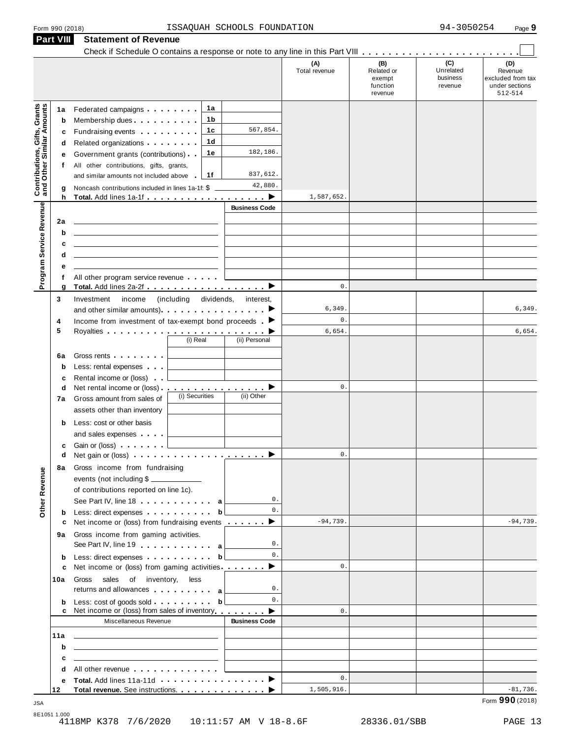Form 990 (2018) ISSAQUAH SCHOOLS FOUNDATION 94-3050254 Page 9

## Part VIII Statement of Revenue

Check if Schedule O contains a response or note to any line in this Part VIII . . . . . . . . . . . . . . . . . . . . . . . . ☐

| | | | | (A) Total revenue | (B) Related or exempt function revenue | (C) Unrelated business revenue | (D) Revenue excluded from tax under sections 512-514 |
|---|---|---|---|---|---|---|---|
| **Contributions, Gifts, Grants and Other Similar Amounts** | 1a Federated campaigns | 1a | | | | | |
| | b Membership dues | 1b | | | | | |
| | c Fundraising events | 1c | 567,854. | | | | |
| | d Related organizations | 1d | | | | | |
| | e Government grants (contributions) | 1e | 182,186. | | | | |
| | f All other contributions, gifts, grants, and similar amounts not included above | 1f | 837,612. | | | | |
| | g Noncash contributions included in lines 1a-1f: $ | | 42,880. | | | | |
| | h **Total.** Add lines 1a-1f | | ▶ | 1,587,652. | | | |
| **Program Service Revenue** | | | **Business Code** | | | | |
| | 2a | | | | | | |
| | b | | | | | | |
| | c | | | | | | |
| | d | | | | | | |
| | e | | | | | | |
| | f All other program service revenue | | | | | | |
| | g **Total.** Add lines 2a-2f | | ▶ | 0. | | | |
| **Other Revenue** | 3 Investment income (including dividends, interest, and other similar amounts) | | ▶ | 6,349. | | | 6,349. |
| | 4 Income from investment of tax-exempt bond proceeds | | ▶ | 0. | | | |
| | 5 Royalties | | ▶ | 6,654. | | | 6,654. |
| | | (i) Real | (ii) Personal | | | | |
| | 6a Gross rents | | | | | | |
| | b Less: rental expenses | | | | | | |
| | c Rental income or (loss) | | | | | | |
| | d Net rental income or (loss) | | ▶ | 0. | | | |
| | | (i) Securities | (ii) Other | | | | |
| | 7a Gross amount from sales of assets other than inventory | | | | | | |
| | b Less: cost or other basis and sales expenses | | | | | | |
| | c Gain or (loss) | | | | | | |
| | d Net gain or (loss) | | ▶ | 0. | | | |
| | 8a Gross income from fundraising events (not including $ ____ of contributions reported on line 1c). See Part IV, line 18 | a | 0. | | | | |
| | b Less: direct expenses | b | 0. | | | | |
| | c Net income or (loss) from fundraising events | | ▶ | -94,739. | | | -94,739. |
| | 9a Gross income from gaming activities. See Part IV, line 19 | a | 0. | | | | |
| | b Less: direct expenses | b | 0. | | | | |
| | c Net income or (loss) from gaming activities | | ▶ | 0. | | | |
| | 10a Gross sales of inventory, less returns and allowances | a | 0. | | | | |
| | b Less: cost of goods sold | b | 0. | | | | |
| | c Net income or (loss) from sales of inventory | | ▶ | 0. | | | |
| | Miscellaneous Revenue | | **Business Code** | | | | |
| | 11a | | | | | | |
| | b | | | | | | |
| | c | | | | | | |
| | d All other revenue | | | | | | |
| | e **Total.** Add lines 11a-11d | | ▶ | 0. | | | |
| | 12 **Total revenue.** See instructions. | | ▶ | 1,505,916. | | | -81,736. |

Form **990** (2018)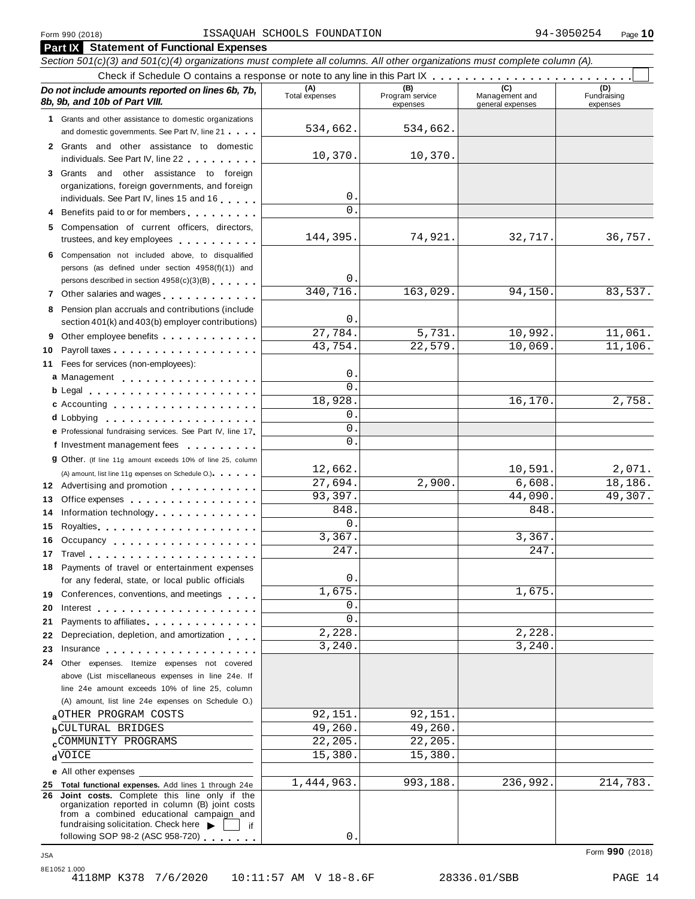Form 990 (2018) ISSAQUAH SCHOOLS FOUNDATION 94-3050254 Page 10

## Part IX Statement of Functional Expenses

*Section 501(c)(3) and 501(c)(4) organizations must complete all columns. All other organizations must complete column (A).*

Check if Schedule O contains a response or note to any line in this Part IX . . . . . . . . . . . . . . . . . . . . . . . . ☐

| *Do not include amounts reported on lines 6b, 7b, 8b, 9b, and 10b of Part VIII.* | (A) Total expenses | (B) Program service expenses | (C) Management and general expenses | (D) Fundraising expenses |
|---|---|---|---|---|
| **1** Grants and other assistance to domestic organizations and domestic governments. See Part IV, line 21 | 534,662. | 534,662. | | |
| **2** Grants and other assistance to domestic individuals. See Part IV, line 22 | 10,370. | 10,370. | | |
| **3** Grants and other assistance to foreign organizations, foreign governments, and foreign individuals. See Part IV, lines 15 and 16 | 0. | | | |
| **4** Benefits paid to or for members | 0. | | | |
| **5** Compensation of current officers, directors, trustees, and key employees | 144,395. | 74,921. | 32,717. | 36,757. |
| **6** Compensation not included above, to disqualified persons (as defined under section 4958(f)(1)) and persons described in section 4958(c)(3)(B) | 0. | | | |
| **7** Other salaries and wages | 340,716. | 163,029. | 94,150. | 83,537. |
| **8** Pension plan accruals and contributions (include section 401(k) and 403(b) employer contributions) | 0. | | | |
| **9** Other employee benefits | 27,784. | 5,731. | 10,992. | 11,061. |
| **10** Payroll taxes | 43,754. | 22,579. | 10,069. | 11,106. |
| **11** Fees for services (non-employees): | | | | |
| **a** Management | 0. | | | |
| **b** Legal | 0. | | | |
| **c** Accounting | 18,928. | | 16,170. | 2,758. |
| **d** Lobbying | 0. | | | |
| **e** Professional fundraising services. See Part IV, line 17 | 0. | | | |
| **f** Investment management fees | 0. | | | |
| **g** Other. (If line 11g amount exceeds 10% of line 25, column (A) amount, list line 11g expenses on Schedule O.) | 12,662. | | 10,591. | 2,071. |
| **12** Advertising and promotion | 27,694. | 2,900. | 6,608. | 18,186. |
| **13** Office expenses | 93,397. | | 44,090. | 49,307. |
| **14** Information technology | 848. | | 848. | |
| **15** Royalties | 0. | | | |
| **16** Occupancy | 3,367. | | 3,367. | |
| **17** Travel | 247. | | 247. | |
| **18** Payments of travel or entertainment expenses for any federal, state, or local public officials | 0. | | | |
| **19** Conferences, conventions, and meetings | 1,675. | | 1,675. | |
| **20** Interest | 0. | | | |
| **21** Payments to affiliates | 0. | | | |
| **22** Depreciation, depletion, and amortization | 2,228. | | 2,228. | |
| **23** Insurance | 3,240. | | 3,240. | |
| **24** Other expenses. Itemize expenses not covered above (List miscellaneous expenses in line 24e. If line 24e amount exceeds 10% of line 25, column (A) amount, list line 24e expenses on Schedule O.) | | | | |
| **a** OTHER PROGRAM COSTS | 92,151. | 92,151. | | |
| **b** CULTURAL BRIDGES | 49,260. | 49,260. | | |
| **c** COMMUNITY PROGRAMS | 22,205. | 22,205. | | |
| **d** VOICE | 15,380. | 15,380. | | |
| **e** All other expenses | | | | |
| **25 Total functional expenses.** Add lines 1 through 24e | 1,444,963. | 993,188. | 236,992. | 214,783. |
| **26 Joint costs.** Complete this line only if the organization reported in column (B) joint costs from a combined educational campaign and fundraising solicitation. Check here ▶ ☐ if following SOP 98-2 (ASC 958-720) | 0. | | | |

Form **990** (2018)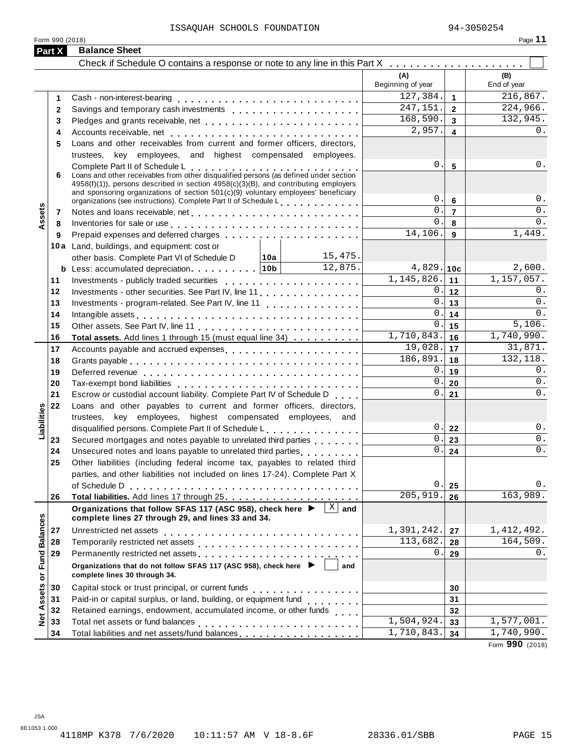ISSAQUAH SCHOOLS FOUNDATION 94-3050254

Form 990 (2018) Page **11**

## Part X Balance Sheet

Check if Schedule O contains a response or note to any line in this Part X . . . . . . . . . . . . . . . . . . . . ☐

| | | | (A) Beginning of year | | (B) End of year |
|---|---|---|---|---|---|
| **Assets** | 1 | Cash - non-interest-bearing | 127,384. | 1 | 216,867. |
| | 2 | Savings and temporary cash investments | 247,151. | 2 | 224,966. |
| | 3 | Pledges and grants receivable, net | 168,590. | 3 | 132,945. |
| | 4 | Accounts receivable, net | 2,957. | 4 | 0. |
| | 5 | Loans and other receivables from current and former officers, directors, trustees, key employees, and highest compensated employees. Complete Part II of Schedule L | 0. | 5 | 0. |
| | 6 | Loans and other receivables from other disqualified persons (as defined under section 4958(f)(1)), persons described in section 4958(c)(3)(B), and contributing employers and sponsoring organizations of section 501(c)(9) voluntary employees' beneficiary organizations (see instructions). Complete Part II of Schedule L | 0. | 6 | 0. |
| | 7 | Notes and loans receivable, net | 0. | 7 | 0. |
| | 8 | Inventories for sale or use | 0. | 8 | 0. |
| | 9 | Prepaid expenses and deferred charges | 14,106. | 9 | 1,449. |
| | 10a | Land, buildings, and equipment: cost or other basis. Complete Part VI of Schedule D — 10a: 15,475. | | | |
| | b | Less: accumulated depreciation — 10b: 12,875. | 4,829. | 10c | 2,600. |
| | 11 | Investments - publicly traded securities | 1,145,826. | 11 | 1,157,057. |
| | 12 | Investments - other securities. See Part IV, line 11 | 0. | 12 | 0. |
| | 13 | Investments - program-related. See Part IV, line 11 | 0. | 13 | 0. |
| | 14 | Intangible assets | 0. | 14 | 0. |
| | 15 | Other assets. See Part IV, line 11 | 0. | 15 | 5,106. |
| | 16 | **Total assets.** Add lines 1 through 15 (must equal line 34) | 1,710,843. | 16 | 1,740,990. |
| **Liabilities** | 17 | Accounts payable and accrued expenses | 19,028. | 17 | 31,871. |
| | 18 | Grants payable | 186,891. | 18 | 132,118. |
| | 19 | Deferred revenue | 0. | 19 | 0. |
| | 20 | Tax-exempt bond liabilities | 0. | 20 | 0. |
| | 21 | Escrow or custodial account liability. Complete Part IV of Schedule D | 0. | 21 | 0. |
| | 22 | Loans and other payables to current and former officers, directors, trustees, key employees, highest compensated employees, and disqualified persons. Complete Part II of Schedule L | 0. | 22 | 0. |
| | 23 | Secured mortgages and notes payable to unrelated third parties | 0. | 23 | 0. |
| | 24 | Unsecured notes and loans payable to unrelated third parties | 0. | 24 | 0. |
| | 25 | Other liabilities (including federal income tax, payables to related third parties, and other liabilities not included on lines 17-24). Complete Part X of Schedule D | 0. | 25 | 0. |
| | 26 | **Total liabilities.** Add lines 17 through 25 | 205,919. | 26 | 163,989. |
| **Net Assets or Fund Balances** | | **Organizations that follow SFAS 117 (ASC 958), check here ▶ ☒ and complete lines 27 through 29, and lines 33 and 34.** | | | |
| | 27 | Unrestricted net assets | 1,391,242. | 27 | 1,412,492. |
| | 28 | Temporarily restricted net assets | 113,682. | 28 | 164,509. |
| | 29 | Permanently restricted net assets | 0. | 29 | 0. |
| | | **Organizations that do not follow SFAS 117 (ASC 958), check here ▶ ☐ and complete lines 30 through 34.** | | | |
| | 30 | Capital stock or trust principal, or current funds | | 30 | |
| | 31 | Paid-in or capital surplus, or land, building, or equipment fund | | 31 | |
| | 32 | Retained earnings, endowment, accumulated income, or other funds | | 32 | |
| | 33 | Total net assets or fund balances | 1,504,924. | 33 | 1,577,001. |
| | 34 | Total liabilities and net assets/fund balances | 1,710,843. | 34 | 1,740,990. |

Form **990** (2018)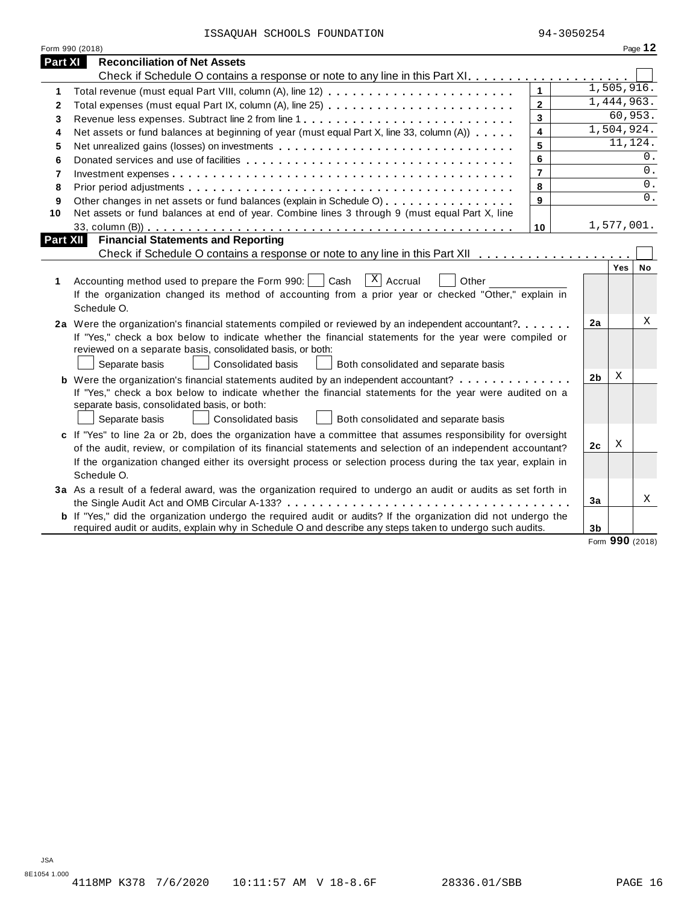ISSAQUAH SCHOOLS FOUNDATION 94-3050254

Form 990 (2018) Page **12**

## Part XI Reconciliation of Net Assets

Check if Schedule O contains a response or note to any line in this Part XI. . . . . . . . . . . . . . . . . . . . . . ☐

| | | | |
|---|---|---|---|
| 1 | Total revenue (must equal Part VIII, column (A), line 12) | 1 | 1,505,916. |
| 2 | Total expenses (must equal Part IX, column (A), line 25) | 2 | 1,444,963. |
| 3 | Revenue less expenses. Subtract line 2 from line 1 | 3 | 60,953. |
| 4 | Net assets or fund balances at beginning of year (must equal Part X, line 33, column (A)) | 4 | 1,504,924. |
| 5 | Net unrealized gains (losses) on investments | 5 | 11,124. |
| 6 | Donated services and use of facilities | 6 | 0. |
| 7 | Investment expenses | 7 | 0. |
| 8 | Prior period adjustments | 8 | 0. |
| 9 | Other changes in net assets or fund balances (explain in Schedule O) | 9 | 0. |
| 10 | Net assets or fund balances at end of year. Combine lines 3 through 9 (must equal Part X, line 33, column (B)) | 10 | 1,577,001. |

## Part XII Financial Statements and Reporting

Check if Schedule O contains a response or note to any line in this Part XII . . . . . . . . . . . . . . . . . . . ☐

| | | | Yes | No |
|---|---|---|---|---|
| **1** | Accounting method used to prepare the Form 990: ☐ Cash ☒ Accrual ☐ Other<br>If the organization changed its method of accounting from a prior year or checked "Other," explain in Schedule O. | | | |
| **2a** | Were the organization's financial statements compiled or reviewed by an independent accountant?<br>If "Yes," check a box below to indicate whether the financial statements for the year were compiled or reviewed on a separate basis, consolidated basis, or both:<br>☐ Separate basis ☐ Consolidated basis ☐ Both consolidated and separate basis | 2a | | X |
| **b** | Were the organization's financial statements audited by an independent accountant?<br>If "Yes," check a box below to indicate whether the financial statements for the year were audited on a separate basis, consolidated basis, or both:<br>☐ Separate basis ☐ Consolidated basis ☐ Both consolidated and separate basis | 2b | X | |
| **c** | If "Yes" to line 2a or 2b, does the organization have a committee that assumes responsibility for oversight of the audit, review, or compilation of its financial statements and selection of an independent accountant?<br>If the organization changed either its oversight process or selection process during the tax year, explain in Schedule O. | 2c | X | |
| **3a** | As a result of a federal award, was the organization required to undergo an audit or audits as set forth in the Single Audit Act and OMB Circular A-133? | 3a | | X |
| **b** | If "Yes," did the organization undergo the required audit or audits? If the organization did not undergo the required audit or audits, explain why in Schedule O and describe any steps taken to undergo such audits. | 3b | | |

Form **990** (2018)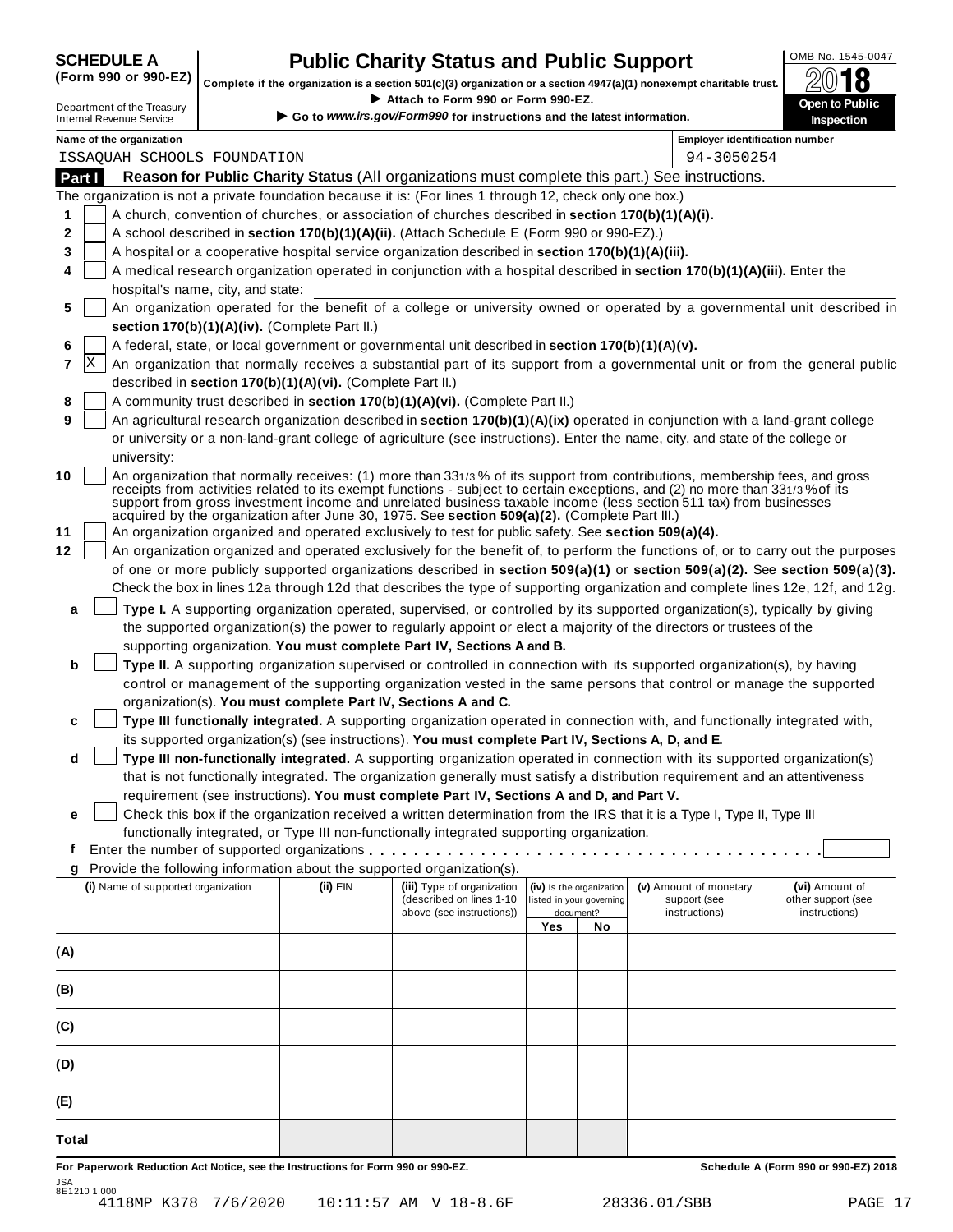**SCHEDULE A (Form 990 or 990-EZ)**

Department of the Treasury
Internal Revenue Service

# Public Charity Status and Public Support

**Complete if the organization is a section 501(c)(3) organization or a section 4947(a)(1) nonexempt charitable trust.**

► Attach to Form 990 or Form 990-EZ.

► Go to *www.irs.gov/Form990* for instructions and the latest information.

OMB No. 1545-0047

**2018**

**Open to Public Inspection**

**Name of the organization:** ISSAQUAH SCHOOLS FOUNDATION

**Employer identification number:** 94-3050254

## Part I Reason for Public Charity Status (All organizations must complete this part.) See instructions.

The organization is not a private foundation because it is: (For lines 1 through 12, check only one box.)

1. [ ] A church, convention of churches, or association of churches described in **section 170(b)(1)(A)(i).**
2. [ ] A school described in **section 170(b)(1)(A)(ii).** (Attach Schedule E (Form 990 or 990-EZ).)
3. [ ] A hospital or a cooperative hospital service organization described in **section 170(b)(1)(A)(iii).**
4. [ ] A medical research organization operated in conjunction with a hospital described in **section 170(b)(1)(A)(iii).** Enter the hospital's name, city, and state:
5. [ ] An organization operated for the benefit of a college or university owned or operated by a governmental unit described in **section 170(b)(1)(A)(iv).** (Complete Part II.)
6. [ ] A federal, state, or local government or governmental unit described in **section 170(b)(1)(A)(v).**
7. [X] An organization that normally receives a substantial part of its support from a governmental unit or from the general public described in **section 170(b)(1)(A)(vi).** (Complete Part II.)
8. [ ] A community trust described in **section 170(b)(1)(A)(vi).** (Complete Part II.)
9. [ ] An agricultural research organization described in **section 170(b)(1)(A)(ix)** operated in conjunction with a land-grant college or university or a non-land-grant college of agriculture (see instructions). Enter the name, city, and state of the college or university:
10. [ ] An organization that normally receives: (1) more than 33 1/3 % of its support from contributions, membership fees, and gross receipts from activities related to its exempt functions - subject to certain exceptions, and (2) no more than 33 1/3 % of its support from gross investment income and unrelated business taxable income (less section 511 tax) from businesses acquired by the organization after June 30, 1975. See **section 509(a)(2).** (Complete Part III.)
11. [ ] An organization organized and operated exclusively to test for public safety. See **section 509(a)(4).**
12. [ ] An organization organized and operated exclusively for the benefit of, to perform the functions of, or to carry out the purposes of one or more publicly supported organizations described in **section 509(a)(1)** or **section 509(a)(2).** See **section 509(a)(3).** Check the box in lines 12a through 12d that describes the type of supporting organization and complete lines 12e, 12f, and 12g.

   **a** [ ] **Type I.** A supporting organization operated, supervised, or controlled by its supported organization(s), typically by giving the supported organization(s) the power to regularly appoint or elect a majority of the directors or trustees of the supporting organization. **You must complete Part IV, Sections A and B.**

   **b** [ ] **Type II.** A supporting organization supervised or controlled in connection with its supported organization(s), by having control or management of the supporting organization vested in the same persons that control or manage the supported organization(s). **You must complete Part IV, Sections A and C.**

   **c** [ ] **Type III functionally integrated.** A supporting organization operated in connection with, and functionally integrated with, its supported organization(s) (see instructions). **You must complete Part IV, Sections A, D, and E.**

   **d** [ ] **Type III non-functionally integrated.** A supporting organization operated in connection with its supported organization(s) that is not functionally integrated. The organization generally must satisfy a distribution requirement and an attentiveness requirement (see instructions). **You must complete Part IV, Sections A and D, and Part V.**

   **e** [ ] Check this box if the organization received a written determination from the IRS that it is a Type I, Type II, Type III functionally integrated, or Type III non-functionally integrated supporting organization.

   **f** Enter the number of supported organizations . . . . . . . . . . . . . . . . . . . . . . . . . . . . . . . . . . . . .

   **g** Provide the following information about the supported organization(s).

| (i) Name of supported organization | (ii) EIN | (iii) Type of organization (described on lines 1-10 above (see instructions)) | (iv) Is the organization listed in your governing document? Yes | No | (v) Amount of monetary support (see instructions) | (vi) Amount of other support (see instructions) |
|---|---|---|---|---|---|---|
| (A) | | | | | | |
| (B) | | | | | | |
| (C) | | | | | | |
| (D) | | | | | | |
| (E) | | | | | | |
| Total | | | | | | |

**For Paperwork Reduction Act Notice, see the Instructions for Form 990 or 990-EZ.** **Schedule A (Form 990 or 990-EZ) 2018**

JSA
8E1210 1.000
4118MP K378 7/6/2020 10:11:57 AM V 18-8.6F 28336.01/SBB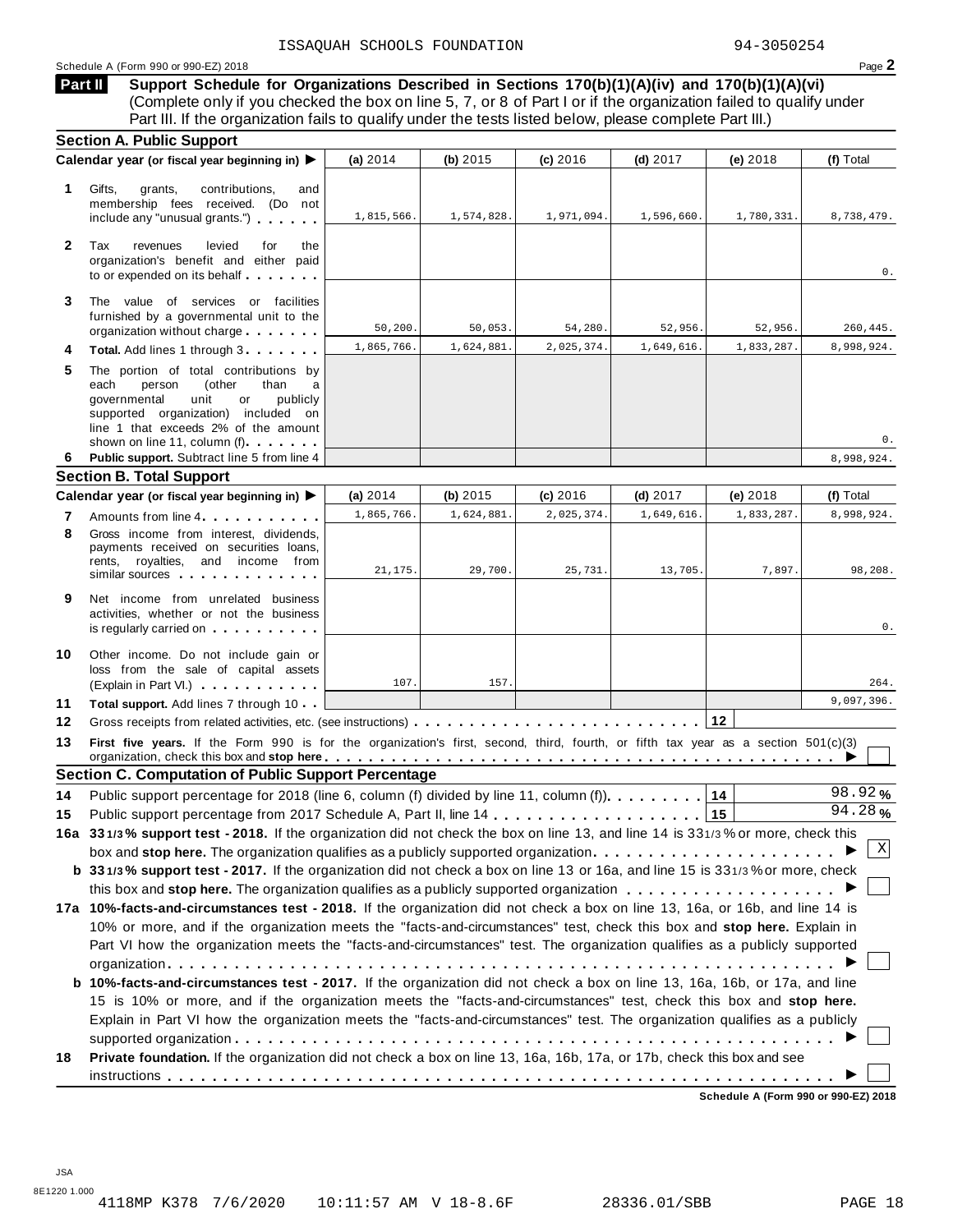ISSAQUAH SCHOOLS FOUNDATION 94-3050254

Schedule A (Form 990 or 990-EZ) 2018 Page **2**

## Part II Support Schedule for Organizations Described in Sections 170(b)(1)(A)(iv) and 170(b)(1)(A)(vi)

(Complete only if you checked the box on line 5, 7, or 8 of Part I or if the organization failed to qualify under Part III. If the organization fails to qualify under the tests listed below, please complete Part III.)

### Section A. Public Support

| Calendar year (or fiscal year beginning in) ▶ | (a) 2014 | (b) 2015 | (c) 2016 | (d) 2017 | (e) 2018 | (f) Total |
|---|---|---|---|---|---|---|
| **1** Gifts, grants, contributions, and membership fees received. (Do not include any "unusual grants.") | 1,815,566. | 1,574,828. | 1,971,094. | 1,596,660. | 1,780,331. | 8,738,479. |
| **2** Tax revenues levied for the organization's benefit and either paid to or expended on its behalf | | | | | | 0. |
| **3** The value of services or facilities furnished by a governmental unit to the organization without charge | 50,200. | 50,053. | 54,280. | 52,956. | 52,956. | 260,445. |
| **4** **Total.** Add lines 1 through 3 | 1,865,766. | 1,624,881. | 2,025,374. | 1,649,616. | 1,833,287. | 8,998,924. |
| **5** The portion of total contributions by each person (other than a governmental unit or publicly supported organization) included on line 1 that exceeds 2% of the amount shown on line 11, column (f) | | | | | | 0. |
| **6** **Public support.** Subtract line 5 from line 4 | | | | | | 8,998,924. |

### Section B. Total Support

| Calendar year (or fiscal year beginning in) ▶ | (a) 2014 | (b) 2015 | (c) 2016 | (d) 2017 | (e) 2018 | (f) Total |
|---|---|---|---|---|---|---|
| **7** Amounts from line 4 | 1,865,766. | 1,624,881. | 2,025,374. | 1,649,616. | 1,833,287. | 8,998,924. |
| **8** Gross income from interest, dividends, payments received on securities loans, rents, royalties, and income from similar sources | 21,175. | 29,700. | 25,731. | 13,705. | 7,897. | 98,208. |
| **9** Net income from unrelated business activities, whether or not the business is regularly carried on | | | | | | 0. |
| **10** Other income. Do not include gain or loss from the sale of capital assets (Explain in Part VI.) | 107. | 157. | | | | 264. |
| **11** **Total support.** Add lines 7 through 10 | | | | | | 9,097,396. |

**12** Gross receipts from related activities, etc. (see instructions) **12**

**13** **First five years.** If the Form 990 is for the organization's first, second, third, fourth, or fifth tax year as a section 501(c)(3) organization, check this box and **stop here** ▶ ☐

### Section C. Computation of Public Support Percentage

**14** Public support percentage for 2018 (line 6, column (f) divided by line 11, column (f)) **14** 98.92 %

**15** Public support percentage from 2017 Schedule A, Part II, line 14 **15** 94.28 %

**16a** **33 1/3 % support test - 2018.** If the organization did not check the box on line 13, and line 14 is 33 1/3 % or more, check this box and **stop here.** The organization qualifies as a publicly supported organization ▶ ☒

**b** **33 1/3 % support test - 2017.** If the organization did not check a box on line 13 or 16a, and line 15 is 33 1/3 % or more, check this box and **stop here.** The organization qualifies as a publicly supported organization ▶ ☐

**17a** **10%-facts-and-circumstances test - 2018.** If the organization did not check a box on line 13, 16a, or 16b, and line 14 is 10% or more, and if the organization meets the "facts-and-circumstances" test, check this box and **stop here.** Explain in Part VI how the organization meets the "facts-and-circumstances" test. The organization qualifies as a publicly supported organization ▶ ☐

**b** **10%-facts-and-circumstances test - 2017.** If the organization did not check a box on line 13, 16a, 16b, or 17a, and line 15 is 10% or more, and if the organization meets the "facts-and-circumstances" test, check this box and **stop here.** Explain in Part VI how the organization meets the "facts-and-circumstances" test. The organization qualifies as a publicly supported organization ▶ ☐

**18** **Private foundation.** If the organization did not check a box on line 13, 16a, 16b, 17a, or 17b, check this box and see instructions ▶ ☐

**Schedule A (Form 990 or 990-EZ) 2018**

JSA
8E1220 1.000
4118MP K378 7/6/2020 10:11:57 AM V 18-8.6F 28336.01/SBB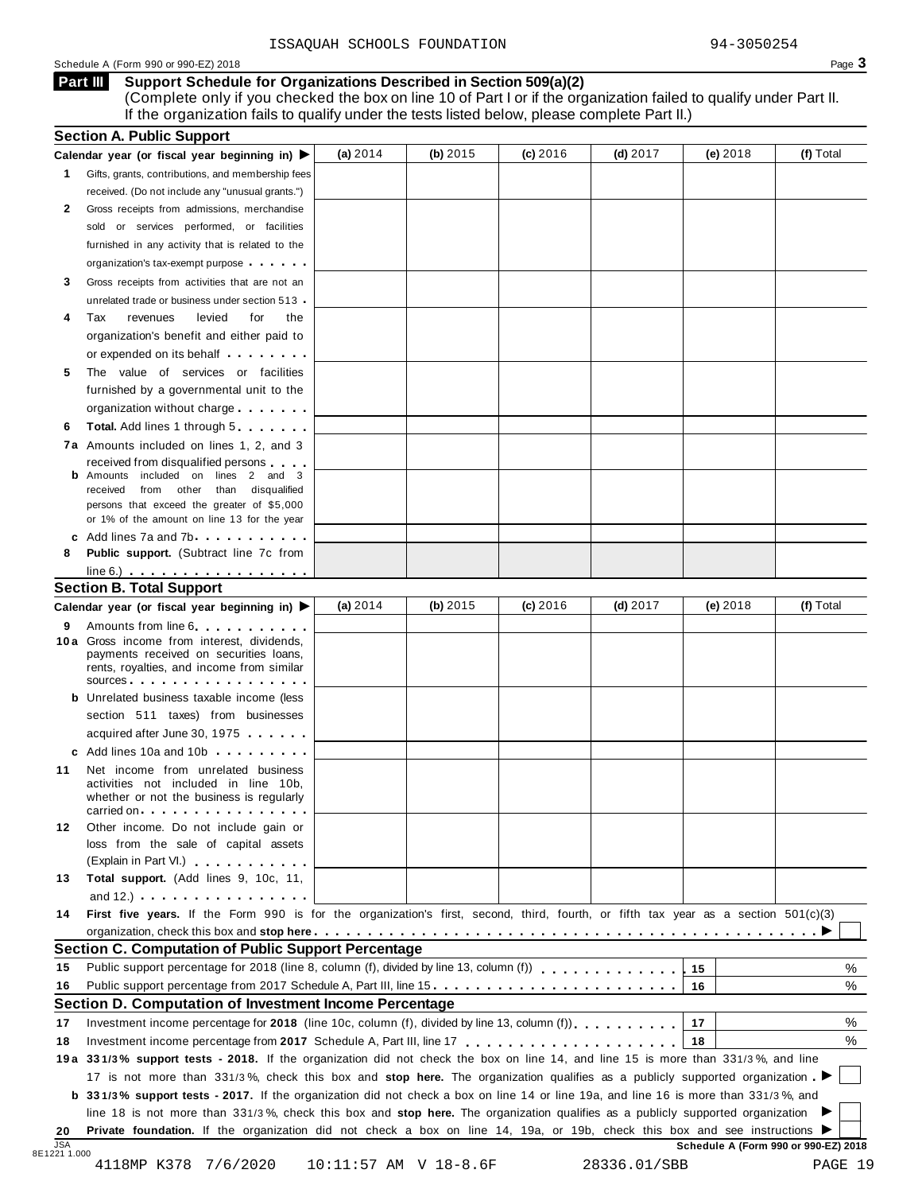ISSAQUAH SCHOOLS FOUNDATION 94-3050254

Schedule A (Form 990 or 990-EZ) 2018

## Part III Support Schedule for Organizations Described in Section 509(a)(2)

(Complete only if you checked the box on line 10 of Part I or if the organization failed to qualify under Part II. If the organization fails to qualify under the tests listed below, please complete Part II.)

### Section A. Public Support

| Calendar year (or fiscal year beginning in) ▶ | (a) 2014 | (b) 2015 | (c) 2016 | (d) 2017 | (e) 2018 | (f) Total |
|---|---|---|---|---|---|---|
| **1** Gifts, grants, contributions, and membership fees received. (Do not include any "unusual grants.") | | | | | | |
| **2** Gross receipts from admissions, merchandise sold or services performed, or facilities furnished in any activity that is related to the organization's tax-exempt purpose | | | | | | |
| **3** Gross receipts from activities that are not an unrelated trade or business under section 513 | | | | | | |
| **4** Tax revenues levied for the organization's benefit and either paid to or expended on its behalf | | | | | | |
| **5** The value of services or facilities furnished by a governmental unit to the organization without charge | | | | | | |
| **6 Total.** Add lines 1 through 5 | | | | | | |
| **7a** Amounts included on lines 1, 2, and 3 received from disqualified persons | | | | | | |
| **b** Amounts included on lines 2 and 3 received from other than disqualified persons that exceed the greater of $5,000 or 1% of the amount on line 13 for the year | | | | | | |
| **c** Add lines 7a and 7b | | | | | | |
| **8 Public support.** (Subtract line 7c from line 6.) | | | | | | |

### Section B. Total Support

| Calendar year (or fiscal year beginning in) ▶ | (a) 2014 | (b) 2015 | (c) 2016 | (d) 2017 | (e) 2018 | (f) Total |
|---|---|---|---|---|---|---|
| **9** Amounts from line 6 | | | | | | |
| **10a** Gross income from interest, dividends, payments received on securities loans, rents, royalties, and income from similar sources | | | | | | |
| **b** Unrelated business taxable income (less section 511 taxes) from businesses acquired after June 30, 1975 | | | | | | |
| **c** Add lines 10a and 10b | | | | | | |
| **11** Net income from unrelated business activities not included in line 10b, whether or not the business is regularly carried on | | | | | | |
| **12** Other income. Do not include gain or loss from the sale of capital assets (Explain in Part VI.) | | | | | | |
| **13 Total support.** (Add lines 9, 10c, 11, and 12.) | | | | | | |

**14** **First five years.** If the Form 990 is for the organization's first, second, third, fourth, or fifth tax year as a section 501(c)(3) organization, check this box and **stop here** ▶ ☐

### Section C. Computation of Public Support Percentage

| | | | |
|---|---|---|---|
| **15** | Public support percentage for 2018 (line 8, column (f), divided by line 13, column (f)) | 15 | % |
| **16** | Public support percentage from 2017 Schedule A, Part III, line 15 | 16 | % |

### Section D. Computation of Investment Income Percentage

| | | | |
|---|---|---|---|
| **17** | Investment income percentage for **2018** (line 10c, column (f), divided by line 13, column (f)) | 17 | % |
| **18** | Investment income percentage from **2017** Schedule A, Part III, line 17 | 18 | % |

**19a 33 1/3% support tests - 2018.** If the organization did not check the box on line 14, and line 15 is more than 33 1/3%, and line 17 is not more than 33 1/3%, check this box and **stop here.** The organization qualifies as a publicly supported organization ▶ ☐

**b 33 1/3% support tests - 2017.** If the organization did not check a box on line 14 or line 19a, and line 16 is more than 33 1/3%, and line 18 is not more than 33 1/3%, check this box and **stop here.** The organization qualifies as a publicly supported organization ▶ ☐

**20** **Private foundation.** If the organization did not check a box on line 14, 19a, or 19b, check this box and see instructions ▶ ☐

Schedule A (Form 990 or 990-EZ) 2018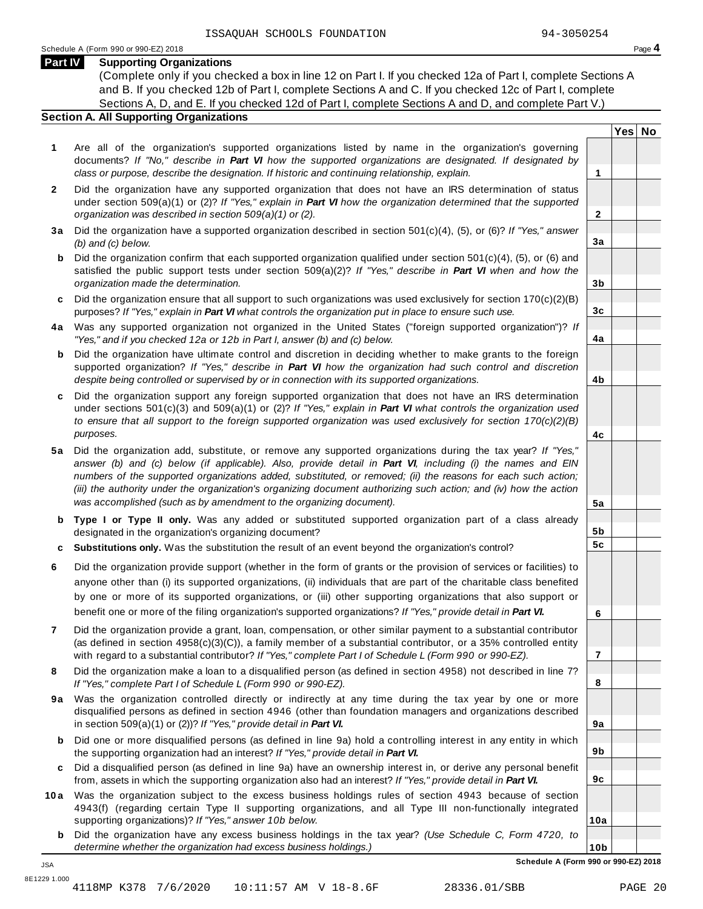ISSAQUAH SCHOOLS FOUNDATION 94-3050254

Schedule A (Form 990 or 990-EZ) 2018 Page **4**

## Part IV Supporting Organizations

(Complete only if you checked a box in line 12 on Part I. If you checked 12a of Part I, complete Sections A and B. If you checked 12b of Part I, complete Sections A and C. If you checked 12c of Part I, complete Sections A, D, and E. If you checked 12d of Part I, complete Sections A and D, and complete Part V.)

### Section A. All Supporting Organizations

| | | | Yes | No |
|---|---|---|---|---|
| **1** | Are all of the organization's supported organizations listed by name in the organization's governing documents? *If "No," describe in **Part VI** how the supported organizations are designated. If designated by class or purpose, describe the designation. If historic and continuing relationship, explain.* | **1** | | |
| **2** | Did the organization have any supported organization that does not have an IRS determination of status under section 509(a)(1) or (2)? *If "Yes," explain in **Part VI** how the organization determined that the supported organization was described in section 509(a)(1) or (2).* | **2** | | |
| **3a** | Did the organization have a supported organization described in section 501(c)(4), (5), or (6)? *If "Yes," answer (b) and (c) below.* | **3a** | | |
| **b** | Did the organization confirm that each supported organization qualified under section 501(c)(4), (5), or (6) and satisfied the public support tests under section 509(a)(2)? *If "Yes," describe in **Part VI** when and how the organization made the determination.* | **3b** | | |
| **c** | Did the organization ensure that all support to such organizations was used exclusively for section 170(c)(2)(B) purposes? *If "Yes," explain in **Part VI** what controls the organization put in place to ensure such use.* | **3c** | | |
| **4a** | Was any supported organization not organized in the United States ("foreign supported organization")? *If "Yes," and if you checked 12a or 12b in Part I, answer (b) and (c) below.* | **4a** | | |
| **b** | Did the organization have ultimate control and discretion in deciding whether to make grants to the foreign supported organization? *If "Yes," describe in **Part VI** how the organization had such control and discretion despite being controlled or supervised by or in connection with its supported organizations.* | **4b** | | |
| **c** | Did the organization support any foreign supported organization that does not have an IRS determination under sections 501(c)(3) and 509(a)(1) or (2)? *If "Yes," explain in **Part VI** what controls the organization used to ensure that all support to the foreign supported organization was used exclusively for section 170(c)(2)(B) purposes.* | **4c** | | |
| **5a** | Did the organization add, substitute, or remove any supported organizations during the tax year? *If "Yes," answer (b) and (c) below (if applicable). Also, provide detail in **Part VI**, including (i) the names and EIN numbers of the supported organizations added, substituted, or removed; (ii) the reasons for each such action; (iii) the authority under the organization's organizing document authorizing such action; and (iv) how the action was accomplished (such as by amendment to the organizing document).* | **5a** | | |
| **b** | **Type I or Type II only.** Was any added or substituted supported organization part of a class already designated in the organization's organizing document? | **5b** | | |
| **c** | **Substitutions only.** Was the substitution the result of an event beyond the organization's control? | **5c** | | |
| **6** | Did the organization provide support (whether in the form of grants or the provision of services or facilities) to anyone other than (i) its supported organizations, (ii) individuals that are part of the charitable class benefited by one or more of its supported organizations, or (iii) other supporting organizations that also support or benefit one or more of the filing organization's supported organizations? *If "Yes," provide detail in **Part VI.*** | **6** | | |
| **7** | Did the organization provide a grant, loan, compensation, or other similar payment to a substantial contributor (as defined in section 4958(c)(3)(C)), a family member of a substantial contributor, or a 35% controlled entity with regard to a substantial contributor? *If "Yes," complete Part I of Schedule L (Form 990 or 990-EZ).* | **7** | | |
| **8** | Did the organization make a loan to a disqualified person (as defined in section 4958) not described in line 7? *If "Yes," complete Part I of Schedule L (Form 990 or 990-EZ).* | **8** | | |
| **9a** | Was the organization controlled directly or indirectly at any time during the tax year by one or more disqualified persons as defined in section 4946 (other than foundation managers and organizations described in section 509(a)(1) or (2))? *If "Yes," provide detail in **Part VI.*** | **9a** | | |
| **b** | Did one or more disqualified persons (as defined in line 9a) hold a controlling interest in any entity in which the supporting organization had an interest? *If "Yes," provide detail in **Part VI.*** | **9b** | | |
| **c** | Did a disqualified person (as defined in line 9a) have an ownership interest in, or derive any personal benefit from, assets in which the supporting organization also had an interest? *If "Yes," provide detail in **Part VI.*** | **9c** | | |
| **10a** | Was the organization subject to the excess business holdings rules of section 4943 because of section 4943(f) (regarding certain Type II supporting organizations, and all Type III non-functionally integrated supporting organizations)? *If "Yes," answer 10b below.* | **10a** | | |
| **b** | Did the organization have any excess business holdings in the tax year? *(Use Schedule C, Form 4720, to determine whether the organization had excess business holdings.)* | **10b** | | |

JSA 8E1229 1.000 **Schedule A (Form 990 or 990-EZ) 2018**

4118MP K378 7/6/2020 10:11:57 AM V 18-8.6F 28336.01/SBB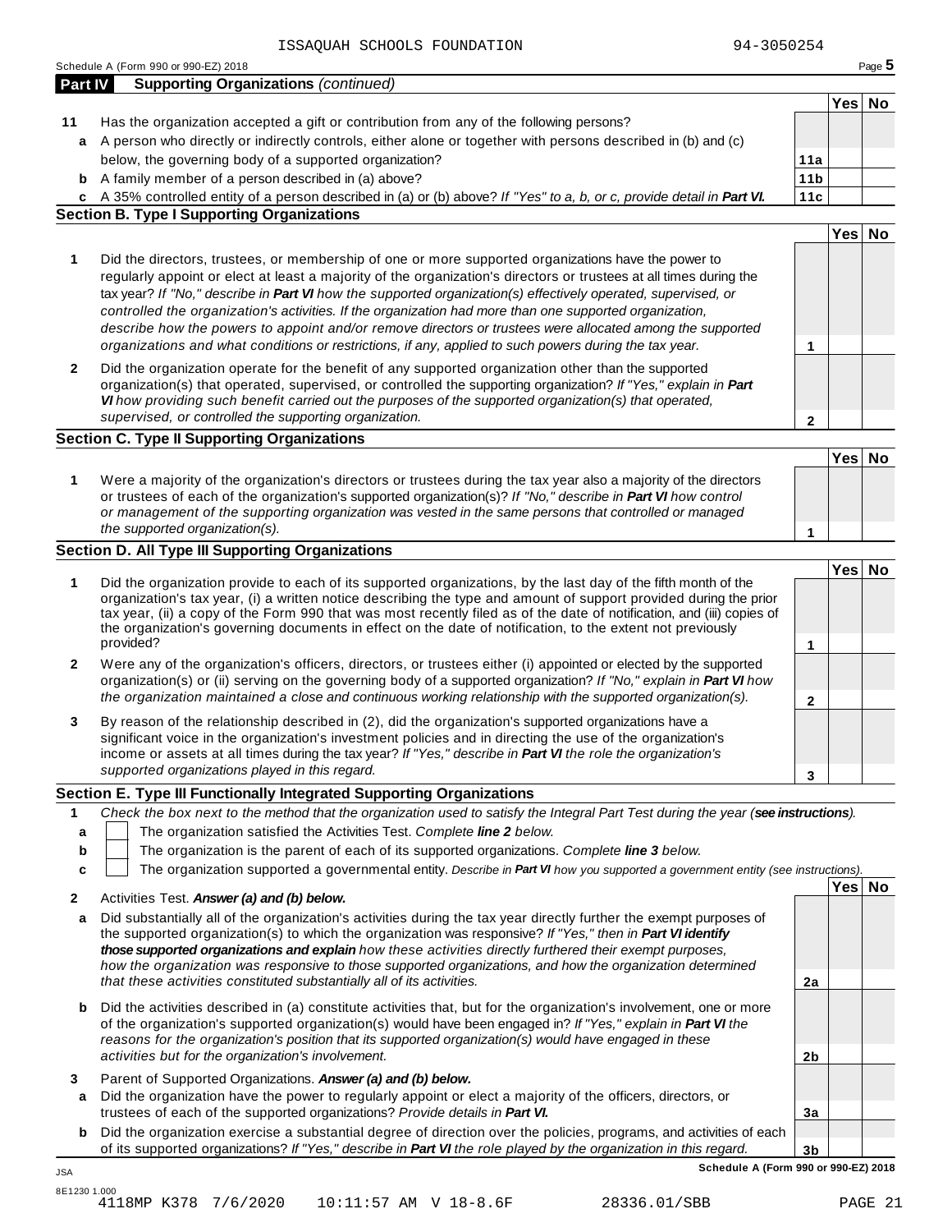ISSAQUAH SCHOOLS FOUNDATION 94-3050254

Schedule A (Form 990 or 990-EZ) 2018

## Part IV Supporting Organizations *(continued)*

| | | | Yes | No |
|---|---|---|---|---|
| **11** | Has the organization accepted a gift or contribution from any of the following persons? | | | |
| **a** | A person who directly or indirectly controls, either alone or together with persons described in (b) and (c) below, the governing body of a supported organization? | **11a** | | |
| **b** | A family member of a person described in (a) above? | **11b** | | |
| **c** | A 35% controlled entity of a person described in (a) or (b) above? *If "Yes" to a, b, or c, provide detail in **Part VI**.* | **11c** | | |

### Section B. Type I Supporting Organizations

| | | | Yes | No |
|---|---|---|---|---|
| **1** | Did the directors, trustees, or membership of one or more supported organizations have the power to regularly appoint or elect at least a majority of the organization's directors or trustees at all times during the tax year? *If "No," describe in **Part VI** how the supported organization(s) effectively operated, supervised, or controlled the organization's activities. If the organization had more than one supported organization, describe how the powers to appoint and/or remove directors or trustees were allocated among the supported organizations and what conditions or restrictions, if any, applied to such powers during the tax year.* | **1** | | |
| **2** | Did the organization operate for the benefit of any supported organization other than the supported organization(s) that operated, supervised, or controlled the supporting organization? *If "Yes," explain in **Part VI** how providing such benefit carried out the purposes of the supported organization(s) that operated, supervised, or controlled the supporting organization.* | **2** | | |

### Section C. Type II Supporting Organizations

| | | | Yes | No |
|---|---|---|---|---|
| **1** | Were a majority of the organization's directors or trustees during the tax year also a majority of the directors or trustees of each of the organization's supported organization(s)? *If "No," describe in **Part VI** how control or management of the supporting organization was vested in the same persons that controlled or managed the supported organization(s).* | **1** | | |

### Section D. All Type III Supporting Organizations

| | | | Yes | No |
|---|---|---|---|---|
| **1** | Did the organization provide to each of its supported organizations, by the last day of the fifth month of the organization's tax year, (i) a written notice describing the type and amount of support provided during the prior tax year, (ii) a copy of the Form 990 that was most recently filed as of the date of notification, and (iii) copies of the organization's governing documents in effect on the date of notification, to the extent not previously provided? | **1** | | |
| **2** | Were any of the organization's officers, directors, or trustees either (i) appointed or elected by the supported organization(s) or (ii) serving on the governing body of a supported organization? *If "No," explain in **Part VI** how the organization maintained a close and continuous working relationship with the supported organization(s).* | **2** | | |
| **3** | By reason of the relationship described in (2), did the organization's supported organizations have a significant voice in the organization's investment policies and in directing the use of the organization's income or assets at all times during the tax year? *If "Yes," describe in **Part VI** the role the organization's supported organizations played in this regard.* | **3** | | |

### Section E. Type III Functionally Integrated Supporting Organizations

**1** *Check the box next to the method that the organization used to satisfy the Integral Part Test during the year (**see instructions**).*

- **a** ☐ The organization satisfied the Activities Test. *Complete **line 2** below.*
- **b** ☐ The organization is the parent of each of its supported organizations. *Complete **line 3** below.*
- **c** ☐ The organization supported a governmental entity. *Describe in **Part VI** how you supported a government entity (see instructions).*

| | | | Yes | No |
|---|---|---|---|---|
| **2** | Activities Test. ***Answer (a) and (b) below.*** | | | |
| **a** | Did substantially all of the organization's activities during the tax year directly further the exempt purposes of the supported organization(s) to which the organization was responsive? *If "Yes," then in **Part VI identify those supported organizations and explain** how these activities directly furthered their exempt purposes, how the organization was responsive to those supported organizations, and how the organization determined that these activities constituted substantially all of its activities.* | **2a** | | |
| **b** | Did the activities described in (a) constitute activities that, but for the organization's involvement, one or more of the organization's supported organization(s) would have been engaged in? *If "Yes," explain in **Part VI** the reasons for the organization's position that its supported organization(s) would have engaged in these activities but for the organization's involvement.* | **2b** | | |
| **3** | Parent of Supported Organizations. ***Answer (a) and (b) below.*** | | | |
| **a** | Did the organization have the power to regularly appoint or elect a majority of the officers, directors, or trustees of each of the supported organizations? *Provide details in **Part VI**.* | **3a** | | |
| **b** | Did the organization exercise a substantial degree of direction over the policies, programs, and activities of each of its supported organizations? *If "Yes," describe in **Part VI** the role played by the organization in this regard.* | **3b** | | |

Schedule A (Form 990 or 990-EZ) 2018

JSA
8E1230 1.000
4118MP K378 7/6/2020 10:11:57 AM V 18-8.6F 28336.01/SBB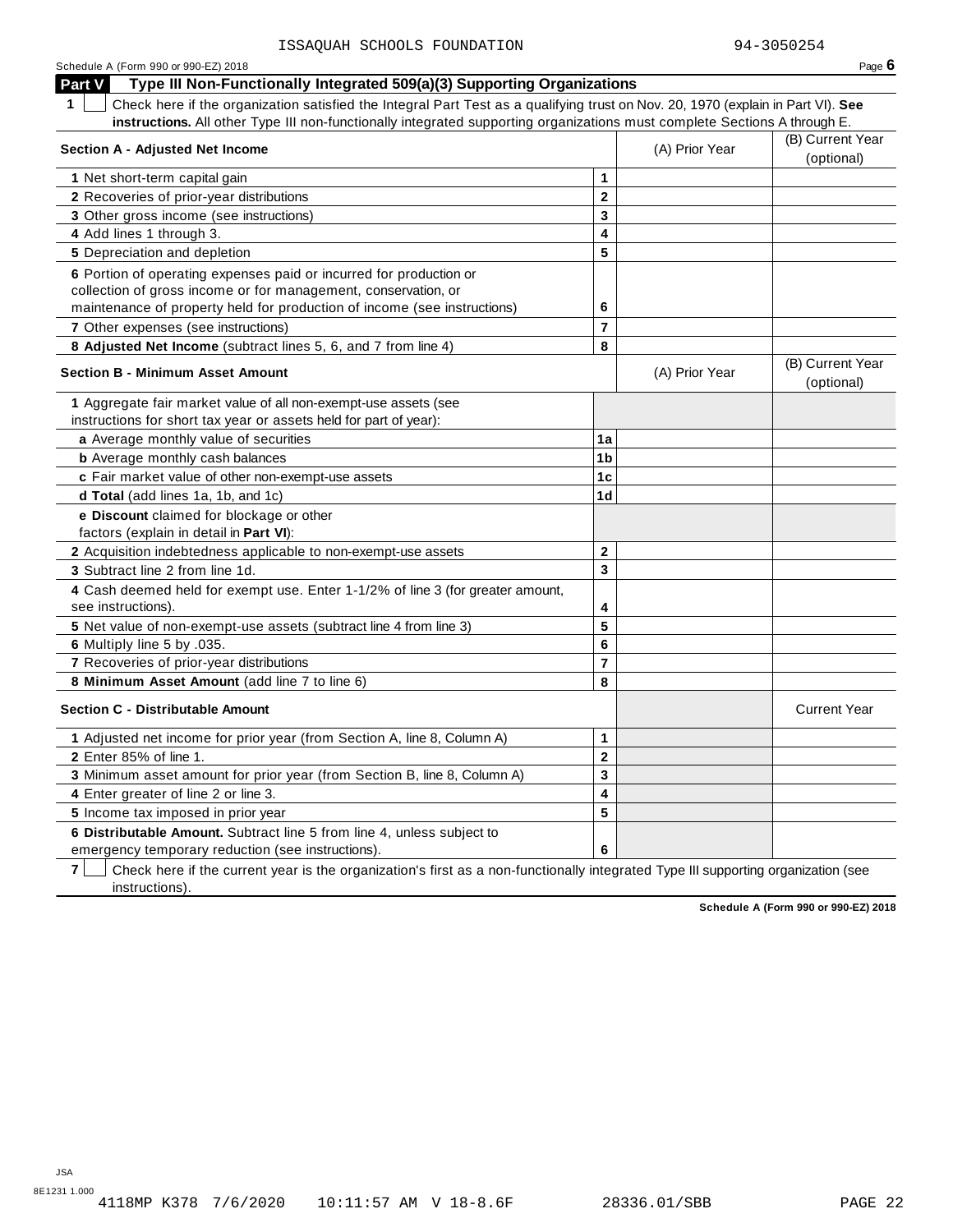ISSAQUAH SCHOOLS FOUNDATION 94-3050254

Schedule A (Form 990 or 990-EZ) 2018 Page **6**

## Part V Type III Non-Functionally Integrated 509(a)(3) Supporting Organizations

**1** ☐ Check here if the organization satisfied the Integral Part Test as a qualifying trust on Nov. 20, 1970 (explain in Part VI). **See instructions.** All other Type III non-functionally integrated supporting organizations must complete Sections A through E.

| **Section A - Adjusted Net Income** | | (A) Prior Year | (B) Current Year (optional) |
|---|---|---|---|
| **1** Net short-term capital gain | **1** | | |
| **2** Recoveries of prior-year distributions | **2** | | |
| **3** Other gross income (see instructions) | **3** | | |
| **4** Add lines 1 through 3. | **4** | | |
| **5** Depreciation and depletion | **5** | | |
| **6** Portion of operating expenses paid or incurred for production or collection of gross income or for management, conservation, or maintenance of property held for production of income (see instructions) | **6** | | |
| **7** Other expenses (see instructions) | **7** | | |
| **8 Adjusted Net Income** (subtract lines 5, 6, and 7 from line 4) | **8** | | |

| **Section B - Minimum Asset Amount** | | (A) Prior Year | (B) Current Year (optional) |
|---|---|---|---|
| **1** Aggregate fair market value of all non-exempt-use assets (see instructions for short tax year or assets held for part of year): | | | |
| **a** Average monthly value of securities | **1a** | | |
| **b** Average monthly cash balances | **1b** | | |
| **c** Fair market value of other non-exempt-use assets | **1c** | | |
| **d Total** (add lines 1a, 1b, and 1c) | **1d** | | |
| **e Discount** claimed for blockage or other factors (explain in detail in **Part VI**): | | | |
| **2** Acquisition indebtedness applicable to non-exempt-use assets | **2** | | |
| **3** Subtract line 2 from line 1d. | **3** | | |
| **4** Cash deemed held for exempt use. Enter 1-1/2% of line 3 (for greater amount, see instructions). | **4** | | |
| **5** Net value of non-exempt-use assets (subtract line 4 from line 3) | **5** | | |
| **6** Multiply line 5 by .035. | **6** | | |
| **7** Recoveries of prior-year distributions | **7** | | |
| **8 Minimum Asset Amount** (add line 7 to line 6) | **8** | | |

| **Section C - Distributable Amount** | | | Current Year |
|---|---|---|---|
| **1** Adjusted net income for prior year (from Section A, line 8, Column A) | **1** | | |
| **2** Enter 85% of line 1. | **2** | | |
| **3** Minimum asset amount for prior year (from Section B, line 8, Column A) | **3** | | |
| **4** Enter greater of line 2 or line 3. | **4** | | |
| **5** Income tax imposed in prior year | **5** | | |
| **6 Distributable Amount.** Subtract line 5 from line 4, unless subject to emergency temporary reduction (see instructions). | **6** | | |

**7** ☐ Check here if the current year is the organization's first as a non-functionally integrated Type III supporting organization (see instructions).

**Schedule A (Form 990 or 990-EZ) 2018**

JSA
8E1231 1.000
4118MP K378 7/6/2020 10:11:57 AM V 18-8.6F 28336.01/SBB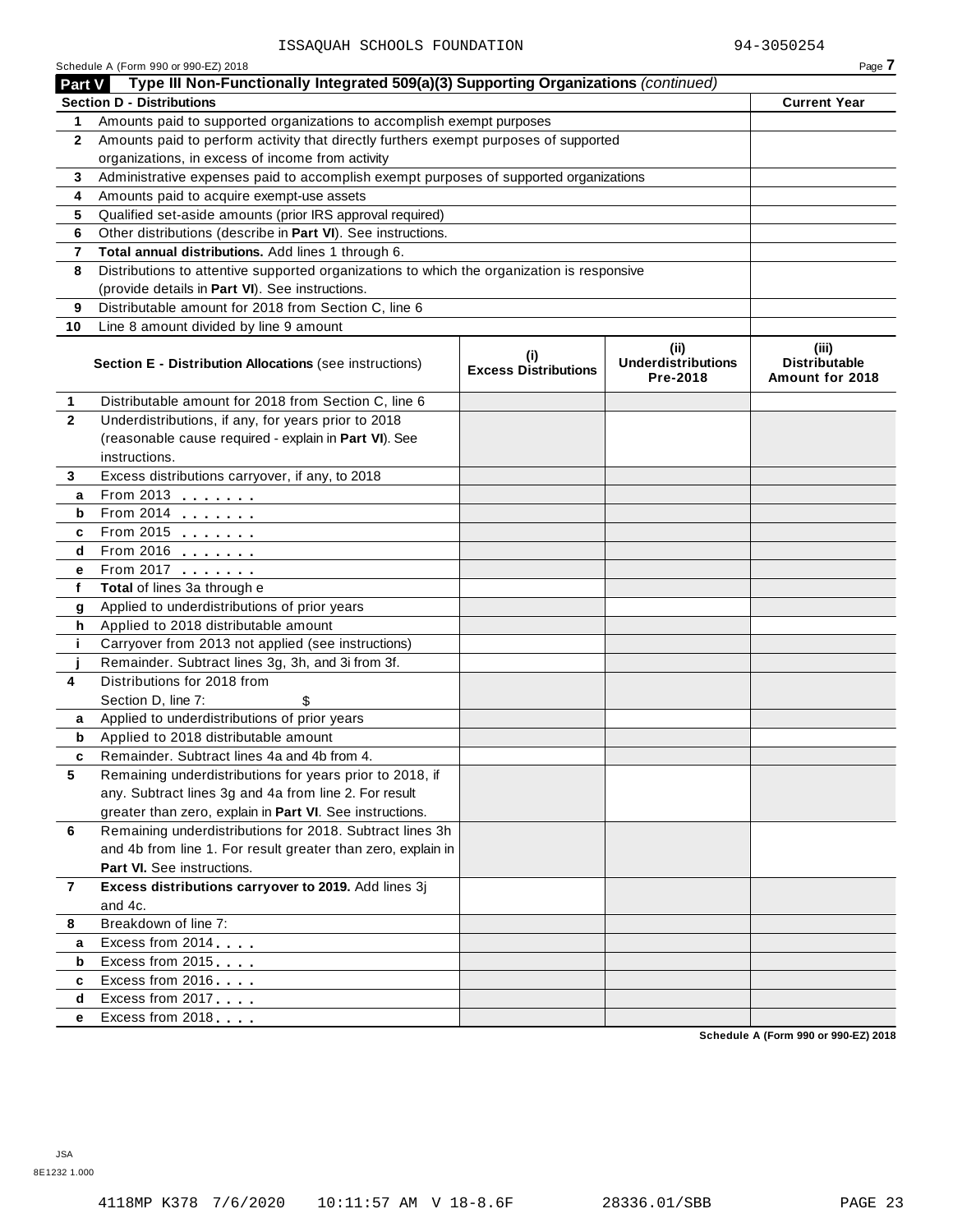ISSAQUAH SCHOOLS FOUNDATION 94-3050254

Schedule A (Form 990 or 990-EZ) 2018 Page **7**

## Part V Type III Non-Functionally Integrated 509(a)(3) Supporting Organizations *(continued)*

| **Section D - Distributions** | | **Current Year** |
|---|---|---|
| 1 | Amounts paid to supported organizations to accomplish exempt purposes | |
| 2 | Amounts paid to perform activity that directly furthers exempt purposes of supported organizations, in excess of income from activity | |
| 3 | Administrative expenses paid to accomplish exempt purposes of supported organizations | |
| 4 | Amounts paid to acquire exempt-use assets | |
| 5 | Qualified set-aside amounts (prior IRS approval required) | |
| 6 | Other distributions (describe in **Part VI**). See instructions. | |
| 7 | **Total annual distributions.** Add lines 1 through 6. | |
| 8 | Distributions to attentive supported organizations to which the organization is responsive (provide details in **Part VI**). See instructions. | |
| 9 | Distributable amount for 2018 from Section C, line 6 | |
| 10 | Line 8 amount divided by line 9 amount | |

| | **Section E - Distribution Allocations** (see instructions) | **(i) Excess Distributions** | **(ii) Underdistributions Pre-2018** | **(iii) Distributable Amount for 2018** |
|---|---|---|---|---|
| 1 | Distributable amount for 2018 from Section C, line 6 | | | |
| 2 | Underdistributions, if any, for years prior to 2018 (reasonable cause required - explain in **Part VI**). See instructions. | | | |
| 3 | Excess distributions carryover, if any, to 2018 | | | |
| a | From 2013 | | | |
| b | From 2014 | | | |
| c | From 2015 | | | |
| d | From 2016 | | | |
| e | From 2017 | | | |
| f | **Total** of lines 3a through e | | | |
| g | Applied to underdistributions of prior years | | | |
| h | Applied to 2018 distributable amount | | | |
| i | Carryover from 2013 not applied (see instructions) | | | |
| j | Remainder. Subtract lines 3g, 3h, and 3i from 3f. | | | |
| 4 | Distributions for 2018 from Section D, line 7: $ | | | |
| a | Applied to underdistributions of prior years | | | |
| b | Applied to 2018 distributable amount | | | |
| c | Remainder. Subtract lines 4a and 4b from 4. | | | |
| 5 | Remaining underdistributions for years prior to 2018, if any. Subtract lines 3g and 4a from line 2. For result greater than zero, explain in **Part VI**. See instructions. | | | |
| 6 | Remaining underdistributions for 2018. Subtract lines 3h and 4b from line 1. For result greater than zero, explain in **Part VI.** See instructions. | | | |
| 7 | **Excess distributions carryover to 2019.** Add lines 3j and 4c. | | | |
| 8 | Breakdown of line 7: | | | |
| a | Excess from 2014 | | | |
| b | Excess from 2015 | | | |
| c | Excess from 2016 | | | |
| d | Excess from 2017 | | | |
| e | Excess from 2018 | | | |

**Schedule A (Form 990 or 990-EZ) 2018**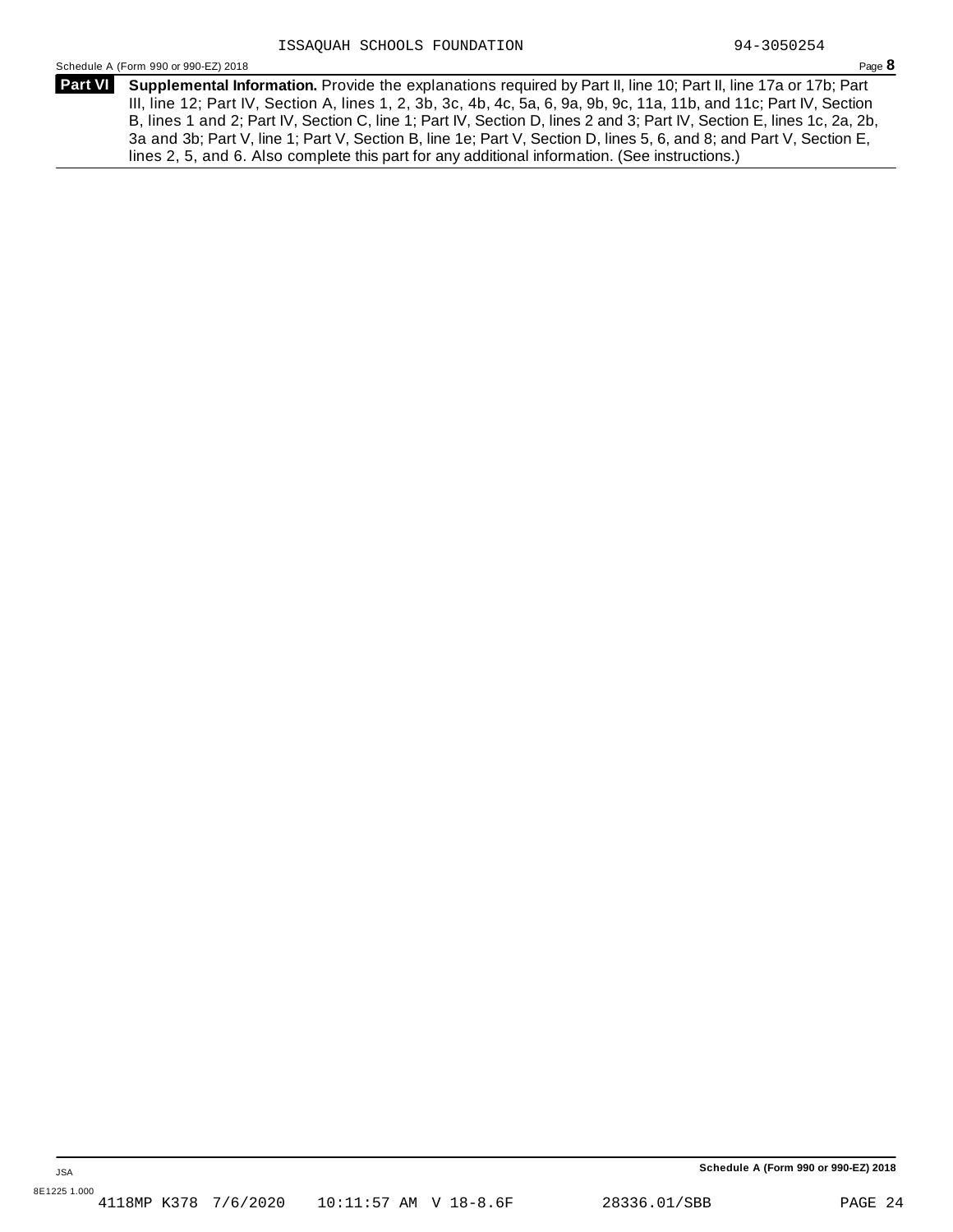**Part VI** **Supplemental Information.** Provide the explanations required by Part II, line 10; Part II, line 17a or 17b; Part III, line 12; Part IV, Section A, lines 1, 2, 3b, 3c, 4b, 4c, 5a, 6, 9a, 9b, 9c, 11a, 11b, and 11c; Part IV, Section B, lines 1 and 2; Part IV, Section C, line 1; Part IV, Section D, lines 2 and 3; Part IV, Section E, lines 1c, 2a, 2b, 3a and 3b; Part V, line 1; Part V, Section B, line 1e; Part V, Section D, lines 5, 6, and 8; and Part V, Section E, lines 2, 5, and 6. Also complete this part for any additional information. (See instructions.)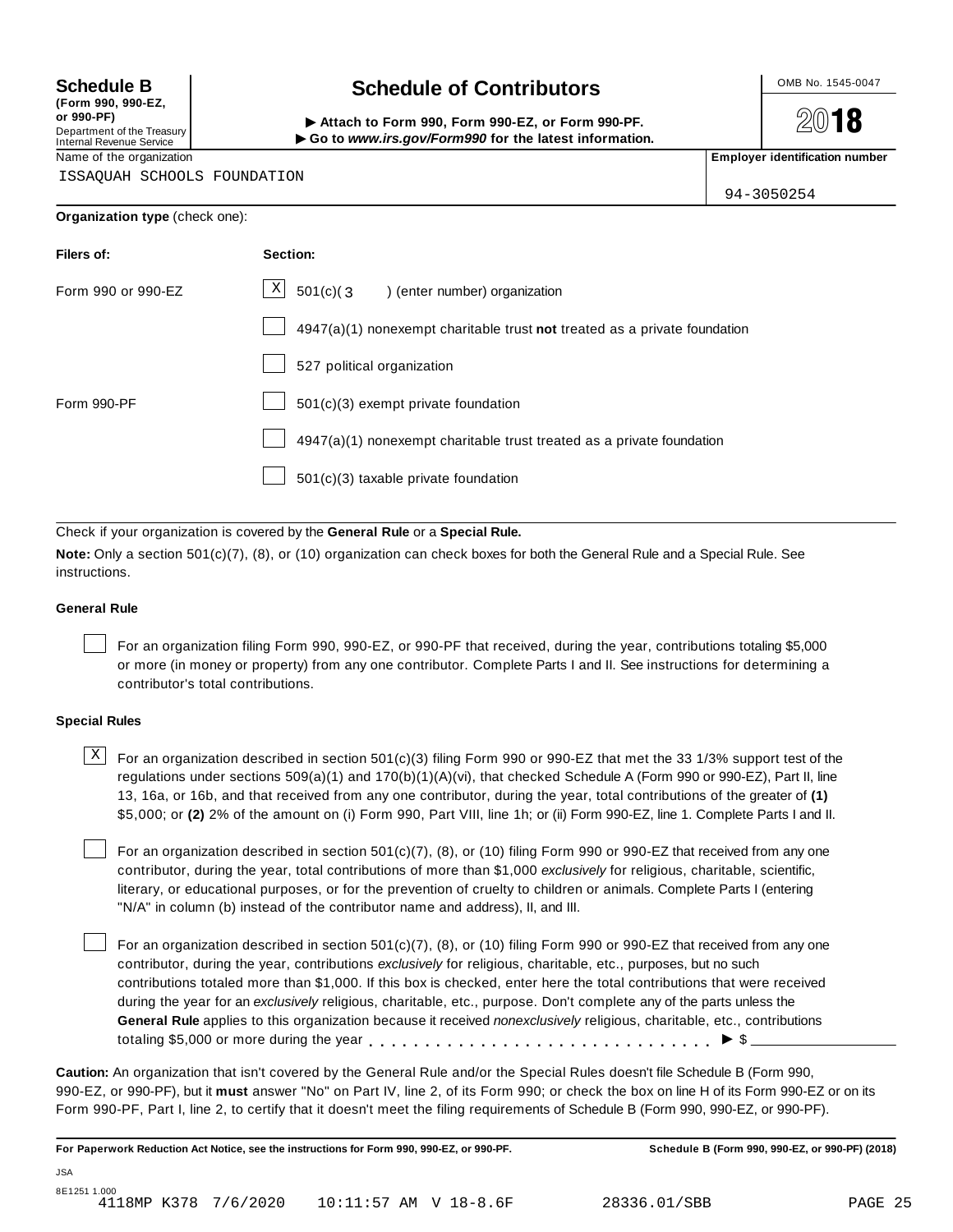**Schedule B**
**(Form 990, 990-EZ, or 990-PF)**
Department of the Treasury
Internal Revenue Service

# Schedule of Contributors

▶ **Attach to Form 990, Form 990-EZ, or Form 990-PF.**
▶ **Go to *www.irs.gov/Form990* for the latest information.**

OMB No. 1545-0047

**2018**

Name of the organization: ISSAQUAH SCHOOLS FOUNDATION

**Employer identification number:** 94-3050254

**Organization type** (check one):

| **Filers of:** | **Section:** |
|---|---|
| Form 990 or 990-EZ | [X] 501(c)( 3 ) (enter number) organization |
| | [ ] 4947(a)(1) nonexempt charitable trust **not** treated as a private foundation |
| | [ ] 527 political organization |
| Form 990-PF | [ ] 501(c)(3) exempt private foundation |
| | [ ] 4947(a)(1) nonexempt charitable trust treated as a private foundation |
| | [ ] 501(c)(3) taxable private foundation |

Check if your organization is covered by the **General Rule** or a **Special Rule.**

**Note:** Only a section 501(c)(7), (8), or (10) organization can check boxes for both the General Rule and a Special Rule. See instructions.

### General Rule

[ ] For an organization filing Form 990, 990-EZ, or 990-PF that received, during the year, contributions totaling $5,000 or more (in money or property) from any one contributor. Complete Parts I and II. See instructions for determining a contributor's total contributions.

### Special Rules

[X] For an organization described in section 501(c)(3) filing Form 990 or 990-EZ that met the 33 1/3% support test of the regulations under sections 509(a)(1) and 170(b)(1)(A)(vi), that checked Schedule A (Form 990 or 990-EZ), Part II, line 13, 16a, or 16b, and that received from any one contributor, during the year, total contributions of the greater of **(1)** $5,000; or **(2)** 2% of the amount on (i) Form 990, Part VIII, line 1h; or (ii) Form 990-EZ, line 1. Complete Parts I and II.

[ ] For an organization described in section 501(c)(7), (8), or (10) filing Form 990 or 990-EZ that received from any one contributor, during the year, total contributions of more than $1,000 *exclusively* for religious, charitable, scientific, literary, or educational purposes, or for the prevention of cruelty to children or animals. Complete Parts I (entering "N/A" in column (b) instead of the contributor name and address), II, and III.

[ ] For an organization described in section 501(c)(7), (8), or (10) filing Form 990 or 990-EZ that received from any one contributor, during the year, contributions *exclusively* for religious, charitable, etc., purposes, but no such contributions totaled more than $1,000. If this box is checked, enter here the total contributions that were received during the year for an *exclusively* religious, charitable, etc., purpose. Don't complete any of the parts unless the **General Rule** applies to this organization because it received *nonexclusively* religious, charitable, etc., contributions totaling $5,000 or more during the year . . . . . . . . . . . . . . . . . . . . . . . . . . . . . ▶ $ ________

**Caution:** An organization that isn't covered by the General Rule and/or the Special Rules doesn't file Schedule B (Form 990, 990-EZ, or 990-PF), but it **must** answer "No" on Part IV, line 2, of its Form 990; or check the box on line H of its Form 990-EZ or on its Form 990-PF, Part I, line 2, to certify that it doesn't meet the filing requirements of Schedule B (Form 990, 990-EZ, or 990-PF).

**For Paperwork Reduction Act Notice, see the instructions for Form 990, 990-EZ, or 990-PF.** **Schedule B (Form 990, 990-EZ, or 990-PF) (2018)**

JSA
8E1251 1.000
4118MP K378 7/6/2020 10:11:57 AM V 18-8.6F 28336.01/SBB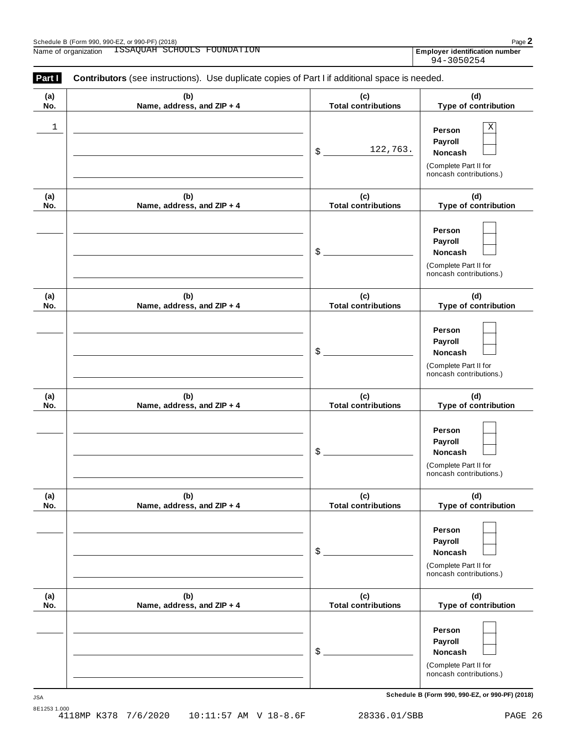Schedule B (Form 990, 990-EZ, or 990-PF) (2018)

Name of organization ISSAQUAH SCHOOLS FOUNDATION

**Employer identification number** 94-3050254

**Part I** **Contributors** (see instructions). Use duplicate copies of Part I if additional space is needed.

| (a) No. | (b) Name, address, and ZIP + 4 | (c) Total contributions | (d) Type of contribution |
|---|---|---|---|
| 1 | | $ 122,763. | Person [X] Payroll [ ] Noncash [ ] (Complete Part II for noncash contributions.) |
| | | $ | Person [ ] Payroll [ ] Noncash [ ] (Complete Part II for noncash contributions.) |
| | | $ | Person [ ] Payroll [ ] Noncash [ ] (Complete Part II for noncash contributions.) |
| | | $ | Person [ ] Payroll [ ] Noncash [ ] (Complete Part II for noncash contributions.) |
| | | $ | Person [ ] Payroll [ ] Noncash [ ] (Complete Part II for noncash contributions.) |
| | | $ | Person [ ] Payroll [ ] Noncash [ ] (Complete Part II for noncash contributions.) |

JSA

8E1253 1.000

4118MP K378 7/6/2020 10:11:57 AM V 18-8.6F 28336.01/SBB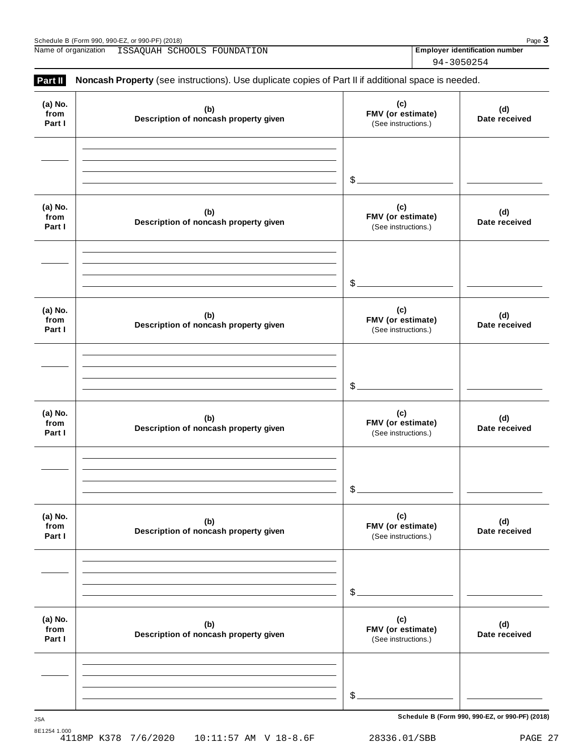Name of organization ISSAQUAH SCHOOLS FOUNDATION

**Employer identification number** 94-3050254

**Part II** **Noncash Property** (see instructions). Use duplicate copies of Part II if additional space is needed.

| (a) No. from Part I | (b) Description of noncash property given | (c) FMV (or estimate) (See instructions.) | (d) Date received |
|---|---|---|---|
| | | $ | |

| (a) No. from Part I | (b) Description of noncash property given | (c) FMV (or estimate) (See instructions.) | (d) Date received |
|---|---|---|---|
| | | $ | |

| (a) No. from Part I | (b) Description of noncash property given | (c) FMV (or estimate) (See instructions.) | (d) Date received |
|---|---|---|---|
| | | $ | |

| (a) No. from Part I | (b) Description of noncash property given | (c) FMV (or estimate) (See instructions.) | (d) Date received |
|---|---|---|---|
| | | $ | |

| (a) No. from Part I | (b) Description of noncash property given | (c) FMV (or estimate) (See instructions.) | (d) Date received |
|---|---|---|---|
| | | $ | |

| (a) No. from Part I | (b) Description of noncash property given | (c) FMV (or estimate) (See instructions.) | (d) Date received |
|---|---|---|---|
| | | $ | |

**Schedule B (Form 990, 990-EZ, or 990-PF) (2018)**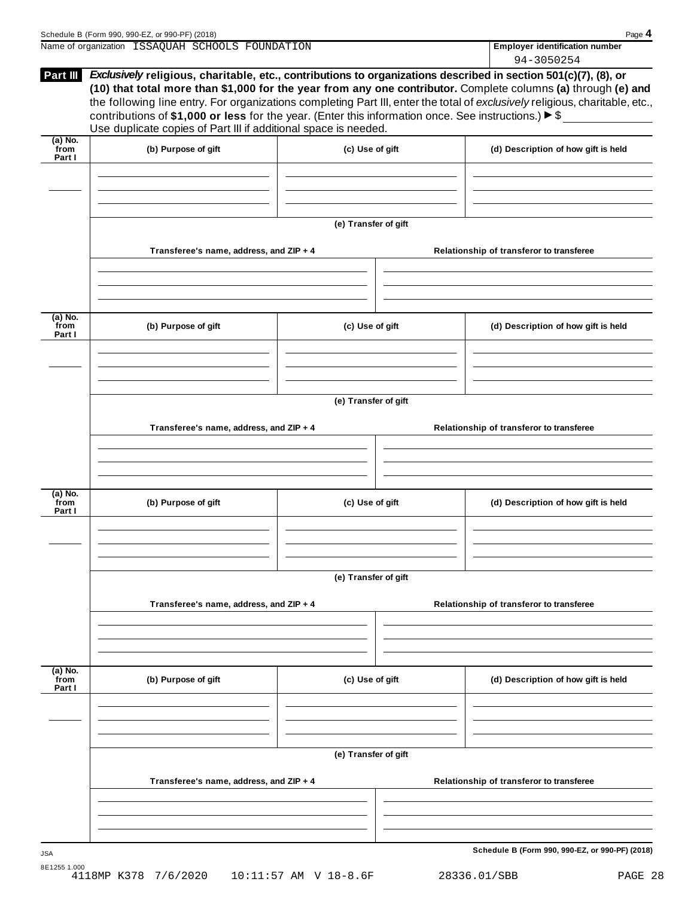Name of organization ISSAQUAH SCHOOLS FOUNDATION

**Employer identification number**

94-3050254

**Part III** ***Exclusively*** **religious, charitable, etc., contributions to organizations described in section 501(c)(7), (8), or (10) that total more than $1,000 for the year from any one contributor.** Complete columns **(a)** through **(e) and** the following line entry. For organizations completing Part III, enter the total of *exclusively* religious, charitable, etc., contributions of **$1,000 or less** for the year. (Enter this information once. See instructions.) ▶ $ ____________

Use duplicate copies of Part III if additional space is needed.

| (a) No. from Part I | (b) Purpose of gift | (c) Use of gift | (d) Description of how gift is held |
|---|---|---|---|
| | | | |

**(e) Transfer of gift**

| Transferee's name, address, and ZIP + 4 | Relationship of transferor to transferee |
|---|---|
| | |

| (a) No. from Part I | (b) Purpose of gift | (c) Use of gift | (d) Description of how gift is held |
|---|---|---|---|
| | | | |

**(e) Transfer of gift**

| Transferee's name, address, and ZIP + 4 | Relationship of transferor to transferee |
|---|---|
| | |

| (a) No. from Part I | (b) Purpose of gift | (c) Use of gift | (d) Description of how gift is held |
|---|---|---|---|
| | | | |

**(e) Transfer of gift**

| Transferee's name, address, and ZIP + 4 | Relationship of transferor to transferee |
|---|---|
| | |

| (a) No. from Part I | (b) Purpose of gift | (c) Use of gift | (d) Description of how gift is held |
|---|---|---|---|
| | | | |

**(e) Transfer of gift**

| Transferee's name, address, and ZIP + 4 | Relationship of transferor to transferee |
|---|---|
| | |

**Schedule B (Form 990, 990-EZ, or 990-PF) (2018)**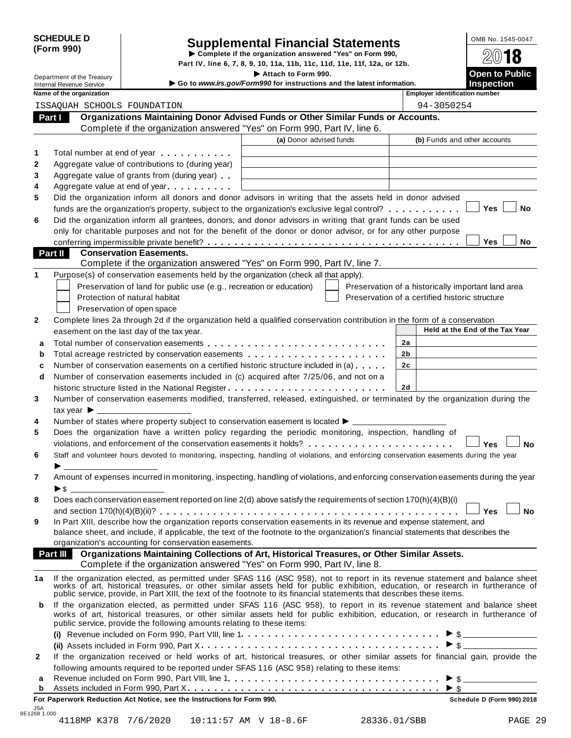**SCHEDULE D (Form 990)**

Department of the Treasury
Internal Revenue Service

# Supplemental Financial Statements

▶ Complete if the organization answered "Yes" on Form 990, Part IV, line 6, 7, 8, 9, 10, 11a, 11b, 11c, 11d, 11e, 11f, 12a, or 12b.

▶ Attach to Form 990.

▶ Go to *www.irs.gov/Form990* for instructions and the latest information.

OMB No. 1545-0047

2018

**Open to Public Inspection**

| Name of the organization | Employer identification number |
|---|---|
| ISSAQUAH SCHOOLS FOUNDATION | 94-3050254 |

## Part I Organizations Maintaining Donor Advised Funds or Other Similar Funds or Accounts.

Complete if the organization answered "Yes" on Form 990, Part IV, line 6.

| | | (a) Donor advised funds | (b) Funds and other accounts |
|---|---|---|---|
| 1 | Total number at end of year | | |
| 2 | Aggregate value of contributions to (during year) | | |
| 3 | Aggregate value of grants from (during year) | | |
| 4 | Aggregate value at end of year | | |

5 Did the organization inform all donors and donor advisors in writing that the assets held in donor advised funds are the organization's property, subject to the organization's exclusive legal control? ☐ Yes ☐ No

6 Did the organization inform all grantees, donors, and donor advisors in writing that grant funds can be used only for charitable purposes and not for the benefit of the donor or donor advisor, or for any other purpose conferring impermissible private benefit? ☐ Yes ☐ No

## Part II Conservation Easements.

Complete if the organization answered "Yes" on Form 990, Part IV, line 7.

1 Purpose(s) of conservation easements held by the organization (check all that apply).

- ☐ Preservation of land for public use (e.g., recreation or education)
- ☐ Protection of natural habitat
- ☐ Preservation of open space
- ☐ Preservation of a historically important land area
- ☐ Preservation of a certified historic structure

2 Complete lines 2a through 2d if the organization held a qualified conservation contribution in the form of a conservation easement on the last day of the tax year.

| | | | Held at the End of the Tax Year |
|---|---|---|---|
| a | Total number of conservation easements | 2a | |
| b | Total acreage restricted by conservation easements | 2b | |
| c | Number of conservation easements on a certified historic structure included in (a) | 2c | |
| d | Number of conservation easements included in (c) acquired after 7/25/06, and not on a historic structure listed in the National Register | 2d | |

3 Number of conservation easements modified, transferred, released, extinguished, or terminated by the organization during the tax year ▶ ____________

4 Number of states where property subject to conservation easement is located ▶ ____________

5 Does the organization have a written policy regarding the periodic monitoring, inspection, handling of violations, and enforcement of the conservation easements it holds? ☐ Yes ☐ No

6 Staff and volunteer hours devoted to monitoring, inspecting, handling of violations, and enforcing conservation easements during the year ▶ ____________

7 Amount of expenses incurred in monitoring, inspecting, handling of violations, and enforcing conservation easements during the year ▶ $ ____________

8 Does each conservation easement reported on line 2(d) above satisfy the requirements of section 170(h)(4)(B)(i) and section 170(h)(4)(B)(ii)? ☐ Yes ☐ No

9 In Part XIII, describe how the organization reports conservation easements in its revenue and expense statement, and balance sheet, and include, if applicable, the text of the footnote to the organization's financial statements that describes the organization's accounting for conservation easements.

## Part III Organizations Maintaining Collections of Art, Historical Treasures, or Other Similar Assets.

Complete if the organization answered "Yes" on Form 990, Part IV, line 8.

1a If the organization elected, as permitted under SFAS 116 (ASC 958), not to report in its revenue statement and balance sheet works of art, historical treasures, or other similar assets held for public exhibition, education, or research in furtherance of public service, provide, in Part XIII, the text of the footnote to its financial statements that describes these items.

b If the organization elected, as permitted under SFAS 116 (ASC 958), to report in its revenue statement and balance sheet works of art, historical treasures, or other similar assets held for public exhibition, education, or research in furtherance of public service, provide the following amounts relating to these items:

(i) Revenue included on Form 990, Part VIII, line 1 ▶ $ ____________

(ii) Assets included in Form 990, Part X ▶ $ ____________

2 If the organization received or held works of art, historical treasures, or other similar assets for financial gain, provide the following amounts required to be reported under SFAS 116 (ASC 958) relating to these items:

a Revenue included on Form 990, Part VIII, line 1 ▶ $ ____________

b Assets included in Form 990, Part X ▶ $ ____________

**For Paperwork Reduction Act Notice, see the Instructions for Form 990.** **Schedule D (Form 990) 2018**

JSA 8E1268 1.000

4118MP K378 7/6/2020 10:11:57 AM V 18-8.6F 28336.01/SBB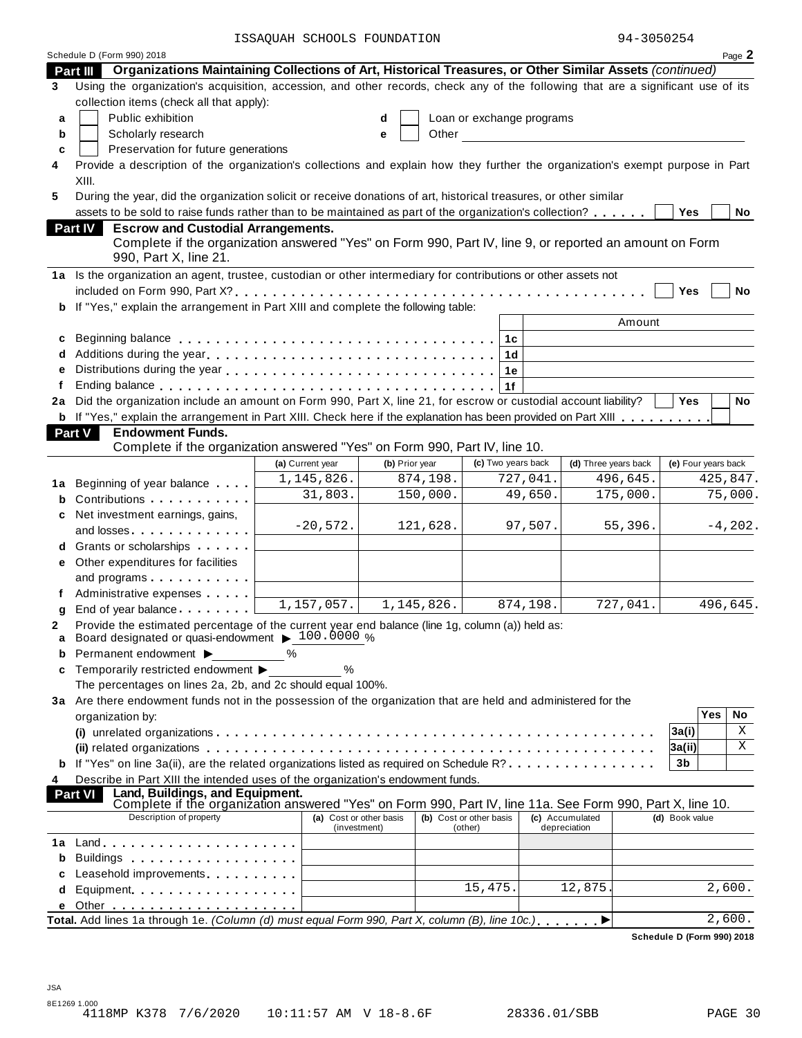ISSAQUAH SCHOOLS FOUNDATION 94-3050254

Schedule D (Form 990) 2018 Page **2**

**Part III Organizations Maintaining Collections of Art, Historical Treasures, or Other Similar Assets** *(continued)*

**3** Using the organization's acquisition, accession, and other records, check any of the following that are a significant use of its collection items (check all that apply):

- **a** ☐ Public exhibition
- **b** ☐ Scholarly research
- **c** ☐ Preservation for future generations
- **d** ☐ Loan or exchange programs
- **e** ☐ Other

**4** Provide a description of the organization's collections and explain how they further the organization's exempt purpose in Part XIII.

**5** During the year, did the organization solicit or receive donations of art, historical treasures, or other similar assets to be sold to raise funds rather than to be maintained as part of the organization's collection? ☐ Yes ☐ No

**Part IV Escrow and Custodial Arrangements.**
Complete if the organization answered "Yes" on Form 990, Part IV, line 9, or reported an amount on Form 990, Part X, line 21.

**1a** Is the organization an agent, trustee, custodian or other intermediary for contributions or other assets not included on Form 990, Part X? ☐ Yes ☐ No

**b** If "Yes," explain the arrangement in Part XIII and complete the following table:

| | | | Amount |
|---|---|---|---|
| **c** | Beginning balance | 1c | |
| **d** | Additions during the year | 1d | |
| **e** | Distributions during the year | 1e | |
| **f** | Ending balance | 1f | |

**2a** Did the organization include an amount on Form 990, Part X, line 21, for escrow or custodial account liability? ☐ Yes ☐ No

**b** If "Yes," explain the arrangement in Part XIII. Check here if the explanation has been provided on Part XIII ☐

**Part V Endowment Funds.**
Complete if the organization answered "Yes" on Form 990, Part IV, line 10.

| | | (a) Current year | (b) Prior year | (c) Two years back | (d) Three years back | (e) Four years back |
|---|---|---|---|---|---|---|
| **1a** | Beginning of year balance | 1,145,826. | 874,198. | 727,041. | 496,645. | 425,847. |
| **b** | Contributions | 31,803. | 150,000. | 49,650. | 175,000. | 75,000. |
| **c** | Net investment earnings, gains, and losses | -20,572. | 121,628. | 97,507. | 55,396. | -4,202. |
| **d** | Grants or scholarships | | | | | |
| **e** | Other expenditures for facilities and programs | | | | | |
| **f** | Administrative expenses | | | | | |
| **g** | End of year balance | 1,157,057. | 1,145,826. | 874,198. | 727,041. | 496,645. |

**2** Provide the estimated percentage of the current year end balance (line 1g, column (a)) held as:

- **a** Board designated or quasi-endowment ▶ 100.0000 %
- **b** Permanent endowment ▶ %
- **c** Temporarily restricted endowment ▶ %

The percentages on lines 2a, 2b, and 2c should equal 100%.

**3a** Are there endowment funds not in the possession of the organization that are held and administered for the organization by:

| | | | Yes | No |
|---|---|---|---|---|
| | (i) unrelated organizations | 3a(i) | | X |
| | (ii) related organizations | 3a(ii) | | X |
| **b** | If "Yes" on line 3a(ii), are the related organizations listed as required on Schedule R? | 3b | | |

**4** Describe in Part XIII the intended uses of the organization's endowment funds.

**Part VI Land, Buildings, and Equipment.**
Complete if the organization answered "Yes" on Form 990, Part IV, line 11a. See Form 990, Part X, line 10.

| | Description of property | (a) Cost or other basis (investment) | (b) Cost or other basis (other) | (c) Accumulated depreciation | (d) Book value |
|---|---|---|---|---|---|
| **1a** | Land | | | | |
| **b** | Buildings | | | | |
| **c** | Leasehold improvements | | | | |
| **d** | Equipment | | 15,475. | 12,875. | 2,600. |
| **e** | Other | | | | |

**Total.** Add lines 1a through 1e. *(Column (d) must equal Form 990, Part X, column (B), line 10c.)* ▶ 2,600.

**Schedule D (Form 990) 2018**

JSA
8E1269 1.000
4118MP K378 7/6/2020 10:11:57 AM V 18-8.6F 28336.01/SBB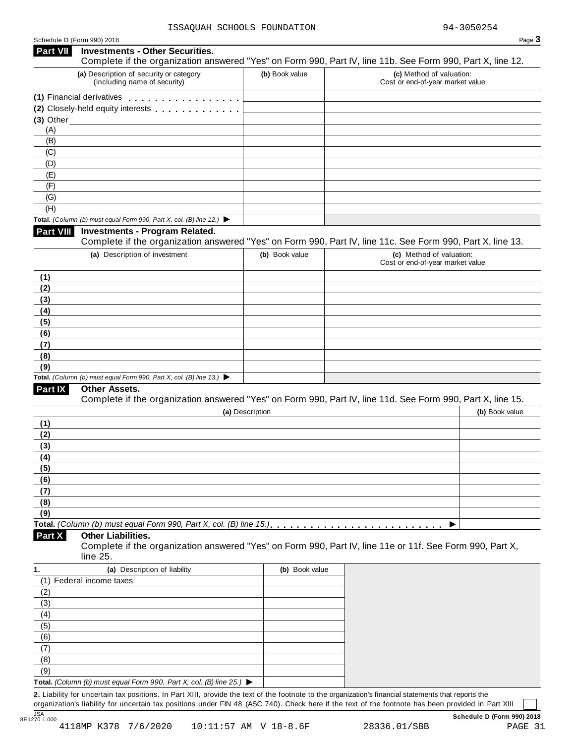ISSAQUAH SCHOOLS FOUNDATION 94-3050254

Schedule D (Form 990) 2018 Page **3**

## Part VII Investments - Other Securities.

Complete if the organization answered "Yes" on Form 990, Part IV, line 11b. See Form 990, Part X, line 12.

| (a) Description of security or category (including name of security) | (b) Book value | (c) Method of valuation: Cost or end-of-year market value |
|---|---|---|
| (1) Financial derivatives | | |
| (2) Closely-held equity interests | | |
| (3) Other | | |
| (A) | | |
| (B) | | |
| (C) | | |
| (D) | | |
| (E) | | |
| (F) | | |
| (G) | | |
| (H) | | |
| **Total.** *(Column (b) must equal Form 990, Part X, col. (B) line 12.)* ▶ | | |

## Part VIII Investments - Program Related.

Complete if the organization answered "Yes" on Form 990, Part IV, line 11c. See Form 990, Part X, line 13.

| (a) Description of investment | (b) Book value | (c) Method of valuation: Cost or end-of-year market value |
|---|---|---|
| (1) | | |
| (2) | | |
| (3) | | |
| (4) | | |
| (5) | | |
| (6) | | |
| (7) | | |
| (8) | | |
| (9) | | |
| **Total.** *(Column (b) must equal Form 990, Part X, col. (B) line 13.)* ▶ | | |

## Part IX Other Assets.

Complete if the organization answered "Yes" on Form 990, Part IV, line 11d. See Form 990, Part X, line 15.

| (a) Description | (b) Book value |
|---|---|
| (1) | |
| (2) | |
| (3) | |
| (4) | |
| (5) | |
| (6) | |
| (7) | |
| (8) | |
| (9) | |
| **Total.** *(Column (b) must equal Form 990, Part X, col. (B) line 15.)* ▶ | |

## Part X Other Liabilities.

Complete if the organization answered "Yes" on Form 990, Part IV, line 11e or 11f. See Form 990, Part X, line 25.

| 1. (a) Description of liability | (b) Book value |
|---|---|
| (1) Federal income taxes | |
| (2) | |
| (3) | |
| (4) | |
| (5) | |
| (6) | |
| (7) | |
| (8) | |
| (9) | |
| **Total.** *(Column (b) must equal Form 990, Part X, col. (B) line 25.)* ▶ | |

**2.** Liability for uncertain tax positions. In Part XIII, provide the text of the footnote to the organization's financial statements that reports the organization's liability for uncertain tax positions under FIN 48 (ASC 740). Check here if the text of the footnote has been provided in Part XIII ☐

**Schedule D (Form 990) 2018**

JSA 8E1270 1.000

4118MP K378 7/6/2020 10:11:57 AM V 18-8.6F 28336.01/SBB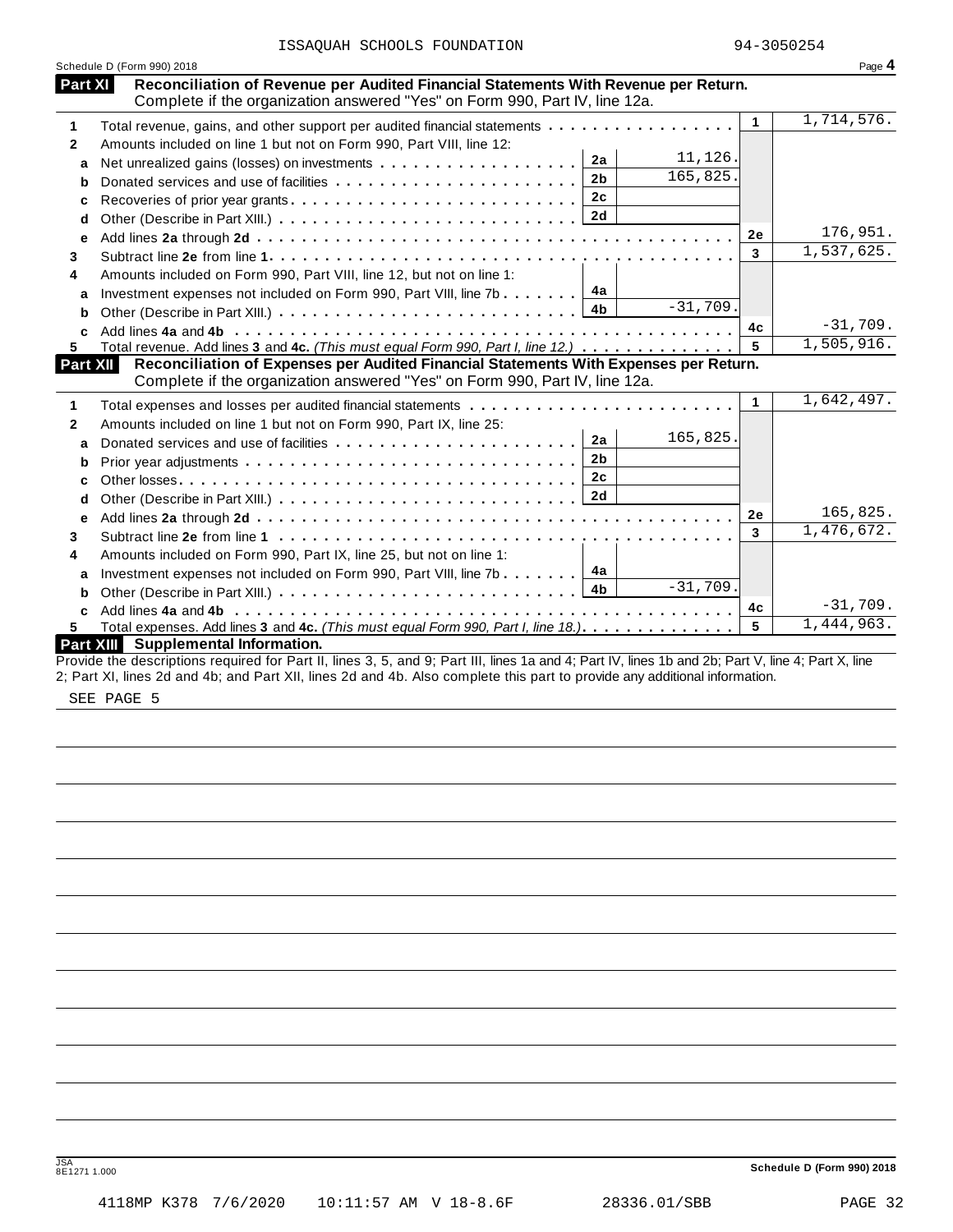ISSAQUAH SCHOOLS FOUNDATION 94-3050254

Schedule D (Form 990) 2018 Page **4**

## Part XI Reconciliation of Revenue per Audited Financial Statements With Revenue per Return.

Complete if the organization answered "Yes" on Form 990, Part IV, line 12a.

| | | | | | |
|---|---|---|---|---|---|
| **1** | Total revenue, gains, and other support per audited financial statements | | | 1 | 1,714,576. |
| **2** | Amounts included on line 1 but not on Form 990, Part VIII, line 12: | | | | |
| **a** | Net unrealized gains (losses) on investments | 2a | 11,126. | | |
| **b** | Donated services and use of facilities | 2b | 165,825. | | |
| **c** | Recoveries of prior year grants | 2c | | | |
| **d** | Other (Describe in Part XIII.) | 2d | | | |
| **e** | Add lines **2a** through **2d** | | | 2e | 176,951. |
| **3** | Subtract line **2e** from line **1** | | | 3 | 1,537,625. |
| **4** | Amounts included on Form 990, Part VIII, line 12, but not on line 1: | | | | |
| **a** | Investment expenses not included on Form 990, Part VIII, line 7b | 4a | | | |
| **b** | Other (Describe in Part XIII.) | 4b | -31,709. | | |
| **c** | Add lines **4a** and **4b** | | | 4c | -31,709. |
| **5** | Total revenue. Add lines **3** and **4c.** *(This must equal Form 990, Part I, line 12.)* | | | 5 | 1,505,916. |

## Part XII Reconciliation of Expenses per Audited Financial Statements With Expenses per Return.

Complete if the organization answered "Yes" on Form 990, Part IV, line 12a.

| | | | | | |
|---|---|---|---|---|---|
| **1** | Total expenses and losses per audited financial statements | | | 1 | 1,642,497. |
| **2** | Amounts included on line 1 but not on Form 990, Part IX, line 25: | | | | |
| **a** | Donated services and use of facilities | 2a | 165,825. | | |
| **b** | Prior year adjustments | 2b | | | |
| **c** | Other losses | 2c | | | |
| **d** | Other (Describe in Part XIII.) | 2d | | | |
| **e** | Add lines **2a** through **2d** | | | 2e | 165,825. |
| **3** | Subtract line **2e** from line **1** | | | 3 | 1,476,672. |
| **4** | Amounts included on Form 990, Part IX, line 25, but not on line 1: | | | | |
| **a** | Investment expenses not included on Form 990, Part VIII, line 7b | 4a | | | |
| **b** | Other (Describe in Part XIII.) | 4b | -31,709. | | |
| **c** | Add lines **4a** and **4b** | | | 4c | -31,709. |
| **5** | Total expenses. Add lines **3** and **4c.** *(This must equal Form 990, Part I, line 18.)* | | | 5 | 1,444,963. |

## Part XIII Supplemental Information.

Provide the descriptions required for Part II, lines 3, 5, and 9; Part III, lines 1a and 4; Part IV, lines 1b and 2b; Part V, line 4; Part X, line 2; Part XI, lines 2d and 4b; and Part XII, lines 2d and 4b. Also complete this part to provide any additional information.

SEE PAGE 5

Schedule D (Form 990) 2018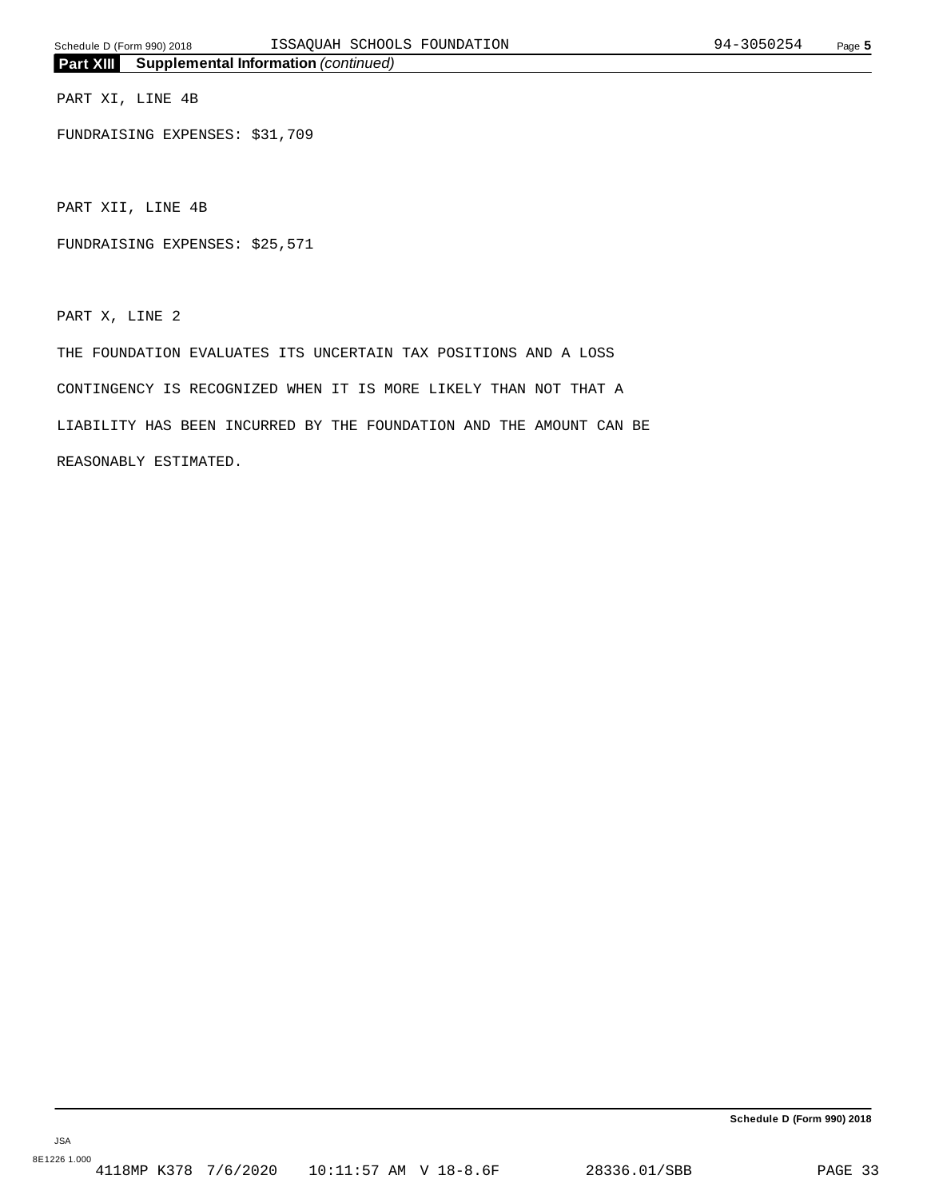**Part XIII Supplemental Information** *(continued)*

PART XI, LINE 4B

FUNDRAISING EXPENSES: $31,709

PART XII, LINE 4B

FUNDRAISING EXPENSES: $25,571

PART X, LINE 2

THE FOUNDATION EVALUATES ITS UNCERTAIN TAX POSITIONS AND A LOSS CONTINGENCY IS RECOGNIZED WHEN IT IS MORE LIKELY THAN NOT THAT A LIABILITY HAS BEEN INCURRED BY THE FOUNDATION AND THE AMOUNT CAN BE REASONABLY ESTIMATED.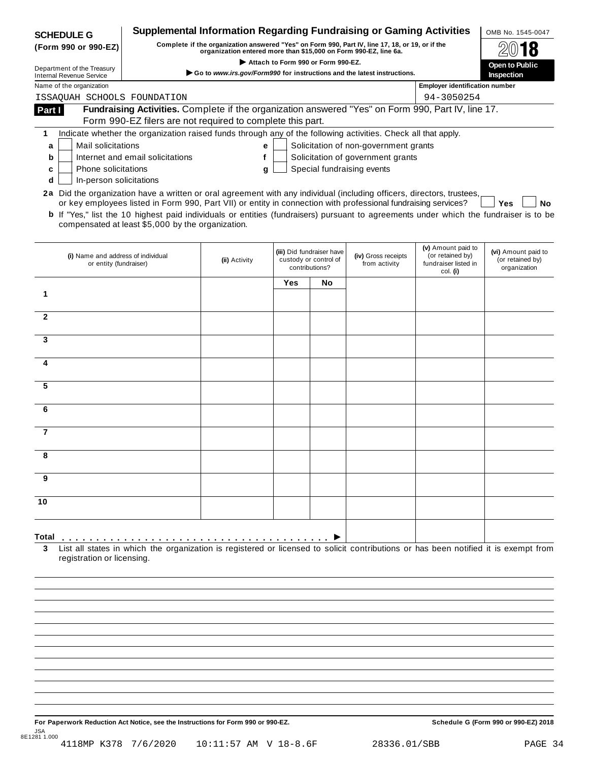**SCHEDULE G**
**(Form 990 or 990-EZ)**

Department of the Treasury
Internal Revenue Service

# Supplemental Information Regarding Fundraising or Gaming Activities

**Complete if the organization answered "Yes" on Form 990, Part IV, line 17, 18, or 19, or if the organization entered more than $15,000 on Form 990-EZ, line 6a.**

▶ Attach to Form 990 or Form 990-EZ.

▶ Go to *www.irs.gov/Form990* for instructions and the latest instructions.

OMB No. 1545-0047

**2018**

**Open to Public Inspection**

Name of the organization: ISSAQUAH SCHOOLS FOUNDATION

Employer identification number: 94-3050254

**Part I** **Fundraising Activities.** Complete if the organization answered "Yes" on Form 990, Part IV, line 17. Form 990-EZ filers are not required to complete this part.

**1** Indicate whether the organization raised funds through any of the following activities. Check all that apply.

- **a** ☐ Mail solicitations
- **b** ☐ Internet and email solicitations
- **c** ☐ Phone solicitations
- **d** ☐ In-person solicitations
- **e** ☐ Solicitation of non-government grants
- **f** ☐ Solicitation of government grants
- **g** ☐ Special fundraising events

**2a** Did the organization have a written or oral agreement with any individual (including officers, directors, trustees, or key employees listed in Form 990, Part VII) or entity in connection with professional fundraising services? ☐ **Yes** ☐ **No**

**b** If "Yes," list the 10 highest paid individuals or entities (fundraisers) pursuant to agreements under which the fundraiser is to be compensated at least $5,000 by the organization.

| | (i) Name and address of individual or entity (fundraiser) | (ii) Activity | (iii) Did fundraiser have custody or control of contributions? | | (iv) Gross receipts from activity | (v) Amount paid to (or retained by) fundraiser listed in col. (i) | (vi) Amount paid to (or retained by) organization |
|---|---|---|---|---|---|---|---|
| | | | Yes | No | | | |
| 1 | | | | | | | |
| 2 | | | | | | | |
| 3 | | | | | | | |
| 4 | | | | | | | |
| 5 | | | | | | | |
| 6 | | | | | | | |
| 7 | | | | | | | |
| 8 | | | | | | | |
| 9 | | | | | | | |
| 10 | | | | | | | |
| **Total** ▶ | | | | | | | |

**3** List all states in which the organization is registered or licensed to solicit contributions or has been notified it is exempt from registration or licensing.

**For Paperwork Reduction Act Notice, see the Instructions for Form 990 or 990-EZ.**

**Schedule G (Form 990 or 990-EZ) 2018**

JSA
8E1281 1.000

4118MP K378 7/6/2020 10:11:57 AM V 18-8.6F 28336.01/SBB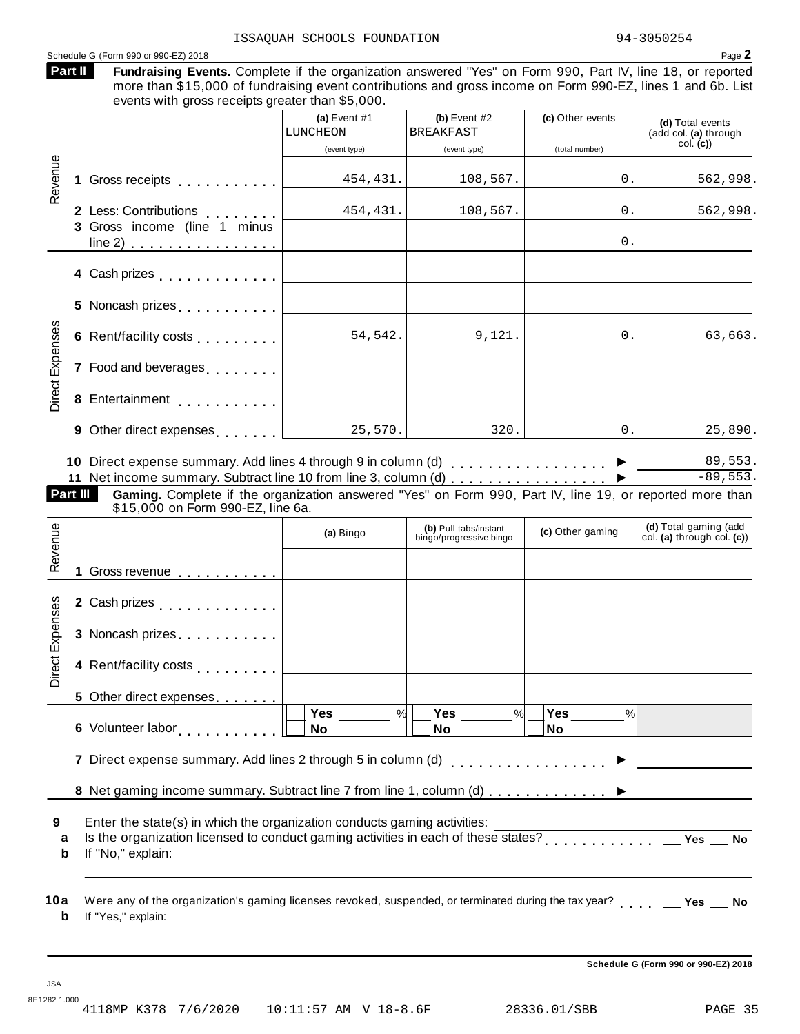ISSAQUAH SCHOOLS FOUNDATION 94-3050254

Schedule G (Form 990 or 990-EZ) 2018 Page **2**

**Part II** **Fundraising Events.** Complete if the organization answered "Yes" on Form 990, Part IV, line 18, or reported more than $15,000 of fundraising event contributions and gross income on Form 990-EZ, lines 1 and 6b. List events with gross receipts greater than $5,000.

| | | (a) Event #1 LUNCHEON (event type) | (b) Event #2 BREAKFAST (event type) | (c) Other events (total number) | (d) Total events (add col. (a) through col. (c)) |
|---|---|---|---|---|---|
| Revenue | 1 Gross receipts | 454,431. | 108,567. | 0. | 562,998. |
| | 2 Less: Contributions | 454,431. | 108,567. | 0. | 562,998. |
| | 3 Gross income (line 1 minus line 2) | | | 0. | |
| Direct Expenses | 4 Cash prizes | | | | |
| | 5 Noncash prizes | | | | |
| | 6 Rent/facility costs | 54,542. | 9,121. | 0. | 63,663. |
| | 7 Food and beverages | | | | |
| | 8 Entertainment | | | | |
| | 9 Other direct expenses | 25,570. | 320. | 0. | 25,890. |
| | 10 Direct expense summary. Add lines 4 through 9 in column (d) ▶ | | | | 89,553. |
| | 11 Net income summary. Subtract line 10 from line 3, column (d) ▶ | | | | -89,553. |

**Part III** **Gaming.** Complete if the organization answered "Yes" on Form 990, Part IV, line 19, or reported more than $15,000 on Form 990-EZ, line 6a.

| | | (a) Bingo | (b) Pull tabs/instant bingo/progressive bingo | (c) Other gaming | (d) Total gaming (add col. (a) through col. (c)) |
|---|---|---|---|---|---|
| Revenue | 1 Gross revenue | | | | |
| Direct Expenses | 2 Cash prizes | | | | |
| | 3 Noncash prizes | | | | |
| | 4 Rent/facility costs | | | | |
| | 5 Other direct expenses | | | | |
| | 6 Volunteer labor | Yes ___ % / No | Yes ___ % / No | Yes ___ % / No | |
| | 7 Direct expense summary. Add lines 2 through 5 in column (d) ▶ | | | | |
| | 8 Net gaming income summary. Subtract line 7 from line 1, column (d) ▶ | | | | |

**9** Enter the state(s) in which the organization conducts gaming activities: \_\_\_\_\_\_\_\_\_\_

**a** Is the organization licensed to conduct gaming activities in each of these states? ☐ Yes ☐ No

**b** If "No," explain: \_\_\_\_\_\_\_\_\_\_

**10a** Were any of the organization's gaming licenses revoked, suspended, or terminated during the tax year? ☐ Yes ☐ No

**b** If "Yes," explain: \_\_\_\_\_\_\_\_\_\_

**Schedule G (Form 990 or 990-EZ) 2018**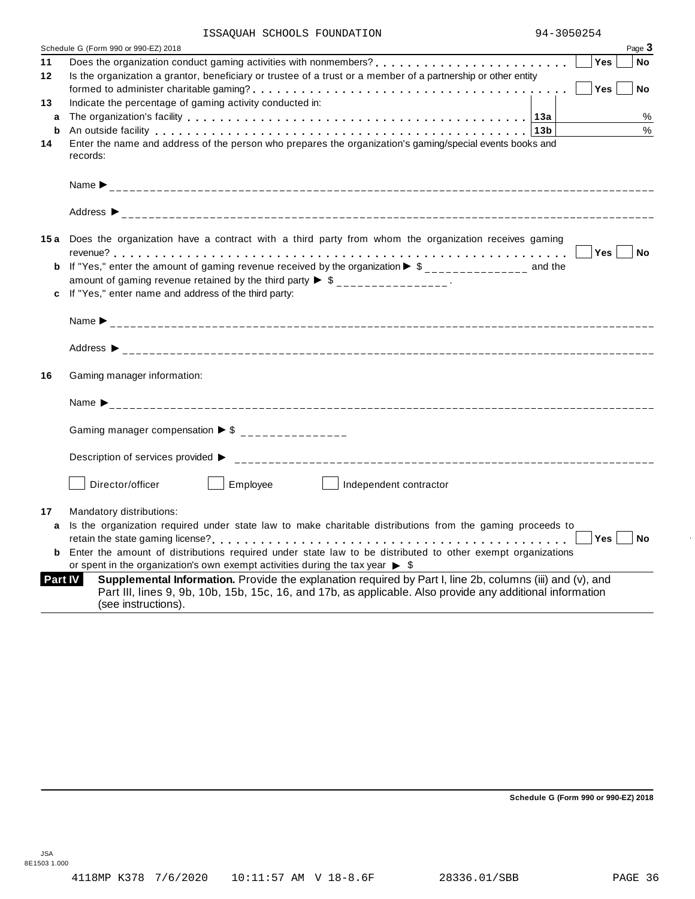ISSAQUAH SCHOOLS FOUNDATION 94-3050254

Schedule G (Form 990 or 990-EZ) 2018 Page **3**

**11** Does the organization conduct gaming activities with nonmembers? . . . . . . . . . . . . . . . . . . . . . . . . ☐ Yes ☐ No

**12** Is the organization a grantor, beneficiary or trustee of a trust or a member of a partnership or other entity formed to administer charitable gaming? . . . . . . . . . . . . . . . . . . . . . . . . . . . . . . . . . . . . ☐ Yes ☐ No

**13** Indicate the percentage of gaming activity conducted in:

**a** The organization's facility . . . . . . . . . . . . . . . . . . . . . . . . . . . . . . . . . . . . **13a** ______ %

**b** An outside facility . . . . . . . . . . . . . . . . . . . . . . . . . . . . . . . . . . . . . . . . . **13b** ______ %

**14** Enter the name and address of the person who prepares the organization's gaming/special events books and records:

Name ▶ ________________________________________________

Address ▶ ________________________________________________

**15 a** Does the organization have a contract with a third party from whom the organization receives gaming revenue? . . . . . . . . . . . . . . . . . . . . . . . . . . . . . . . . . . . . . . . . . . . . . . . . . . . . . . ☐ Yes ☐ No

**b** If "Yes," enter the amount of gaming revenue received by the organization ▶ $ ______________ and the amount of gaming revenue retained by the third party ▶ $ ______________ .

**c** If "Yes," enter name and address of the third party:

Name ▶ ________________________________________________

Address ▶ ________________________________________________

**16** Gaming manager information:

Name ▶ ________________________________________________

Gaming manager compensation ▶ $ ______________

Description of services provided ▶ ________________________________________________

☐ Director/officer ☐ Employee ☐ Independent contractor

**17** Mandatory distributions:

**a** Is the organization required under state law to make charitable distributions from the gaming proceeds to retain the state gaming license? . . . . . . . . . . . . . . . . . . . . . . . . . . . . . . . . . . . . . . . . ☐ Yes ☐ No

**b** Enter the amount of distributions required under state law to be distributed to other exempt organizations or spent in the organization's own exempt activities during the tax year ▶ $

**Part IV** **Supplemental Information.** Provide the explanation required by Part I, line 2b, columns (iii) and (v), and Part III, lines 9, 9b, 10b, 15b, 15c, 16, and 17b, as applicable. Also provide any additional information (see instructions).

**Schedule G (Form 990 or 990-EZ) 2018**

JSA
8E1503 1.000

4118MP K378 7/6/2020 10:11:57 AM V 18-8.6F 28336.01/SBB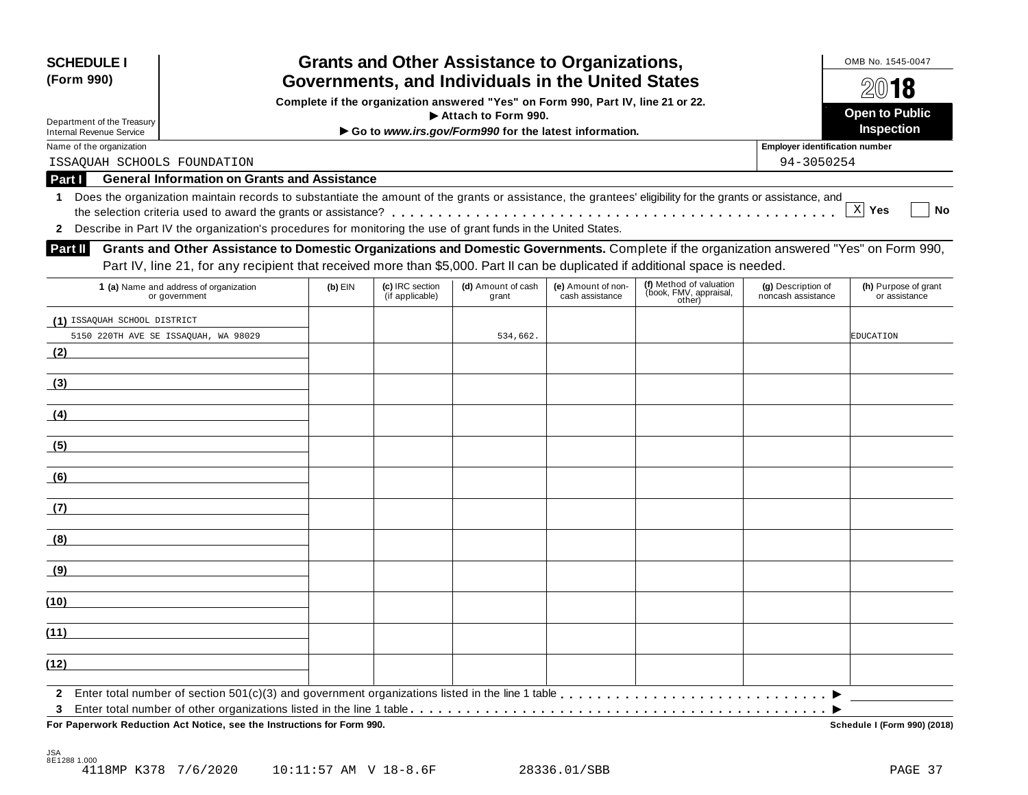**SCHEDULE I**
**(Form 990)**

Department of the Treasury
Internal Revenue Service

# Grants and Other Assistance to Organizations, Governments, and Individuals in the United States

**Complete if the organization answered "Yes" on Form 990, Part IV, line 21 or 22.**
**▶ Attach to Form 990.**
**▶ Go to *www.irs.gov/Form990* for the latest information.**

OMB No. 1545-0047
**2018**
**Open to Public Inspection**

Name of the organization: ISSAQUAH SCHOOLS FOUNDATION
Employer identification number: 94-3050254

## Part I General Information on Grants and Assistance

**1** Does the organization maintain records to substantiate the amount of the grants or assistance, the grantees' eligibility for the grants or assistance, and the selection criteria used to award the grants or assistance? . . . . . [X] **Yes** [ ] **No**

**2** Describe in Part IV the organization's procedures for monitoring the use of grant funds in the United States.

## Part II Grants and Other Assistance to Domestic Organizations and Domestic Governments.

Complete if the organization answered "Yes" on Form 990, Part IV, line 21, for any recipient that received more than $5,000. Part II can be duplicated if additional space is needed.

| 1 (a) Name and address of organization or government | (b) EIN | (c) IRC section (if applicable) | (d) Amount of cash grant | (e) Amount of non-cash assistance | (f) Method of valuation (book, FMV, appraisal, other) | (g) Description of noncash assistance | (h) Purpose of grant or assistance |
|---|---|---|---|---|---|---|---|
| (1) ISSAQUAH SCHOOL DISTRICT 5150 220TH AVE SE ISSAQUAH, WA 98029 | | | 534,662. | | | | EDUCATION |
| (2) | | | | | | | |
| (3) | | | | | | | |
| (4) | | | | | | | |
| (5) | | | | | | | |
| (6) | | | | | | | |
| (7) | | | | | | | |
| (8) | | | | | | | |
| (9) | | | | | | | |
| (10) | | | | | | | |
| (11) | | | | | | | |
| (12) | | | | | | | |

**2** Enter total number of section 501(c)(3) and government organizations listed in the line 1 table . . . . . ▶

**3** Enter total number of other organizations listed in the line 1 table . . . . . ▶

**For Paperwork Reduction Act Notice, see the Instructions for Form 990.** **Schedule I (Form 990) (2018)**

JSA
8E1288 1.000
4118MP K378 7/6/2020 10:11:57 AM V 18-8.6F 28336.01/SBB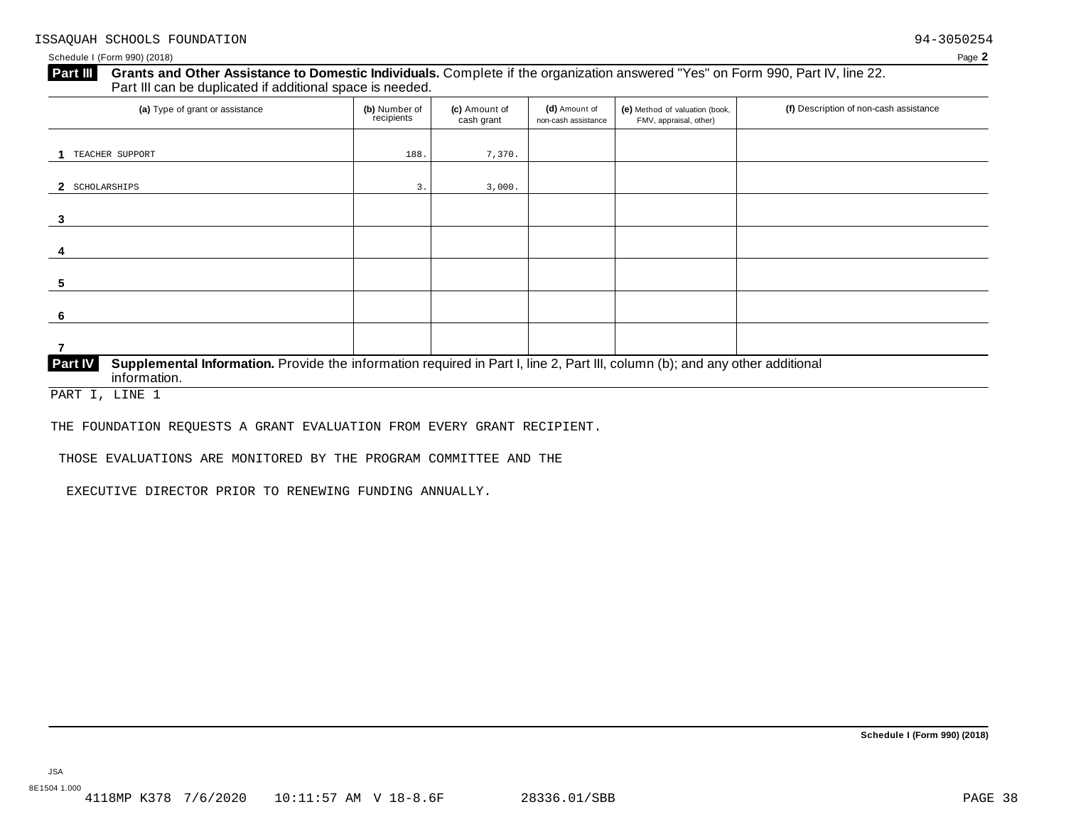ISSAQUAH SCHOOLS FOUNDATION 94-3050254

Schedule I (Form 990) (2018) Page **2**

**Part III** **Grants and Other Assistance to Domestic Individuals.** Complete if the organization answered "Yes" on Form 990, Part IV, line 22. Part III can be duplicated if additional space is needed.

| (a) Type of grant or assistance | (b) Number of recipients | (c) Amount of cash grant | (d) Amount of non-cash assistance | (e) Method of valuation (book, FMV, appraisal, other) | (f) Description of non-cash assistance |
|---|---|---|---|---|---|
| 1 TEACHER SUPPORT | 188. | 7,370. | | | |
| 2 SCHOLARSHIPS | 3. | 3,000. | | | |
| 3 | | | | | |
| 4 | | | | | |
| 5 | | | | | |
| 6 | | | | | |
| 7 | | | | | |

**Part IV** **Supplemental Information.** Provide the information required in Part I, line 2, Part III, column (b); and any other additional information.

PART I, LINE 1

THE FOUNDATION REQUESTS A GRANT EVALUATION FROM EVERY GRANT RECIPIENT.

THOSE EVALUATIONS ARE MONITORED BY THE PROGRAM COMMITTEE AND THE

EXECUTIVE DIRECTOR PRIOR TO RENEWING FUNDING ANNUALLY.

**Schedule I (Form 990) (2018)**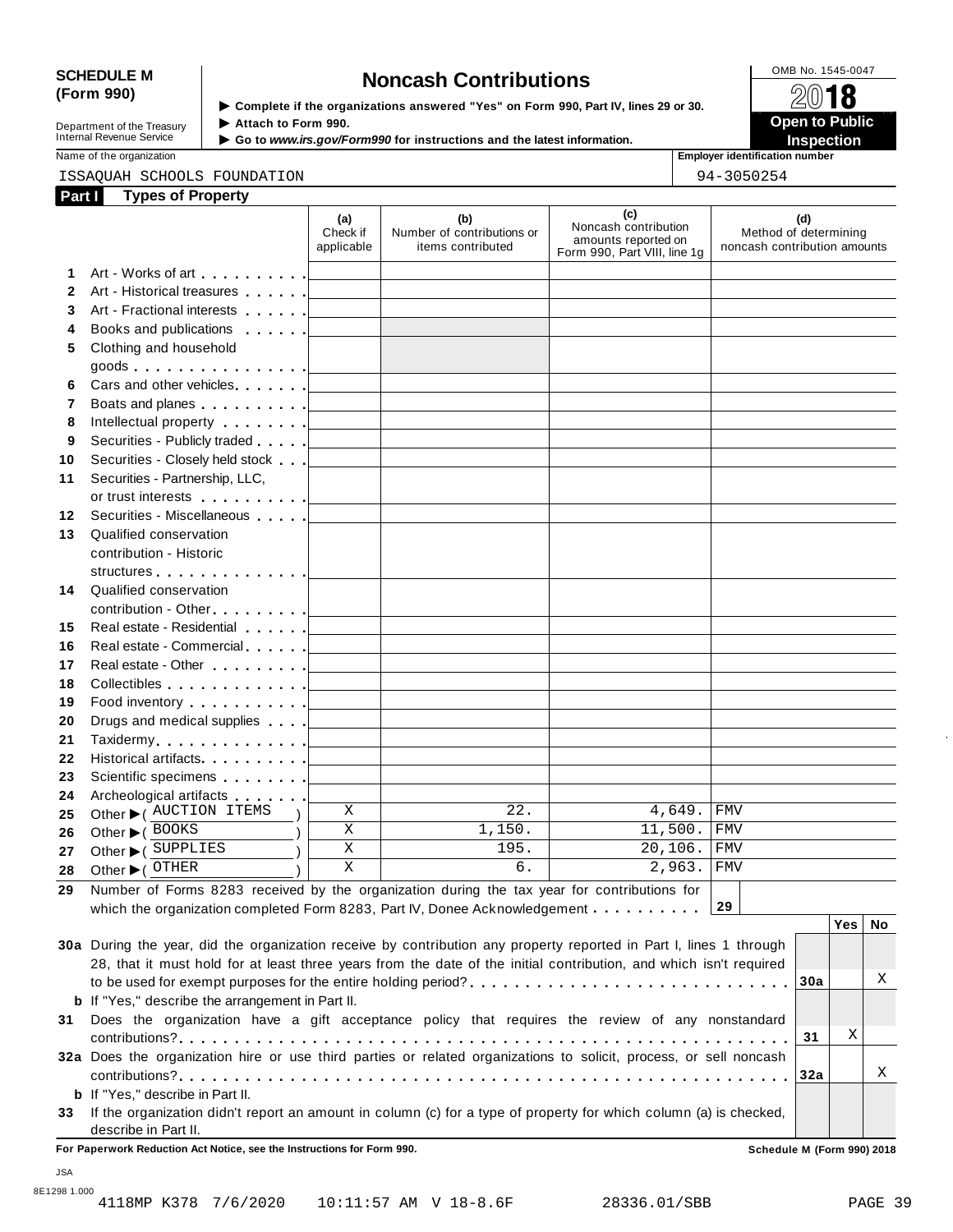**SCHEDULE M (Form 990)**

Department of the Treasury
Internal Revenue Service

# Noncash Contributions

▶ Complete if the organizations answered "Yes" on Form 990, Part IV, lines 29 or 30.
▶ Attach to Form 990.
▶ Go to *www.irs.gov/Form990* for instructions and the latest information.

OMB No. 1545-0047

2018

**Open to Public Inspection**

Name of the organization: ISSAQUAH SCHOOLS FOUNDATION

Employer identification number: 94-3050254

## Part I Types of Property

| | | (a) Check if applicable | (b) Number of contributions or items contributed | (c) Noncash contribution amounts reported on Form 990, Part VIII, line 1g | (d) Method of determining noncash contribution amounts |
|---|---|---|---|---|---|
| 1 | Art - Works of art | | | | |
| 2 | Art - Historical treasures | | | | |
| 3 | Art - Fractional interests | | | | |
| 4 | Books and publications | | | | |
| 5 | Clothing and household goods | | | | |
| 6 | Cars and other vehicles | | | | |
| 7 | Boats and planes | | | | |
| 8 | Intellectual property | | | | |
| 9 | Securities - Publicly traded | | | | |
| 10 | Securities - Closely held stock | | | | |
| 11 | Securities - Partnership, LLC, or trust interests | | | | |
| 12 | Securities - Miscellaneous | | | | |
| 13 | Qualified conservation contribution - Historic structures | | | | |
| 14 | Qualified conservation contribution - Other | | | | |
| 15 | Real estate - Residential | | | | |
| 16 | Real estate - Commercial | | | | |
| 17 | Real estate - Other | | | | |
| 18 | Collectibles | | | | |
| 19 | Food inventory | | | | |
| 20 | Drugs and medical supplies | | | | |
| 21 | Taxidermy | | | | |
| 22 | Historical artifacts | | | | |
| 23 | Scientific specimens | | | | |
| 24 | Archeological artifacts | | | | |
| 25 | Other ▶ ( AUCTION ITEMS ) | X | 22. | 4,649. | FMV |
| 26 | Other ▶ ( BOOKS ) | X | 1,150. | 11,500. | FMV |
| 27 | Other ▶ ( SUPPLIES ) | X | 195. | 20,106. | FMV |
| 28 | Other ▶ ( OTHER ) | X | 6. | 2,963. | FMV |

**29** Number of Forms 8283 received by the organization during the tax year for contributions for which the organization completed Form 8283, Part IV, Donee Acknowledgement . . . . . . . . . . **29**

| | | | Yes | No |
|---|---|---|---|---|
| **30a** | During the year, did the organization receive by contribution any property reported in Part I, lines 1 through 28, that it must hold for at least three years from the date of the initial contribution, and which isn't required to be used for exempt purposes for the entire holding period? | 30a | | X |
| **b** | If "Yes," describe the arrangement in Part II. | | | |
| **31** | Does the organization have a gift acceptance policy that requires the review of any nonstandard contributions? | 31 | X | |
| **32a** | Does the organization hire or use third parties or related organizations to solicit, process, or sell noncash contributions? | 32a | | X |
| **b** | If "Yes," describe in Part II. | | | |
| **33** | If the organization didn't report an amount in column (c) for a type of property for which column (a) is checked, describe in Part II. | | | |

**For Paperwork Reduction Act Notice, see the Instructions for Form 990.** **Schedule M (Form 990) 2018**

JSA
8E1298 1.000
4118MP K378 7/6/2020 10:11:57 AM V 18-8.6F 28336.01/SBB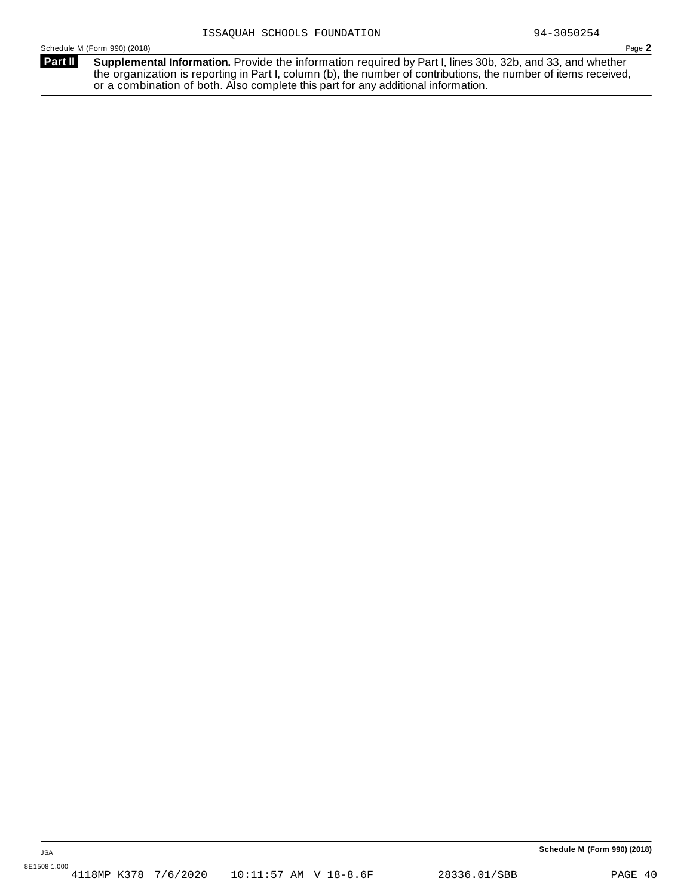ISSAQUAH SCHOOLS FOUNDATION 94-3050254

Schedule M (Form 990) (2018) Page **2**

**Part II** **Supplemental Information.** Provide the information required by Part I, lines 30b, 32b, and 33, and whether the organization is reporting in Part I, column (b), the number of contributions, the number of items received, or a combination of both. Also complete this part for any additional information.

**Schedule M (Form 990) (2018)**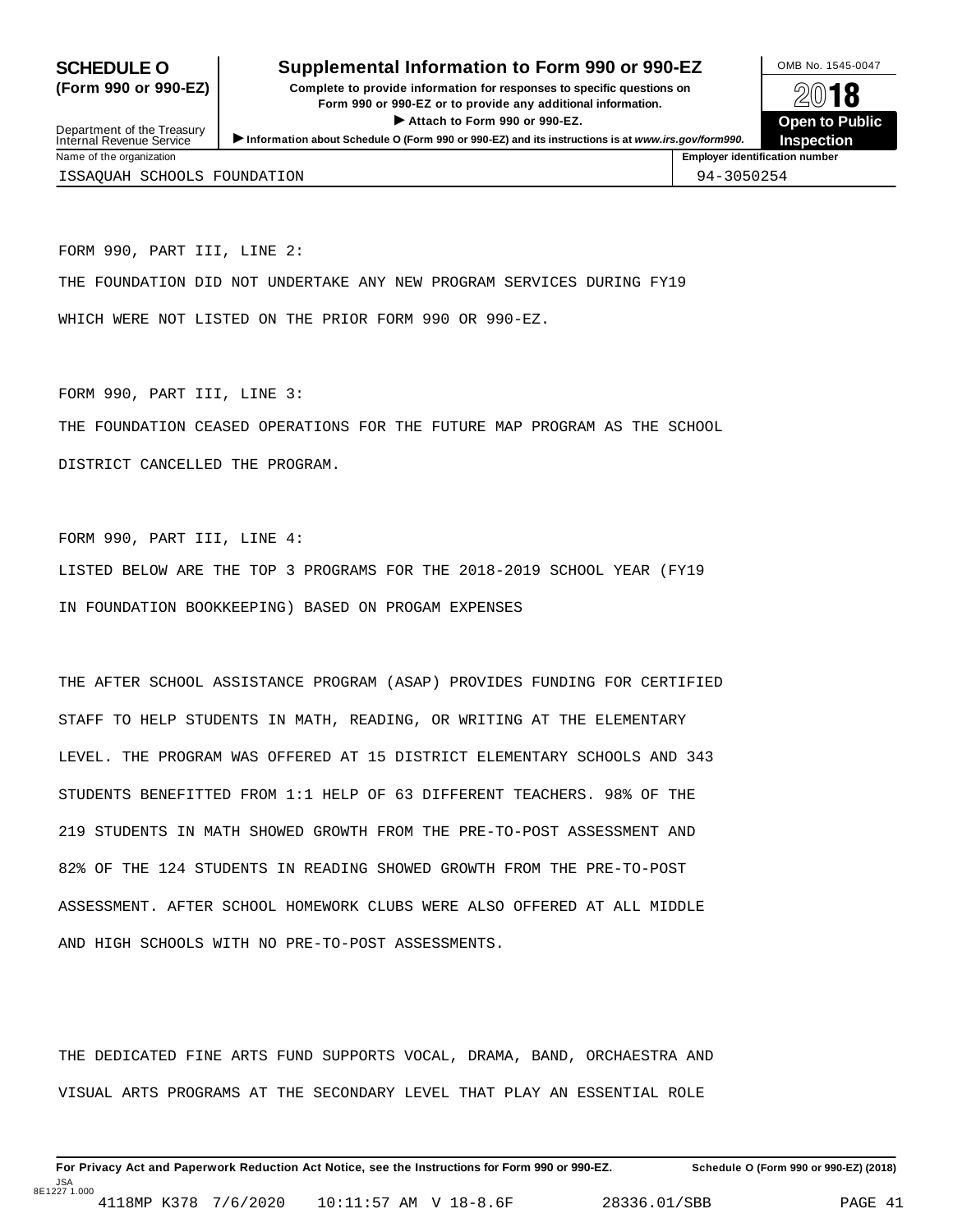# SCHEDULE O (Form 990 or 990-EZ)

## Supplemental Information to Form 990 or 990-EZ

**Complete to provide information for responses to specific questions on Form 990 or 990-EZ or to provide any additional information.**

► **Attach to Form 990 or 990-EZ.**

► **Information about Schedule O (Form 990 or 990-EZ) and its instructions is at** ***www.irs.gov/form990.***

Department of the Treasury
Internal Revenue Service

OMB No. 1545-0047

**2018**

**Open to Public Inspection**

| Name of the organization | Employer identification number |
|---|---|
| ISSAQUAH SCHOOLS FOUNDATION | 94-3050254 |

FORM 990, PART III, LINE 2:

THE FOUNDATION DID NOT UNDERTAKE ANY NEW PROGRAM SERVICES DURING FY19 WHICH WERE NOT LISTED ON THE PRIOR FORM 990 OR 990-EZ.

FORM 990, PART III, LINE 3:

THE FOUNDATION CEASED OPERATIONS FOR THE FUTURE MAP PROGRAM AS THE SCHOOL DISTRICT CANCELLED THE PROGRAM.

FORM 990, PART III, LINE 4:

LISTED BELOW ARE THE TOP 3 PROGRAMS FOR THE 2018-2019 SCHOOL YEAR (FY19 IN FOUNDATION BOOKKEEPING) BASED ON PROGAM EXPENSES

THE AFTER SCHOOL ASSISTANCE PROGRAM (ASAP) PROVIDES FUNDING FOR CERTIFIED STAFF TO HELP STUDENTS IN MATH, READING, OR WRITING AT THE ELEMENTARY LEVEL. THE PROGRAM WAS OFFERED AT 15 DISTRICT ELEMENTARY SCHOOLS AND 343 STUDENTS BENEFITTED FROM 1:1 HELP OF 63 DIFFERENT TEACHERS. 98% OF THE 219 STUDENTS IN MATH SHOWED GROWTH FROM THE PRE-TO-POST ASSESSMENT AND 82% OF THE 124 STUDENTS IN READING SHOWED GROWTH FROM THE PRE-TO-POST ASSESSMENT. AFTER SCHOOL HOMEWORK CLUBS WERE ALSO OFFERED AT ALL MIDDLE AND HIGH SCHOOLS WITH NO PRE-TO-POST ASSESSMENTS.

THE DEDICATED FINE ARTS FUND SUPPORTS VOCAL, DRAMA, BAND, ORCHAESTRA AND VISUAL ARTS PROGRAMS AT THE SECONDARY LEVEL THAT PLAY AN ESSENTIAL ROLE

**For Privacy Act and Paperwork Reduction Act Notice, see the Instructions for Form 990 or 990-EZ.** **Schedule O (Form 990 or 990-EZ) (2018)**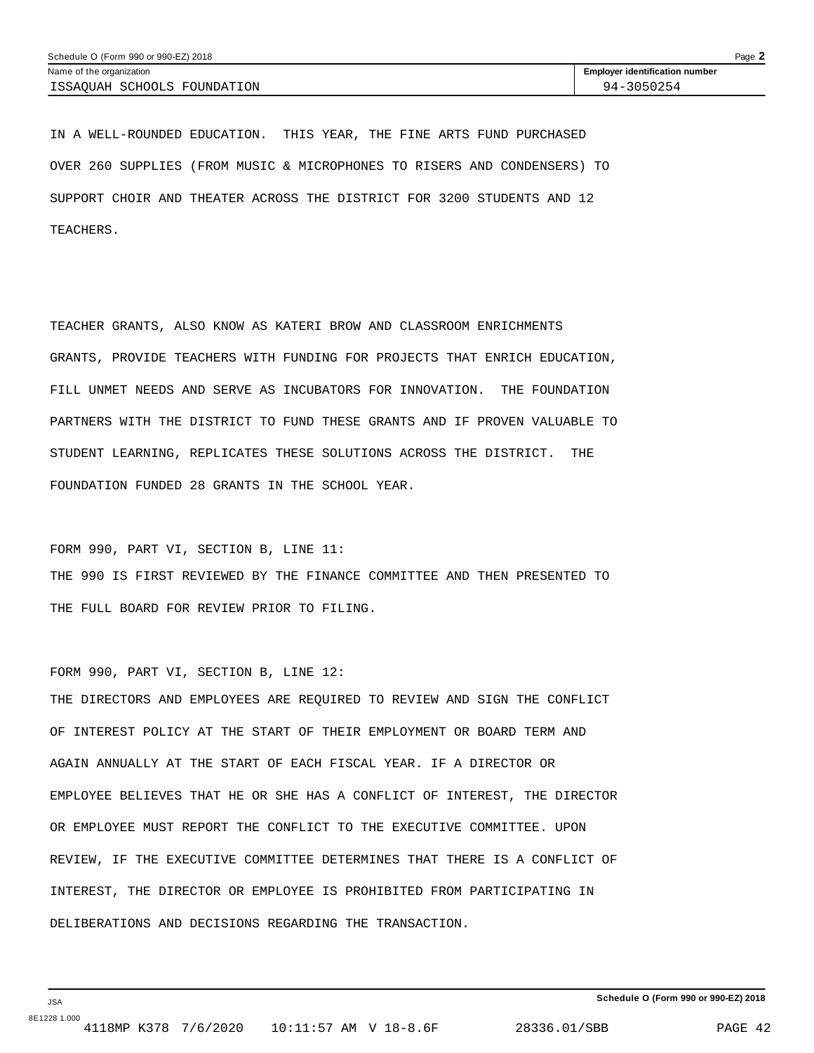| Name of the organization | Employer identification number |
| --- | --- |
| ISSAQUAH SCHOOLS FOUNDATION | 94-3050254 |

IN A WELL-ROUNDED EDUCATION. THIS YEAR, THE FINE ARTS FUND PURCHASED OVER 260 SUPPLIES (FROM MUSIC & MICROPHONES TO RISERS AND CONDENSERS) TO SUPPORT CHOIR AND THEATER ACROSS THE DISTRICT FOR 3200 STUDENTS AND 12 TEACHERS.

TEACHER GRANTS, ALSO KNOW AS KATERI BROW AND CLASSROOM ENRICHMENTS GRANTS, PROVIDE TEACHERS WITH FUNDING FOR PROJECTS THAT ENRICH EDUCATION, FILL UNMET NEEDS AND SERVE AS INCUBATORS FOR INNOVATION. THE FOUNDATION PARTNERS WITH THE DISTRICT TO FUND THESE GRANTS AND IF PROVEN VALUABLE TO STUDENT LEARNING, REPLICATES THESE SOLUTIONS ACROSS THE DISTRICT. THE FOUNDATION FUNDED 28 GRANTS IN THE SCHOOL YEAR.

FORM 990, PART VI, SECTION B, LINE 11:
THE 990 IS FIRST REVIEWED BY THE FINANCE COMMITTEE AND THEN PRESENTED TO THE FULL BOARD FOR REVIEW PRIOR TO FILING.

FORM 990, PART VI, SECTION B, LINE 12:
THE DIRECTORS AND EMPLOYEES ARE REQUIRED TO REVIEW AND SIGN THE CONFLICT OF INTEREST POLICY AT THE START OF THEIR EMPLOYMENT OR BOARD TERM AND AGAIN ANNUALLY AT THE START OF EACH FISCAL YEAR. IF A DIRECTOR OR EMPLOYEE BELIEVES THAT HE OR SHE HAS A CONFLICT OF INTEREST, THE DIRECTOR OR EMPLOYEE MUST REPORT THE CONFLICT TO THE EXECUTIVE COMMITTEE. UPON REVIEW, IF THE EXECUTIVE COMMITTEE DETERMINES THAT THERE IS A CONFLICT OF INTEREST, THE DIRECTOR OR EMPLOYEE IS PROHIBITED FROM PARTICIPATING IN DELIBERATIONS AND DECISIONS REGARDING THE TRANSACTION.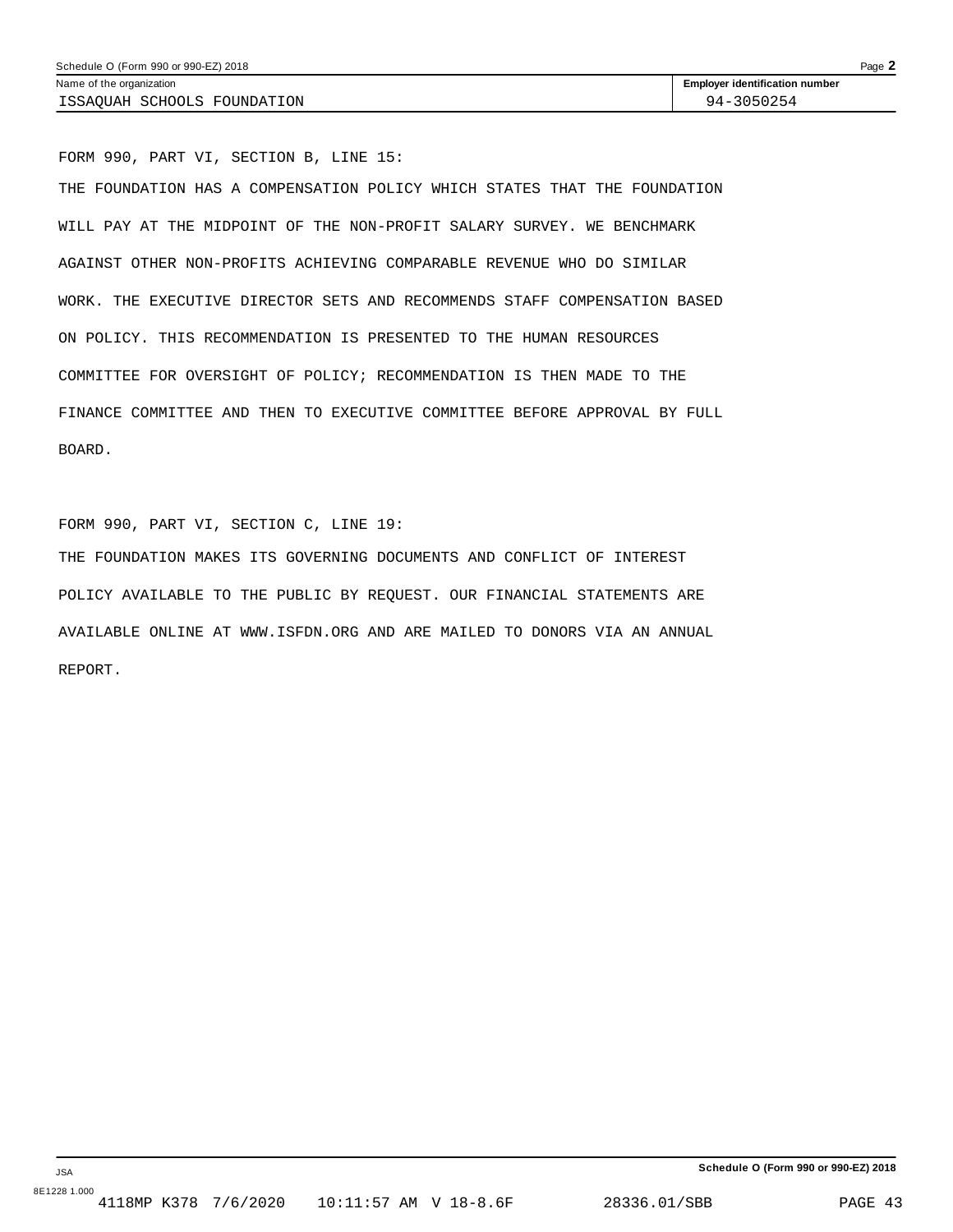Name of the organization: ISSAQUAH SCHOOLS FOUNDATION

Employer identification number: 94-3050254

FORM 990, PART VI, SECTION B, LINE 15:

THE FOUNDATION HAS A COMPENSATION POLICY WHICH STATES THAT THE FOUNDATION WILL PAY AT THE MIDPOINT OF THE NON-PROFIT SALARY SURVEY. WE BENCHMARK AGAINST OTHER NON-PROFITS ACHIEVING COMPARABLE REVENUE WHO DO SIMILAR WORK. THE EXECUTIVE DIRECTOR SETS AND RECOMMENDS STAFF COMPENSATION BASED ON POLICY. THIS RECOMMENDATION IS PRESENTED TO THE HUMAN RESOURCES COMMITTEE FOR OVERSIGHT OF POLICY; RECOMMENDATION IS THEN MADE TO THE FINANCE COMMITTEE AND THEN TO EXECUTIVE COMMITTEE BEFORE APPROVAL BY FULL BOARD.

FORM 990, PART VI, SECTION C, LINE 19:

THE FOUNDATION MAKES ITS GOVERNING DOCUMENTS AND CONFLICT OF INTEREST POLICY AVAILABLE TO THE PUBLIC BY REQUEST. OUR FINANCIAL STATEMENTS ARE AVAILABLE ONLINE AT WWW.ISFDN.ORG AND ARE MAILED TO DONORS VIA AN ANNUAL REPORT.